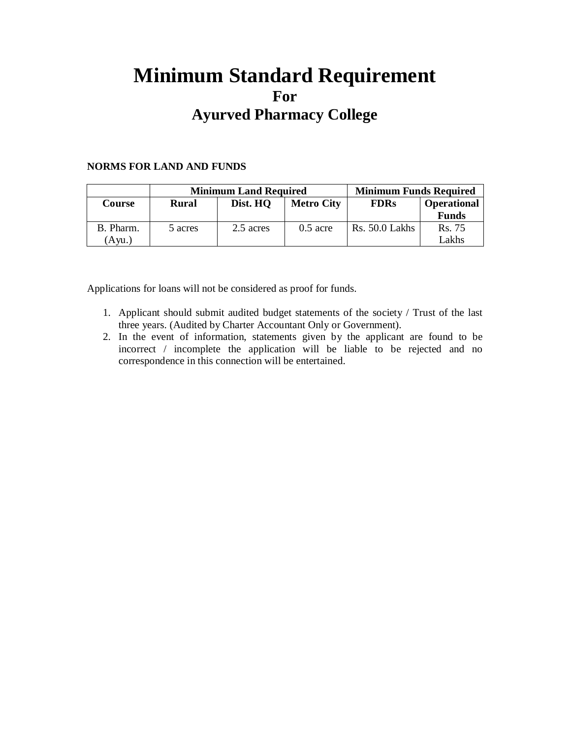# Minimum Standard Requirement

## For

## Ayurved Pharmacy College

**NORMS FOR LAND AND FUNDS**

| | **Minimum Land Required** | | | **Minimum Funds Required** | |
|---|---|---|---|---|---|
| **Course** | **Rural** | **Dist. HQ** | **Metro City** | **FDRs** | **Operational Funds** |
| B. Pharm. (Ayu.) | 5 acres | 2.5 acres | 0.5 acre | Rs. 50.0 Lakhs | Rs. 75 Lakhs |

Applications for loans will not be considered as proof for funds.

1. Applicant should submit audited budget statements of the society / Trust of the last three years. (Audited by Charter Accountant Only or Government).
2. In the event of information, statements given by the applicant are found to be incorrect / incomplete the application will be liable to be rejected and no correspondence in this connection will be entertained.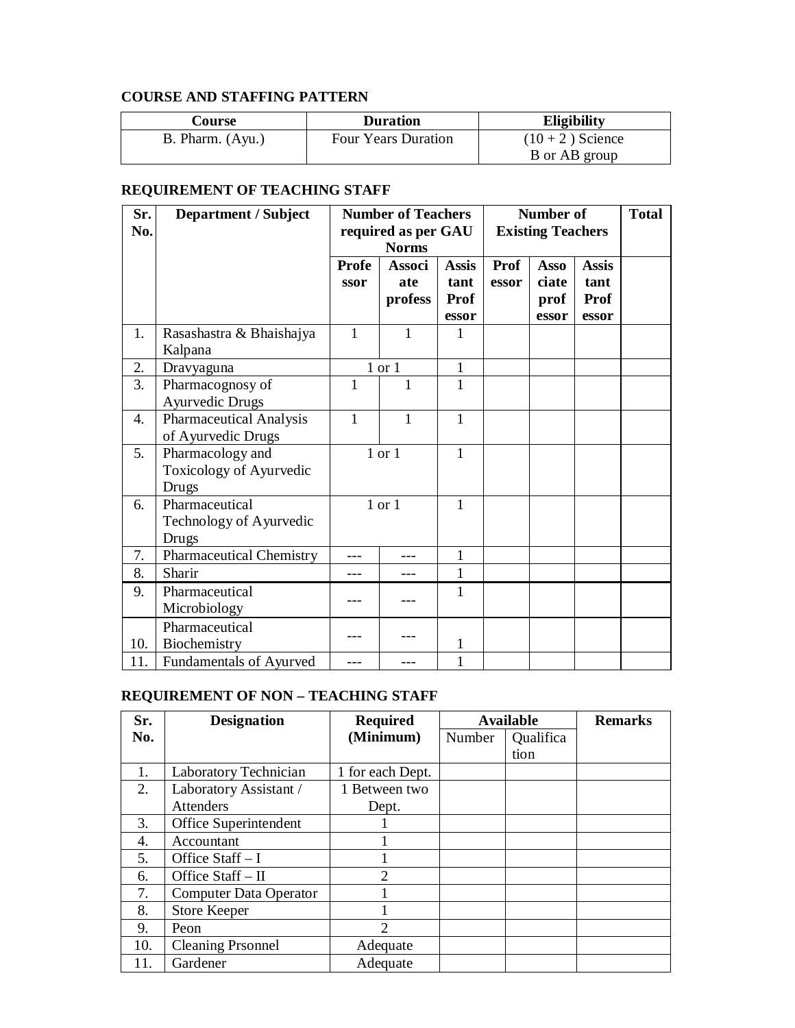**COURSE AND STAFFING PATTERN**

| Course | Duration | Eligibility |
|---|---|---|
| B. Pharm. (Ayu.) | Four Years Duration | (10 + 2 ) Science B or AB group |

**REQUIREMENT OF TEACHING STAFF**

| Sr. No. | Department / Subject | Number of Teachers required as per GAU Norms | | | Number of Existing Teachers | | | Total |
|---|---|---|---|---|---|---|---|---|
| | | Professor | Associate professor | Assistant Professor | Professor | Associate professor | Assistant Professor | |
| 1. | Rasashastra & Bhaishajya Kalpana | 1 | 1 | 1 | | | | |
| 2. | Dravyaguna | 1 or 1 | | 1 | | | | |
| 3. | Pharmacognosy of Ayurvedic Drugs | 1 | 1 | 1 | | | | |
| 4. | Pharmaceutical Analysis of Ayurvedic Drugs | 1 | 1 | 1 | | | | |
| 5. | Pharmacology and Toxicology of Ayurvedic Drugs | 1 or 1 | | 1 | | | | |
| 6. | Pharmaceutical Technology of Ayurvedic Drugs | 1 or 1 | | 1 | | | | |
| 7. | Pharmaceutical Chemistry | --- | --- | 1 | | | | |
| 8. | Sharir | --- | --- | 1 | | | | |
| 9. | Pharmaceutical Microbiology | --- | --- | 1 | | | | |
| 10. | Pharmaceutical Biochemistry | --- | --- | 1 | | | | |
| 11. | Fundamentals of Ayurved | --- | --- | 1 | | | | |

**REQUIREMENT OF NON – TEACHING STAFF**

| Sr. No. | Designation | Required (Minimum) | Available | | Remarks |
|---|---|---|---|---|---|
| | | | Number | Qualification | |
| 1. | Laboratory Technician | 1 for each Dept. | | | |
| 2. | Laboratory Assistant / Attenders | 1 Between two Dept. | | | |
| 3. | Office Superintendent | 1 | | | |
| 4. | Accountant | 1 | | | |
| 5. | Office Staff – I | 1 | | | |
| 6. | Office Staff – II | 2 | | | |
| 7. | Computer Data Operator | 1 | | | |
| 8. | Store Keeper | 1 | | | |
| 9. | Peon | 2 | | | |
| 10. | Cleaning Prsonnel | Adequate | | | |
| 11. | Gardener | Adequate | | | |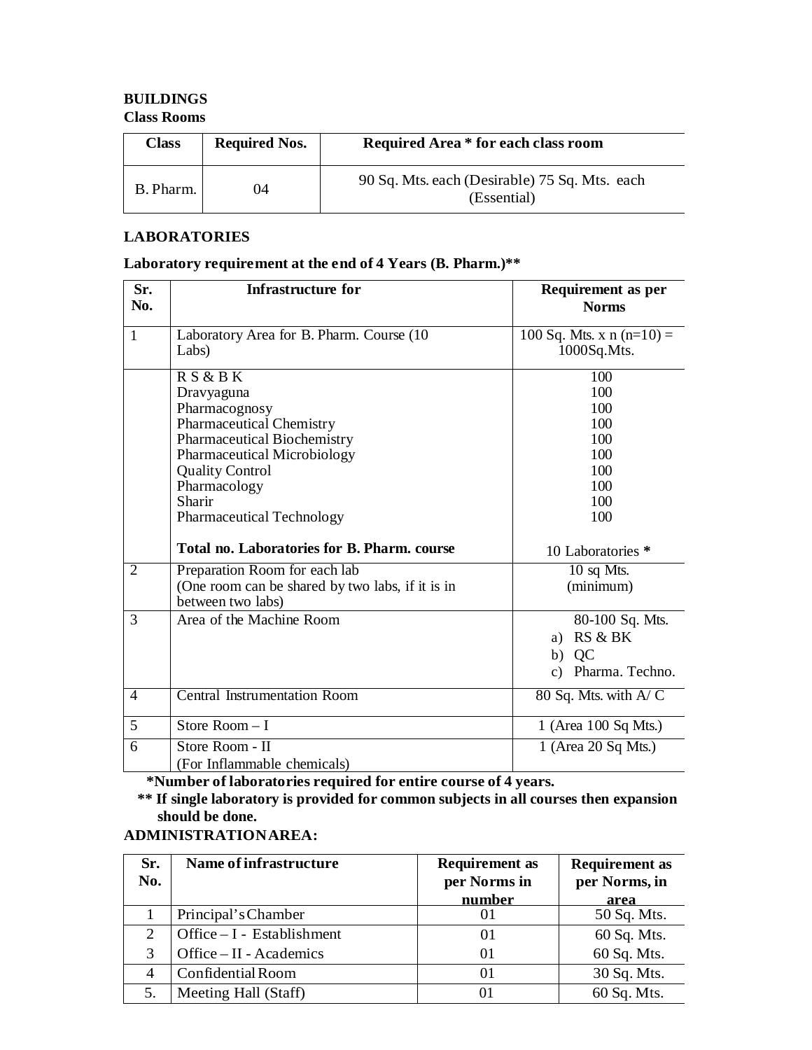**BUILDINGS**

**Class Rooms**

| Class | Required Nos. | Required Area * for each class room |
|---|---|---|
| B. Pharm. | 04 | 90 Sq. Mts. each (Desirable) 75 Sq. Mts. each (Essential) |

**LABORATORIES**

**Laboratory requirement at the end of 4 Years (B. Pharm.)****

| Sr. No. | Infrastructure for | Requirement as per Norms |
|---|---|---|
| 1 | Laboratory Area for B. Pharm. Course (10 Labs) | 100 Sq. Mts. x n (n=10) = 1000Sq.Mts. |
| | R S & B K | 100 |
| | Dravyaguna | 100 |
| | Pharmacognosy | 100 |
| | Pharmaceutical Chemistry | 100 |
| | Pharmaceutical Biochemistry | 100 |
| | Pharmaceutical Microbiology | 100 |
| | Quality Control | 100 |
| | Pharmacology | 100 |
| | Sharir | 100 |
| | Pharmaceutical Technology | 100 |
| | **Total no. Laboratories for B. Pharm. course** | 10 Laboratories * |
| 2 | Preparation Room for each lab (One room can be shared by two labs, if it is in between two labs) | 10 sq Mts. (minimum) |
| 3 | Area of the Machine Room | 80-100 Sq. Mts. a) RS & BK b) QC c) Pharma. Techno. |
| 4 | Central Instrumentation Room | 80 Sq. Mts. with A/ C |
| 5 | Store Room – I | 1 (Area 100 Sq Mts.) |
| 6 | Store Room - II (For Inflammable chemicals) | 1 (Area 20 Sq Mts.) |

**\*Number of laboratories required for entire course of 4 years.**

**\*\* If single laboratory is provided for common subjects in all courses then expansion should be done.**

**ADMINISTRATION AREA:**

| Sr. No. | Name of infrastructure | Requirement as per Norms in number | Requirement as per Norms, in area |
|---|---|---|---|
| 1 | Principal's Chamber | 01 | 50 Sq. Mts. |
| 2 | Office – I - Establishment | 01 | 60 Sq. Mts. |
| 3 | Office – II - Academics | 01 | 60 Sq. Mts. |
| 4 | Confidential Room | 01 | 30 Sq. Mts. |
| 5. | Meeting Hall (Staff) | 01 | 60 Sq. Mts. |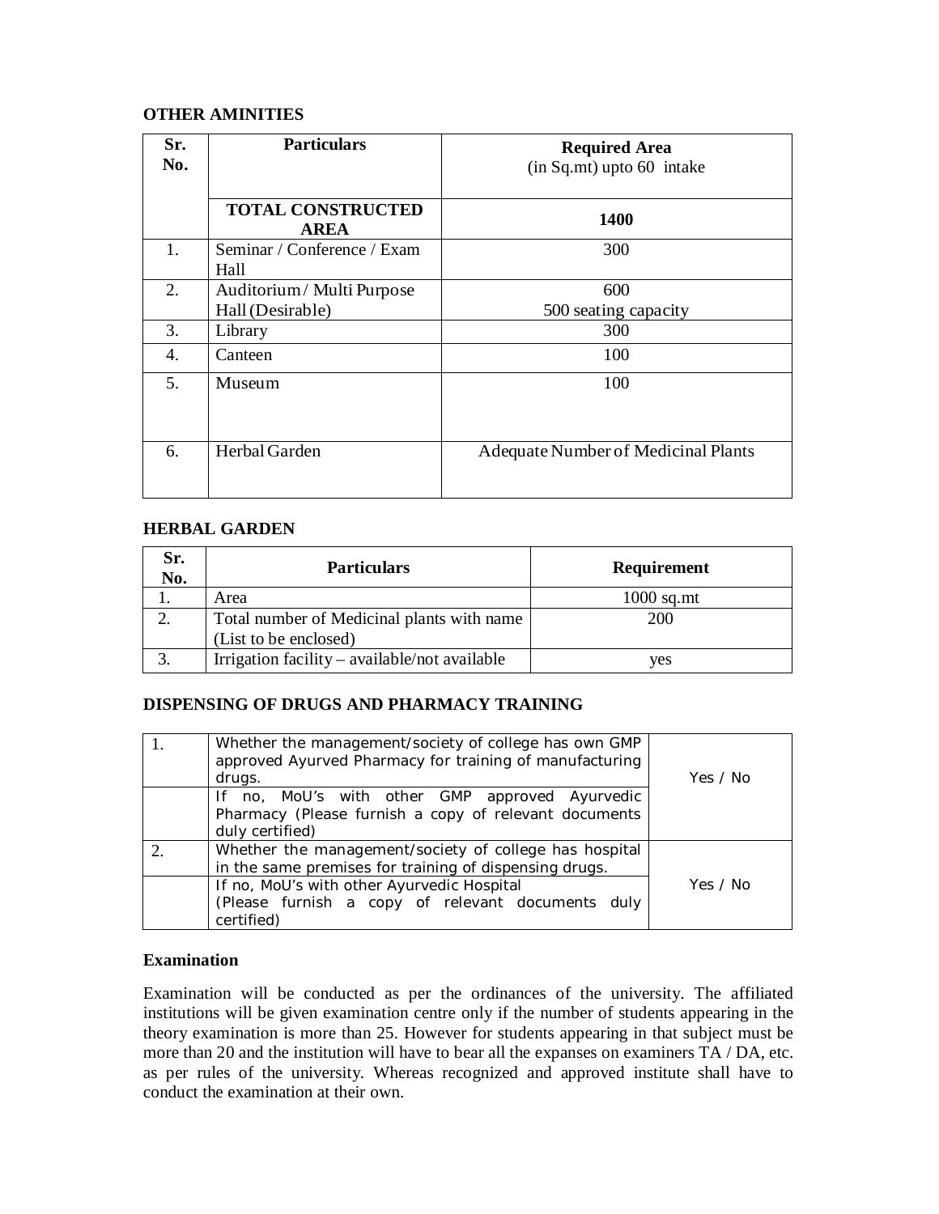**OTHER AMINITIES**

| Sr. No. | Particulars | Required Area (in Sq.mt) upto 60 intake |
|---|---|---|
| | **TOTAL CONSTRUCTED AREA** | **1400** |
| 1. | Seminar / Conference / Exam Hall | 300 |
| 2. | Auditorium / Multi Purpose Hall (Desirable) | 600<br>500 seating capacity |
| 3. | Library | 300 |
| 4. | Canteen | 100 |
| 5. | Museum | 100 |
| 6. | Herbal Garden | Adequate Number of Medicinal Plants |

**HERBAL GARDEN**

| Sr. No. | Particulars | Requirement |
|---|---|---|
| 1. | Area | 1000 sq.mt |
| 2. | Total number of Medicinal plants with name (List to be enclosed) | 200 |
| 3. | Irrigation facility – available/not available | yes |

**DISPENSING OF DRUGS AND PHARMACY TRAINING**

| | | |
|---|---|---|
| 1. | Whether the management/society of college has own GMP approved Ayurved Pharmacy for training of manufacturing drugs. | Yes / No |
| | If no, MoU's with other GMP approved Ayurvedic Pharmacy (Please furnish a copy of relevant documents duly certified) | |
| 2. | Whether the management/society of college has hospital in the same premises for training of dispensing drugs. | Yes / No |
| | If no, MoU's with other Ayurvedic Hospital (Please furnish a copy of relevant documents duly certified) | |

**Examination**

Examination will be conducted as per the ordinances of the university. The affiliated institutions will be given examination centre only if the number of students appearing in the theory examination is more than 25. However for students appearing in that subject must be more than 20 and the institution will have to bear all the expanses on examiners TA / DA, etc. as per rules of the university. Whereas recognized and approved institute shall have to conduct the examination at their own.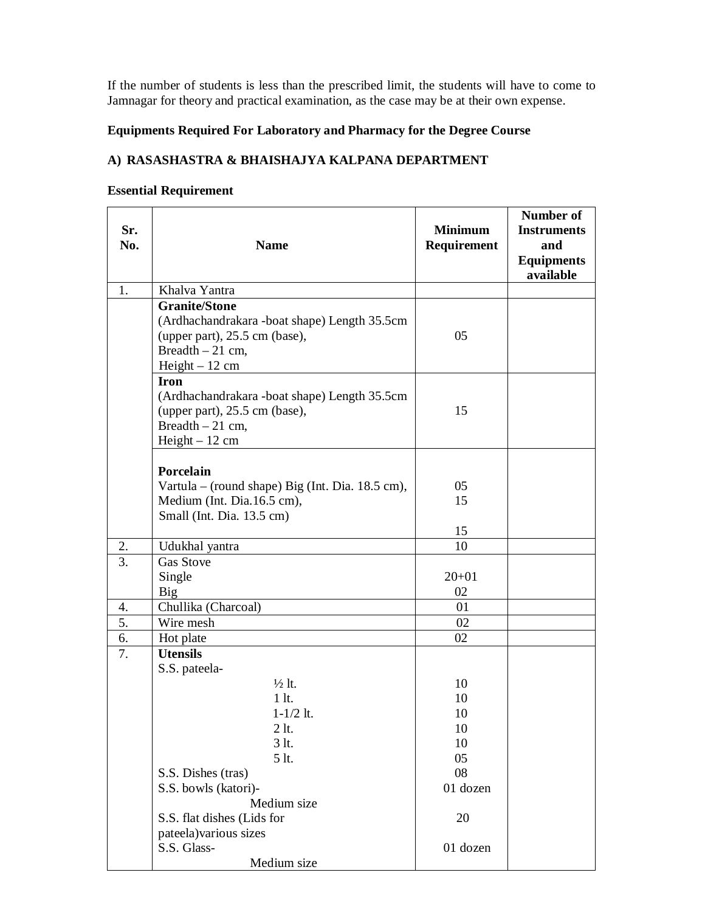If the number of students is less than the prescribed limit, the students will have to come to Jamnagar for theory and practical examination, as the case may be at their own expense.

**Equipments Required For Laboratory and Pharmacy for the Degree Course**

**A) RASASHASTRA & BHAISHAJYA KALPANA DEPARTMENT**

**Essential Requirement**

| Sr. No. | Name | Minimum Requirement | Number of Instruments and Equipments available |
|---|---|---|---|
| 1. | Khalva Yantra | | |
| | **Granite/Stone**<br>(Ardhachandrakara -boat shape) Length 35.5cm (upper part), 25.5 cm (base),<br>Breadth – 21 cm,<br>Height – 12 cm | 05 | |
| | **Iron**<br>(Ardhachandrakara -boat shape) Length 35.5cm (upper part), 25.5 cm (base),<br>Breadth – 21 cm,<br>Height – 12 cm | 15 | |
| | **Porcelain**<br>Vartula – (round shape) Big (Int. Dia. 18.5 cm),<br>Medium (Int. Dia.16.5 cm),<br>Small (Int. Dia. 13.5 cm) | 05<br>15<br>15 | |
| 2. | Udukhal yantra | 10 | |
| 3. | Gas Stove<br>Single<br>Big | <br>20+01<br>02 | |
| 4. | Chullika (Charcoal) | 01 | |
| 5. | Wire mesh | 02 | |
| 6. | Hot plate | 02 | |
| 7. | **Utensils**<br>S.S. pateela-<br>½ lt.<br>1 lt.<br>1-1/2 lt.<br>2 lt.<br>3 lt.<br>5 lt.<br>S.S. Dishes (tras)<br>S.S. bowls (katori)-<br>Medium size<br>S.S. flat dishes (Lids for pateela)various sizes<br>S.S. Glass-<br>Medium size | <br><br>10<br>10<br>10<br>10<br>10<br>05<br>08<br>01 dozen<br><br>20<br><br>01 dozen | |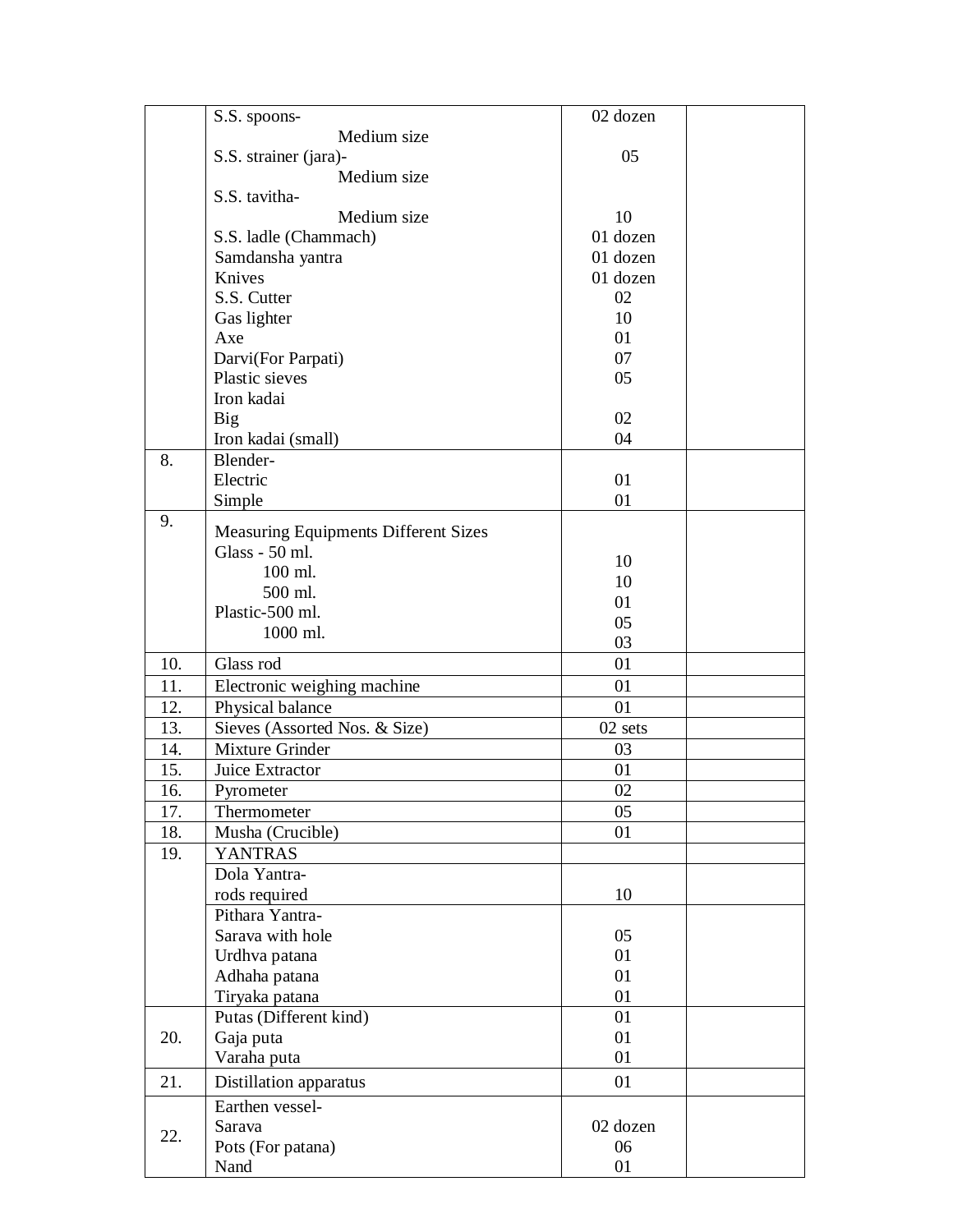| | | | |
|---|---|---|---|
| | S.S. spoons- Medium size<br>S.S. strainer (jara)- Medium size<br>S.S. tavitha- Medium size<br>S.S. ladle (Chammach)<br>Samdansha yantra<br>Knives<br>S.S. Cutter<br>Gas lighter<br>Axe<br>Darvi(For Parpati)<br>Plastic sieves<br>Iron kadai<br>Big<br>Iron kadai (small) | 02 dozen<br>05<br>10<br>01 dozen<br>01 dozen<br>01 dozen<br>02<br>10<br>01<br>07<br>05<br><br>02<br>04 | |
| 8. | Blender-<br>Electric<br>Simple | <br>01<br>01 | |
| 9. | Measuring Equipments Different Sizes<br>Glass - 50 ml.<br>100 ml.<br>500 ml.<br>Plastic-500 ml.<br>1000 ml. | <br>10<br>10<br>01<br>05<br>03 | |
| 10. | Glass rod | 01 | |
| 11. | Electronic weighing machine | 01 | |
| 12. | Physical balance | 01 | |
| 13. | Sieves (Assorted Nos. & Size) | 02 sets | |
| 14. | Mixture Grinder | 03 | |
| 15. | Juice Extractor | 01 | |
| 16. | Pyrometer | 02 | |
| 17. | Thermometer | 05 | |
| 18. | Musha (Crucible) | 01 | |
| 19. | YANTRAS | | |
| | Dola Yantra-<br>rods required | <br>10 | |
| | Pithara Yantra-<br>Sarava with hole<br>Urdhva patana<br>Adhaha patana<br>Tiryaka patana | <br>05<br>01<br>01<br>01 | |
| 20. | Putas (Different kind)<br>Gaja puta<br>Varaha puta | 01<br>01<br>01 | |
| 21. | Distillation apparatus | 01 | |
| 22. | Earthen vessel-<br>Sarava<br>Pots (For patana)<br>Nand | <br>02 dozen<br>06<br>01 | |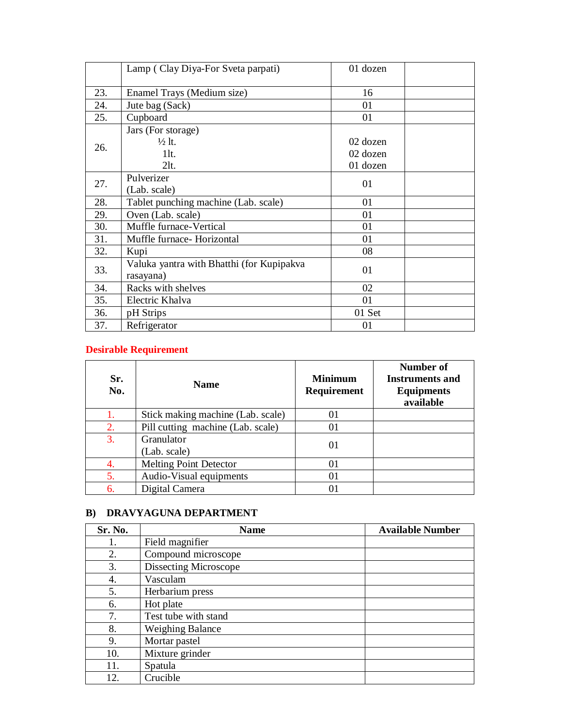|  | Lamp ( Clay Diya-For Sveta parpati) | 01 dozen |  |
|---|---|---|---|
| 23. | Enamel Trays (Medium size) | 16 |  |
| 24. | Jute bag (Sack) | 01 |  |
| 25. | Cupboard | 01 |  |
| 26. | Jars (For storage)<br>½ lt.<br>1lt.<br>2lt. | <br>02 dozen<br>02 dozen<br>01 dozen |  |
| 27. | Pulverizer<br>(Lab. scale) | 01 |  |
| 28. | Tablet punching machine (Lab. scale) | 01 |  |
| 29. | Oven (Lab. scale) | 01 |  |
| 30. | Muffle furnace-Vertical | 01 |  |
| 31. | Muffle furnace- Horizontal | 01 |  |
| 32. | Kupi | 08 |  |
| 33. | Valuka yantra with Bhatthi (for Kupipakva rasayana) | 01 |  |
| 34. | Racks with shelves | 02 |  |
| 35. | Electric Khalva | 01 |  |
| 36. | pH Strips | 01 Set |  |
| 37. | Refrigerator | 01 |  |

**Desirable Requirement**

| Sr. No. | Name | Minimum Requirement | Number of Instruments and Equipments available |
|---|---|---|---|
| 1. | Stick making machine (Lab. scale) | 01 |  |
| 2. | Pill cutting machine (Lab. scale) | 01 |  |
| 3. | Granulator<br>(Lab. scale) | 01 |  |
| 4. | Melting Point Detector | 01 |  |
| 5. | Audio-Visual equipments | 01 |  |
| 6. | Digital Camera | 01 |  |

### B) DRAVYAGUNA DEPARTMENT

| Sr. No. | Name | Available Number |
|---|---|---|
| 1. | Field magnifier |  |
| 2. | Compound microscope |  |
| 3. | Dissecting Microscope |  |
| 4. | Vasculam |  |
| 5. | Herbarium press |  |
| 6. | Hot plate |  |
| 7. | Test tube with stand |  |
| 8. | Weighing Balance |  |
| 9. | Mortar pastel |  |
| 10. | Mixture grinder |  |
| 11. | Spatula |  |
| 12. | Crucible |  |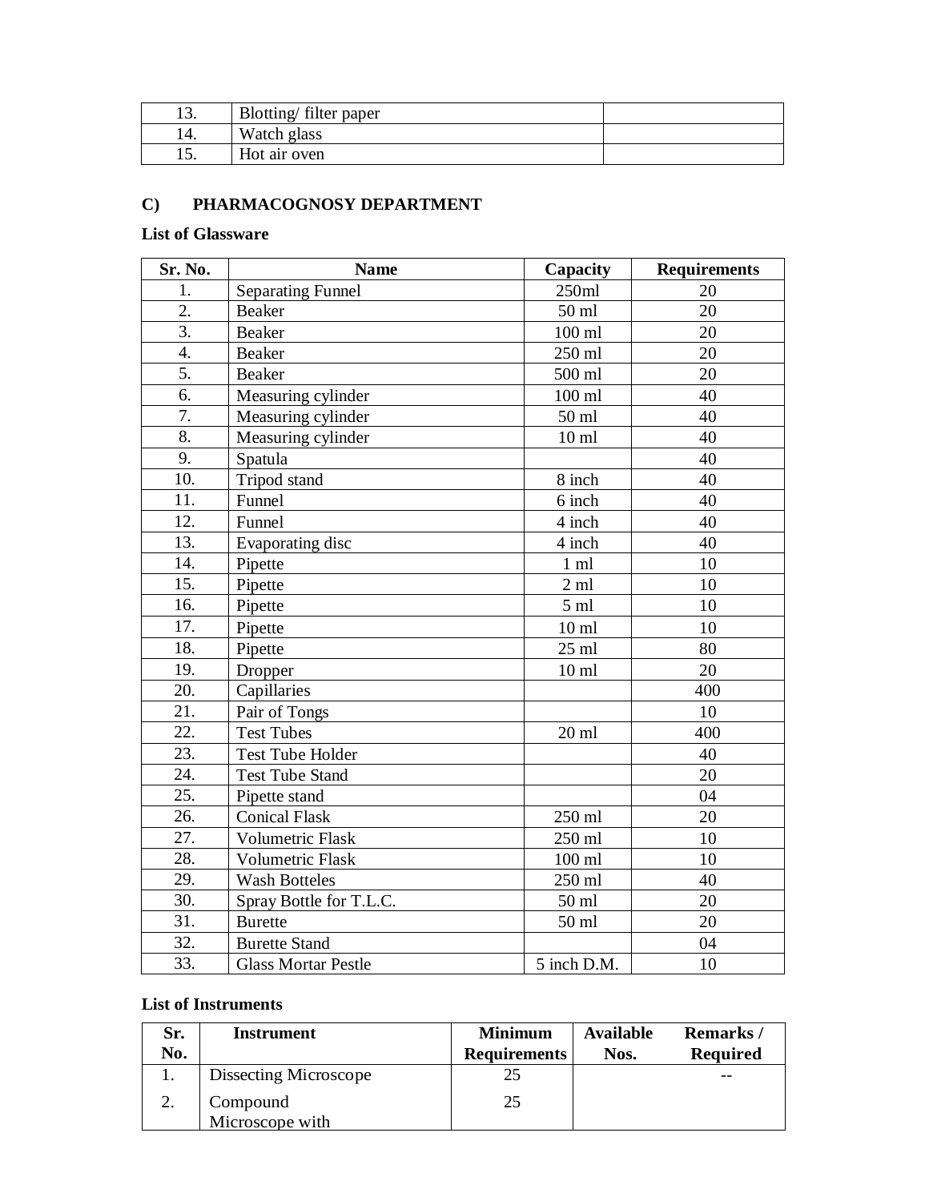| 13. | Blotting/ filter paper | |
|---|---|---|
| 14. | Watch glass | |
| 15. | Hot air oven | |

## C) PHARMACOGNOSY DEPARTMENT

**List of Glassware**

| Sr. No. | Name | Capacity | Requirements |
|---|---|---|---|
| 1. | Separating Funnel | 250ml | 20 |
| 2. | Beaker | 50 ml | 20 |
| 3. | Beaker | 100 ml | 20 |
| 4. | Beaker | 250 ml | 20 |
| 5. | Beaker | 500 ml | 20 |
| 6. | Measuring cylinder | 100 ml | 40 |
| 7. | Measuring cylinder | 50 ml | 40 |
| 8. | Measuring cylinder | 10 ml | 40 |
| 9. | Spatula | | 40 |
| 10. | Tripod stand | 8 inch | 40 |
| 11. | Funnel | 6 inch | 40 |
| 12. | Funnel | 4 inch | 40 |
| 13. | Evaporating disc | 4 inch | 40 |
| 14. | Pipette | 1 ml | 10 |
| 15. | Pipette | 2 ml | 10 |
| 16. | Pipette | 5 ml | 10 |
| 17. | Pipette | 10 ml | 10 |
| 18. | Pipette | 25 ml | 80 |
| 19. | Dropper | 10 ml | 20 |
| 20. | Capillaries | | 400 |
| 21. | Pair of Tongs | | 10 |
| 22. | Test Tubes | 20 ml | 400 |
| 23. | Test Tube Holder | | 40 |
| 24. | Test Tube Stand | | 20 |
| 25. | Pipette stand | | 04 |
| 26. | Conical Flask | 250 ml | 20 |
| 27. | Volumetric Flask | 250 ml | 10 |
| 28. | Volumetric Flask | 100 ml | 10 |
| 29. | Wash Botteles | 250 ml | 40 |
| 30. | Spray Bottle for T.L.C. | 50 ml | 20 |
| 31. | Burette | 50 ml | 20 |
| 32. | Burette Stand | | 04 |
| 33. | Glass Mortar Pestle | 5 inch D.M. | 10 |

**List of Instruments**

| Sr. No. | Instrument | Minimum Requirements | Available Nos. | Remarks / Required |
|---|---|---|---|---|
| 1. | Dissecting Microscope | 25 | | -- |
| 2. | Compound Microscope with | 25 | | |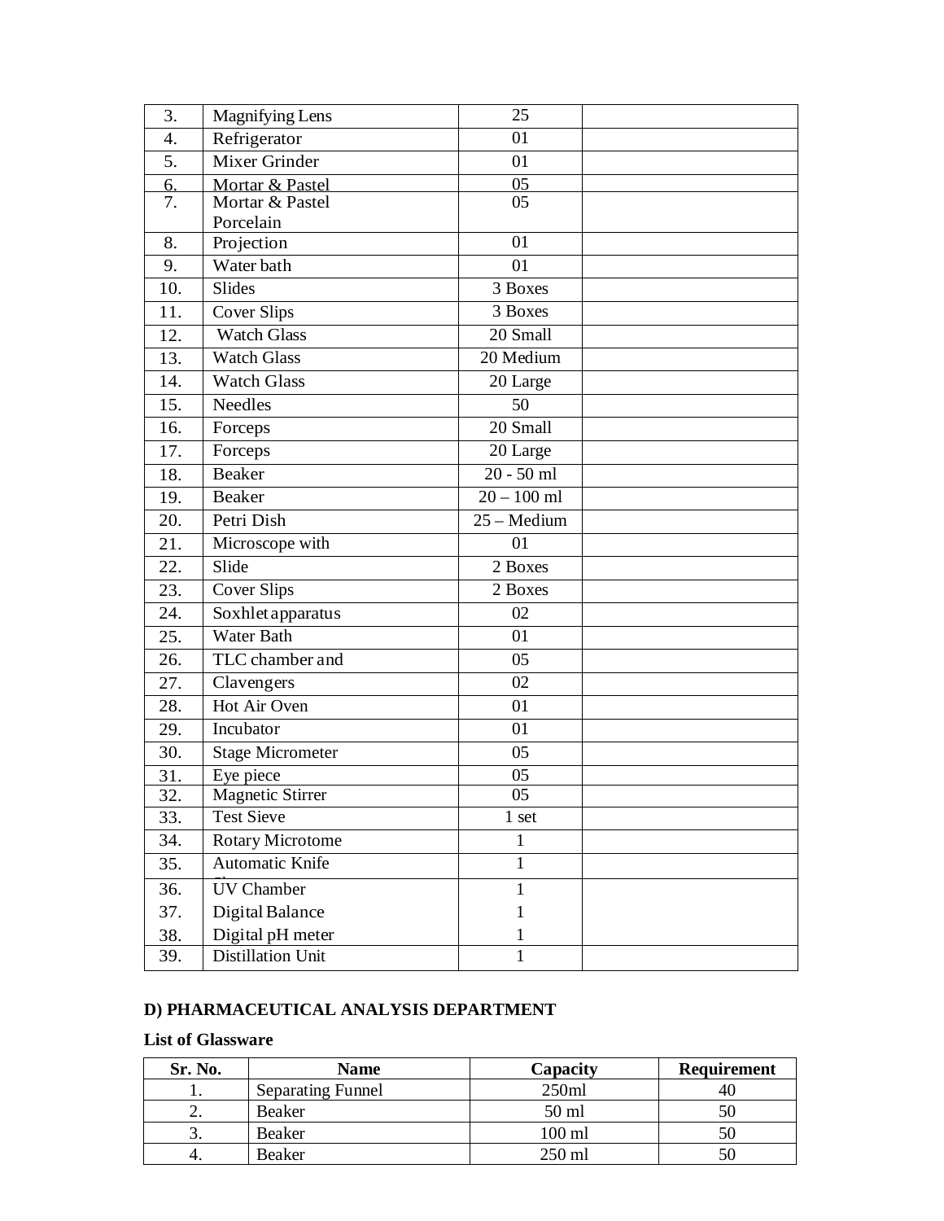| | | | |
|---|---|---|---|
| 3. | Magnifying Lens | 25 | |
| 4. | Refrigerator | 01 | |
| 5. | Mixer Grinder | 01 | |
| 6. | Mortar & Pastel | 05 | |
| 7. | Mortar & Pastel Porcelain | 05 | |
| 8. | Projection | 01 | |
| 9. | Water bath | 01 | |
| 10. | Slides | 3 Boxes | |
| 11. | Cover Slips | 3 Boxes | |
| 12. | Watch Glass | 20 Small | |
| 13. | Watch Glass | 20 Medium | |
| 14. | Watch Glass | 20 Large | |
| 15. | Needles | 50 | |
| 16. | Forceps | 20 Small | |
| 17. | Forceps | 20 Large | |
| 18. | Beaker | 20 - 50 ml | |
| 19. | Beaker | 20 – 100 ml | |
| 20. | Petri Dish | 25 – Medium | |
| 21. | Microscope with | 01 | |
| 22. | Slide | 2 Boxes | |
| 23. | Cover Slips | 2 Boxes | |
| 24. | Soxhlet apparatus | 02 | |
| 25. | Water Bath | 01 | |
| 26. | TLC chamber and | 05 | |
| 27. | Clavengers | 02 | |
| 28. | Hot Air Oven | 01 | |
| 29. | Incubator | 01 | |
| 30. | Stage Micrometer | 05 | |
| 31. | Eye piece | 05 | |
| 32. | Magnetic Stirrer | 05 | |
| 33. | Test Sieve | 1 set | |
| 34. | Rotary Microtome | 1 | |
| 35. | Automatic Knife | 1 | |
| 36. | UV Chamber | 1 | |
| 37. | Digital Balance | 1 | |
| 38. | Digital pH meter | 1 | |
| 39. | Distillation Unit | 1 | |

**D) PHARMACEUTICAL ANALYSIS DEPARTMENT**

**List of Glassware**

| Sr. No. | Name | Capacity | Requirement |
|---|---|---|---|
| 1. | Separating Funnel | 250ml | 40 |
| 2. | Beaker | 50 ml | 50 |
| 3. | Beaker | 100 ml | 50 |
| 4. | Beaker | 250 ml | 50 |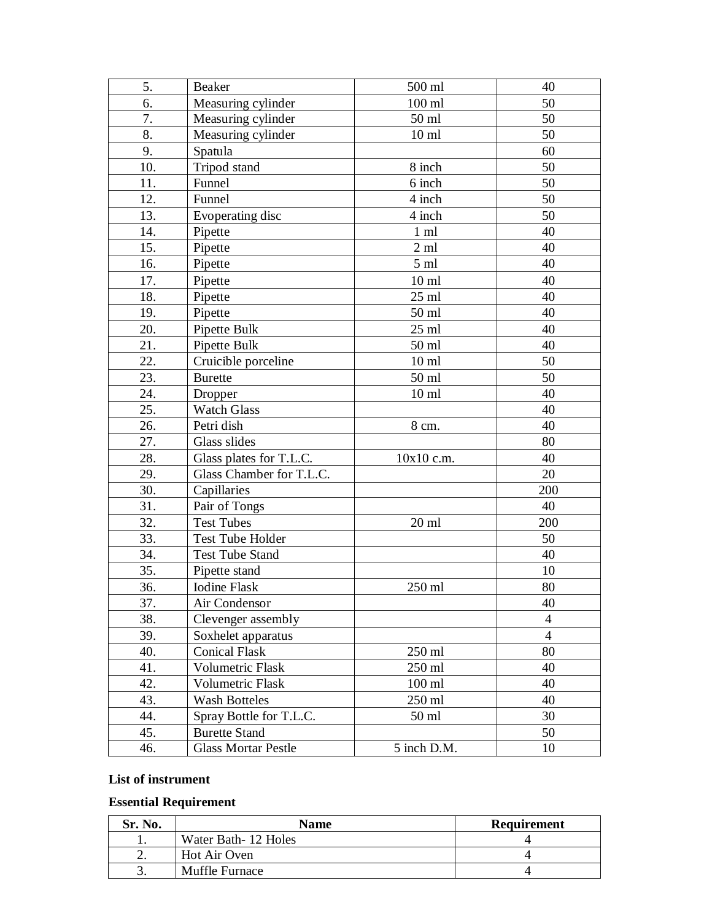| | | | |
|---|---|---|---|
| 5. | Beaker | 500 ml | 40 |
| 6. | Measuring cylinder | 100 ml | 50 |
| 7. | Measuring cylinder | 50 ml | 50 |
| 8. | Measuring cylinder | 10 ml | 50 |
| 9. | Spatula | | 60 |
| 10. | Tripod stand | 8 inch | 50 |
| 11. | Funnel | 6 inch | 50 |
| 12. | Funnel | 4 inch | 50 |
| 13. | Evoperating disc | 4 inch | 50 |
| 14. | Pipette | 1 ml | 40 |
| 15. | Pipette | 2 ml | 40 |
| 16. | Pipette | 5 ml | 40 |
| 17. | Pipette | 10 ml | 40 |
| 18. | Pipette | 25 ml | 40 |
| 19. | Pipette | 50 ml | 40 |
| 20. | Pipette Bulk | 25 ml | 40 |
| 21. | Pipette Bulk | 50 ml | 40 |
| 22. | Cruicible porceline | 10 ml | 50 |
| 23. | Burette | 50 ml | 50 |
| 24. | Dropper | 10 ml | 40 |
| 25. | Watch Glass | | 40 |
| 26. | Petri dish | 8 cm. | 40 |
| 27. | Glass slides | | 80 |
| 28. | Glass plates for T.L.C. | 10x10 c.m. | 40 |
| 29. | Glass Chamber for T.L.C. | | 20 |
| 30. | Capillaries | | 200 |
| 31. | Pair of Tongs | | 40 |
| 32. | Test Tubes | 20 ml | 200 |
| 33. | Test Tube Holder | | 50 |
| 34. | Test Tube Stand | | 40 |
| 35. | Pipette stand | | 10 |
| 36. | Iodine Flask | 250 ml | 80 |
| 37. | Air Condensor | | 40 |
| 38. | Clevenger assembly | | 4 |
| 39. | Soxhelet apparatus | | 4 |
| 40. | Conical Flask | 250 ml | 80 |
| 41. | Volumetric Flask | 250 ml | 40 |
| 42. | Volumetric Flask | 100 ml | 40 |
| 43. | Wash Botteles | 250 ml | 40 |
| 44. | Spray Bottle for T.L.C. | 50 ml | 30 |
| 45. | Burette Stand | | 50 |
| 46. | Glass Mortar Pestle | 5 inch D.M. | 10 |

**List of instrument**

**Essential Requirement**

| Sr. No. | Name | Requirement |
|---|---|---|
| 1. | Water Bath- 12 Holes | 4 |
| 2. | Hot Air Oven | 4 |
| 3. | Muffle Furnace | 4 |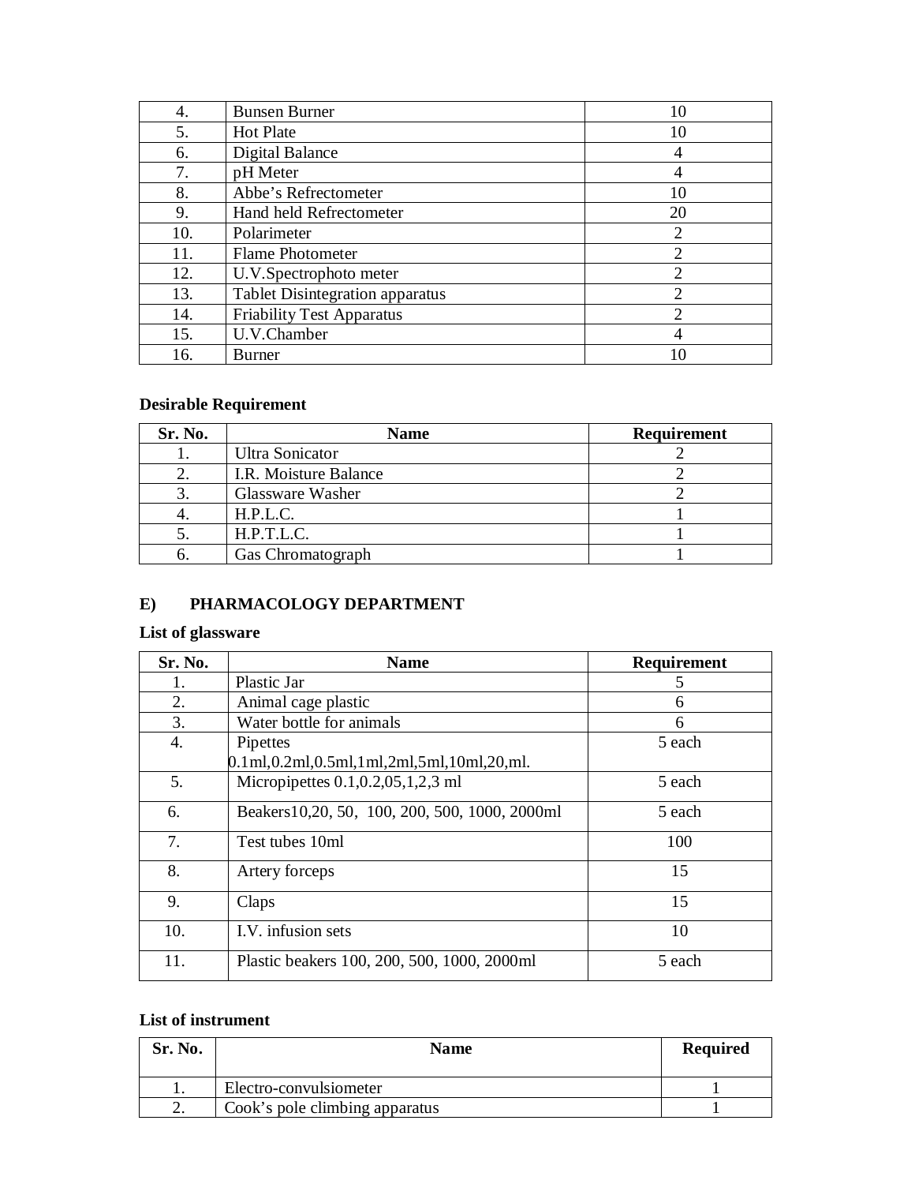| 4. | Bunsen Burner | 10 |
|---|---|---|
| 5. | Hot Plate | 10 |
| 6. | Digital Balance | 4 |
| 7. | pH Meter | 4 |
| 8. | Abbe's Refrectometer | 10 |
| 9. | Hand held Refrectometer | 20 |
| 10. | Polarimeter | 2 |
| 11. | Flame Photometer | 2 |
| 12. | U.V.Spectrophoto meter | 2 |
| 13. | Tablet Disintegration apparatus | 2 |
| 14. | Friability Test Apparatus | 2 |
| 15. | U.V.Chamber | 4 |
| 16. | Burner | 10 |

**Desirable Requirement**

| Sr. No. | Name | Requirement |
|---|---|---|
| 1. | Ultra Sonicator | 2 |
| 2. | I.R. Moisture Balance | 2 |
| 3. | Glassware Washer | 2 |
| 4. | H.P.L.C. | 1 |
| 5. | H.P.T.L.C. | 1 |
| 6. | Gas Chromatograph | 1 |

## E) PHARMACOLOGY DEPARTMENT

**List of glassware**

| Sr. No. | Name | Requirement |
|---|---|---|
| 1. | Plastic Jar | 5 |
| 2. | Animal cage plastic | 6 |
| 3. | Water bottle for animals | 6 |
| 4. | Pipettes 0.1ml,0.2ml,0.5ml,1ml,2ml,5ml,10ml,20,ml. | 5 each |
| 5. | Micropipettes 0.1,0.2,05,1,2,3 ml | 5 each |
| 6. | Beakers10,20, 50, 100, 200, 500, 1000, 2000ml | 5 each |
| 7. | Test tubes 10ml | 100 |
| 8. | Artery forceps | 15 |
| 9. | Claps | 15 |
| 10. | I.V. infusion sets | 10 |
| 11. | Plastic beakers 100, 200, 500, 1000, 2000ml | 5 each |

**List of instrument**

| Sr. No. | Name | Required |
|---|---|---|
| 1. | Electro-convulsiometer | 1 |
| 2. | Cook's pole climbing apparatus | 1 |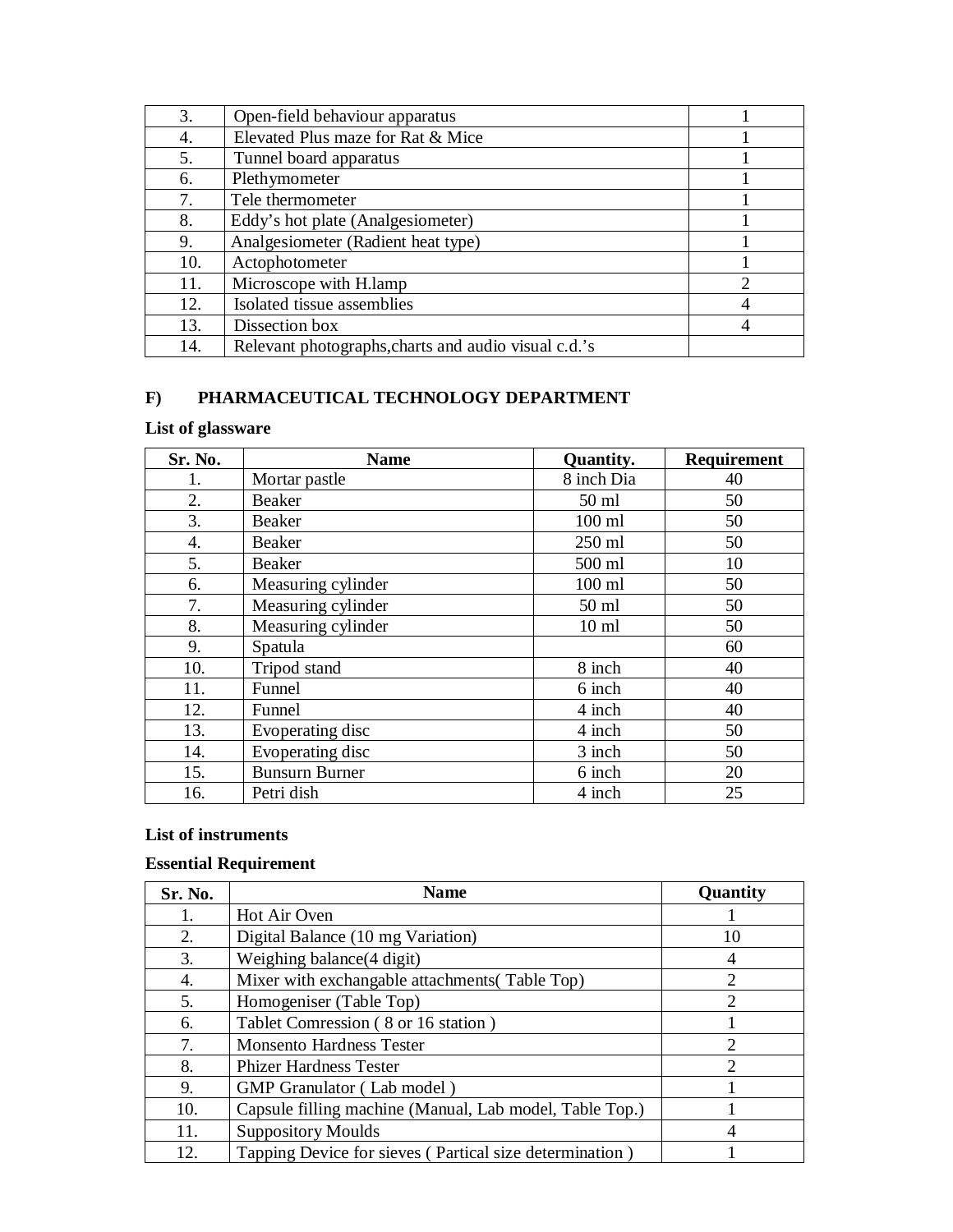| 3. | Open-field behaviour apparatus | 1 |
|---|---|---|
| 4. | Elevated Plus maze for Rat & Mice | 1 |
| 5. | Tunnel board apparatus | 1 |
| 6. | Plethymometer | 1 |
| 7. | Tele thermometer | 1 |
| 8. | Eddy's hot plate (Analgesiometer) | 1 |
| 9. | Analgesiometer (Radient heat type) | 1 |
| 10. | Actophotometer | 1 |
| 11. | Microscope with H.lamp | 2 |
| 12. | Isolated tissue assemblies | 4 |
| 13. | Dissection box | 4 |
| 14. | Relevant photographs,charts and audio visual c.d.'s | |

## F) PHARMACEUTICAL TECHNOLOGY DEPARTMENT

**List of glassware**

| Sr. No. | Name | Quantity. | Requirement |
|---|---|---|---|
| 1. | Mortar pastle | 8 inch Dia | 40 |
| 2. | Beaker | 50 ml | 50 |
| 3. | Beaker | 100 ml | 50 |
| 4. | Beaker | 250 ml | 50 |
| 5. | Beaker | 500 ml | 10 |
| 6. | Measuring cylinder | 100 ml | 50 |
| 7. | Measuring cylinder | 50 ml | 50 |
| 8. | Measuring cylinder | 10 ml | 50 |
| 9. | Spatula | | 60 |
| 10. | Tripod stand | 8 inch | 40 |
| 11. | Funnel | 6 inch | 40 |
| 12. | Funnel | 4 inch | 40 |
| 13. | Evoperating disc | 4 inch | 50 |
| 14. | Evoperating disc | 3 inch | 50 |
| 15. | Bunsurn Burner | 6 inch | 20 |
| 16. | Petri dish | 4 inch | 25 |

**List of instruments**

**Essential Requirement**

| Sr. No. | Name | Quantity |
|---|---|---|
| 1. | Hot Air Oven | 1 |
| 2. | Digital Balance (10 mg Variation) | 10 |
| 3. | Weighing balance(4 digit) | 4 |
| 4. | Mixer with exchangable attachments( Table Top) | 2 |
| 5. | Homogeniser (Table Top) | 2 |
| 6. | Tablet Comresssion ( 8 or 16 station ) | 1 |
| 7. | Monsento Hardness Tester | 2 |
| 8. | Phizer Hardness Tester | 2 |
| 9. | GMP Granulator ( Lab model ) | 1 |
| 10. | Capsule filling machine (Manual, Lab model, Table Top.) | 1 |
| 11. | Suppository Moulds | 4 |
| 12. | Tapping Device for sieves ( Partical size determination ) | 1 |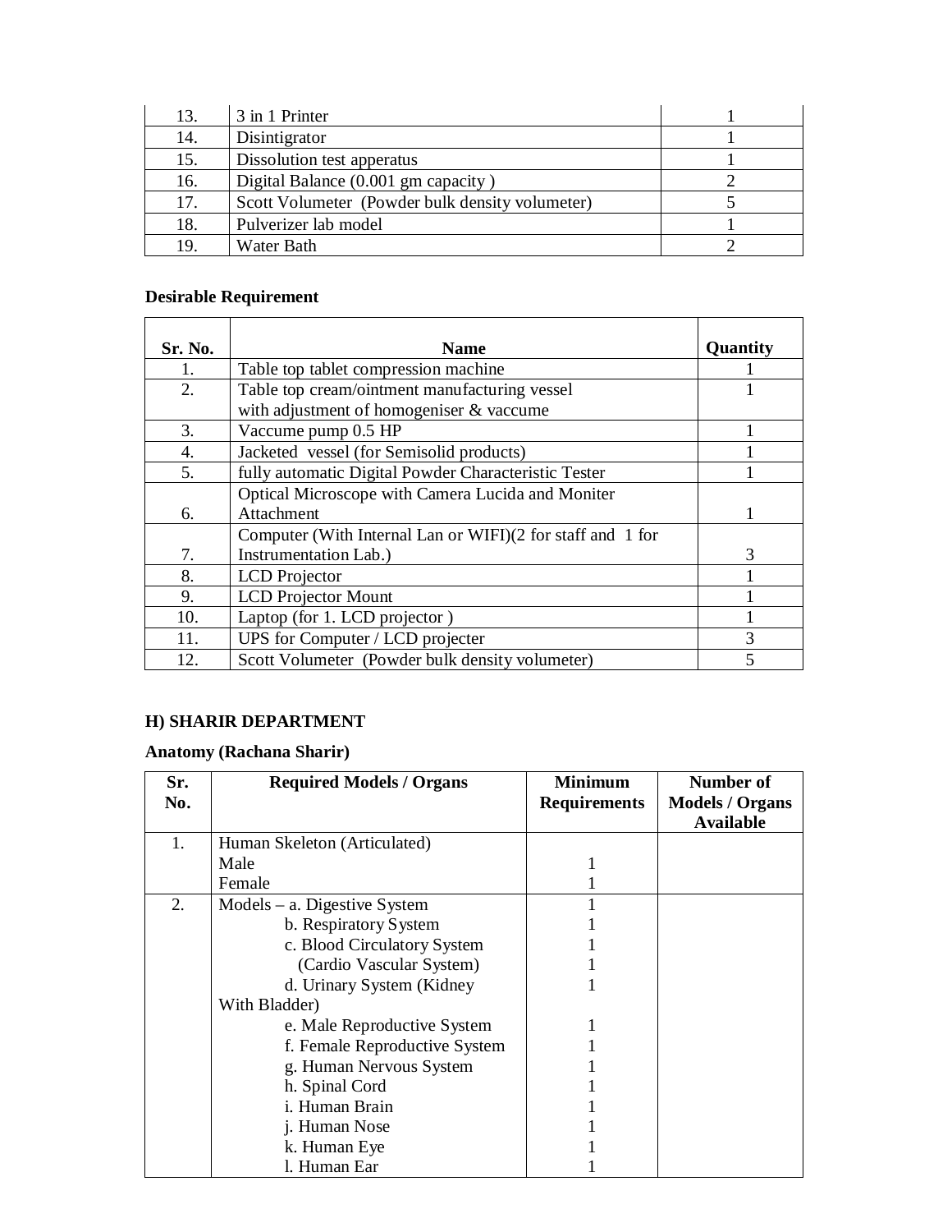| 13. | 3 in 1 Printer | 1 |
|---|---|---|
| 14. | Disintigrator | 1 |
| 15. | Dissolution test apperatus | 1 |
| 16. | Digital Balance (0.001 gm capacity ) | 2 |
| 17. | Scott Volumeter (Powder bulk density volumeter) | 5 |
| 18. | Pulverizer lab model | 1 |
| 19. | Water Bath | 2 |

**Desirable Requirement**

| Sr. No. | Name | Quantity |
|---|---|---|
| 1. | Table top tablet compression machine | 1 |
| 2. | Table top cream/ointment manufacturing vessel with adjustment of homogeniser & vaccume | 1 |
| 3. | Vaccume pump 0.5 HP | 1 |
| 4. | Jacketed vessel (for Semisolid products) | 1 |
| 5. | fully automatic Digital Powder Characteristic Tester | 1 |
| 6. | Optical Microscope with Camera Lucida and Moniter Attachment | 1 |
| 7. | Computer (With Internal Lan or WIFI)(2 for staff and 1 for Instrumentation Lab.) | 3 |
| 8. | LCD Projector | 1 |
| 9. | LCD Projector Mount | 1 |
| 10. | Laptop (for 1. LCD projector ) | 1 |
| 11. | UPS for Computer / LCD projecter | 3 |
| 12. | Scott Volumeter (Powder bulk density volumeter) | 5 |

## H) SHARIR DEPARTMENT

**Anatomy (Rachana Sharir)**

| Sr. No. | Required Models / Organs | Minimum Requirements | Number of Models / Organs Available |
|---|---|---|---|
| 1. | Human Skeleton (Articulated) | | |
| | Male | 1 | |
| | Female | 1 | |
| 2. | Models – a. Digestive System | 1 | |
| | b. Respiratory System | 1 | |
| | c. Blood Circulatory System | 1 | |
| | (Cardio Vascular System) | 1 | |
| | d. Urinary System (Kidney With Bladder) | 1 | |
| | e. Male Reproductive System | 1 | |
| | f. Female Reproductive System | 1 | |
| | g. Human Nervous System | 1 | |
| | h. Spinal Cord | 1 | |
| | i. Human Brain | 1 | |
| | j. Human Nose | 1 | |
| | k. Human Eye | 1 | |
| | l. Human Ear | 1 | |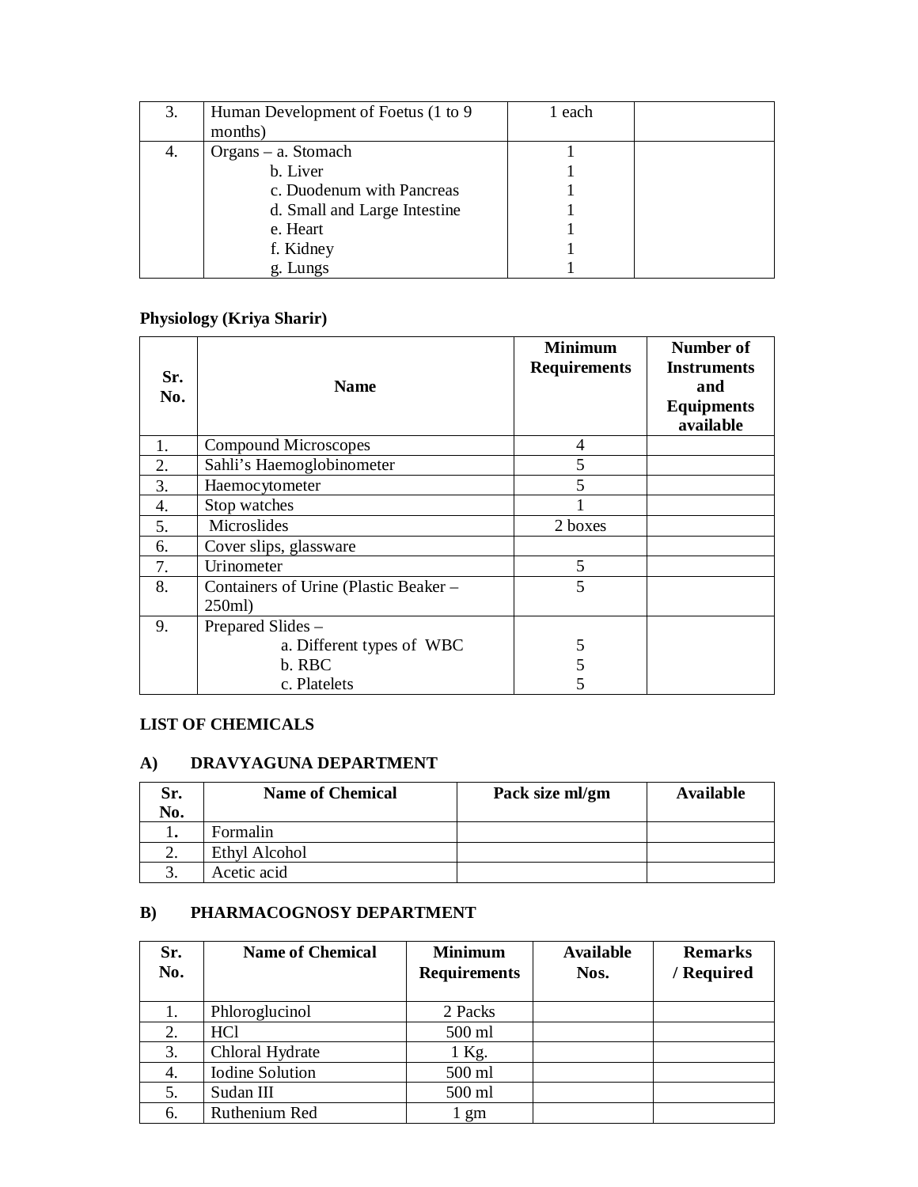| | | | |
|---|---|---|---|
| 3. | Human Development of Foetus (1 to 9 months) | 1 each | |
| 4. | Organs – a. Stomach<br>b. Liver<br>c. Duodenum with Pancreas<br>d. Small and Large Intestine<br>e. Heart<br>f. Kidney<br>g. Lungs | 1<br>1<br>1<br>1<br>1<br>1<br>1 | |

**Physiology (Kriya Sharir)**

| Sr. No. | Name | Minimum Requirements | Number of Instruments and Equipments available |
|---|---|---|---|
| 1. | Compound Microscopes | 4 | |
| 2. | Sahli's Haemoglobinometer | 5 | |
| 3. | Haemocytometer | 5 | |
| 4. | Stop watches | 1 | |
| 5. | Microslides | 2 boxes | |
| 6. | Cover slips, glassware | | |
| 7. | Urinometer | 5 | |
| 8. | Containers of Urine (Plastic Beaker – 250ml) | 5 | |
| 9. | Prepared Slides –<br>a. Different types of WBC<br>b. RBC<br>c. Platelets | <br>5<br>5<br>5 | |

**LIST OF CHEMICALS**

**A) DRAVYAGUNA DEPARTMENT**

| Sr. No. | Name of Chemical | Pack size ml/gm | Available |
|---|---|---|---|
| 1. | Formalin | | |
| 2. | Ethyl Alcohol | | |
| 3. | Acetic acid | | |

**B) PHARMACOGNOSY DEPARTMENT**

| Sr. No. | Name of Chemical | Minimum Requirements | Available Nos. | Remarks / Required |
|---|---|---|---|---|
| 1. | Phloroglucinol | 2 Packs | | |
| 2. | HCl | 500 ml | | |
| 3. | Chloral Hydrate | 1 Kg. | | |
| 4. | Iodine Solution | 500 ml | | |
| 5. | Sudan III | 500 ml | | |
| 6. | Ruthenium Red | 1 gm | | |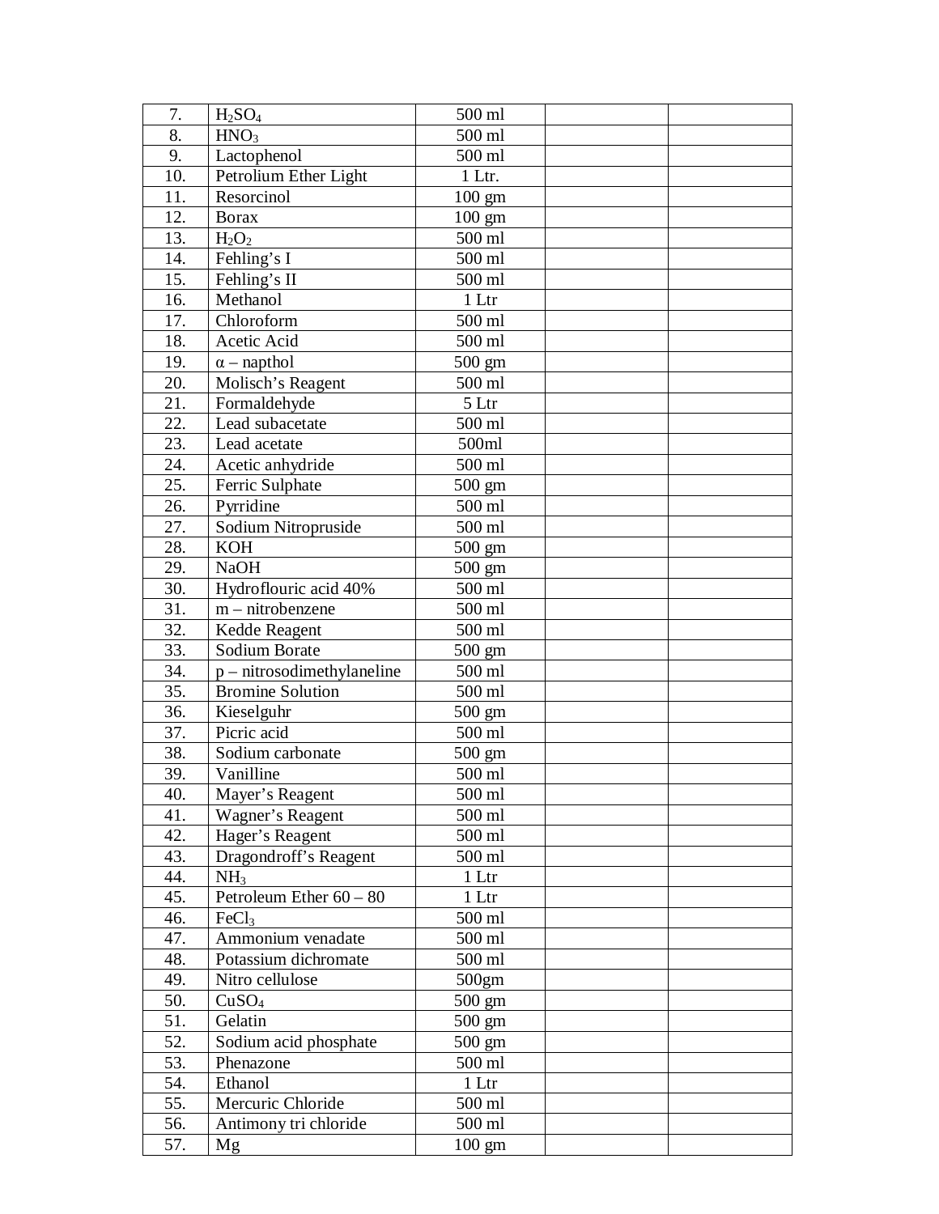| 7. | $H_2SO_4$ | 500 ml | | |
|---|---|---|---|---|
| 8. | $HNO_3$ | 500 ml | | |
| 9. | Lactophenol | 500 ml | | |
| 10. | Petrolium Ether Light | 1 Ltr. | | |
| 11. | Resorcinol | 100 gm | | |
| 12. | Borax | 100 gm | | |
| 13. | $H_2O_2$ | 500 ml | | |
| 14. | Fehling's I | 500 ml | | |
| 15. | Fehling's II | 500 ml | | |
| 16. | Methanol | 1 Ltr | | |
| 17. | Chloroform | 500 ml | | |
| 18. | Acetic Acid | 500 ml | | |
| 19. | $\alpha$ – napthol | 500 gm | | |
| 20. | Molisch's Reagent | 500 ml | | |
| 21. | Formaldehyde | 5 Ltr | | |
| 22. | Lead subacetate | 500 ml | | |
| 23. | Lead acetate | 500ml | | |
| 24. | Acetic anhydride | 500 ml | | |
| 25. | Ferric Sulphate | 500 gm | | |
| 26. | Pyrridine | 500 ml | | |
| 27. | Sodium Nitropruside | 500 ml | | |
| 28. | KOH | 500 gm | | |
| 29. | NaOH | 500 gm | | |
| 30. | Hydroflouric acid 40% | 500 ml | | |
| 31. | m – nitrobenzene | 500 ml | | |
| 32. | Kedde Reagent | 500 ml | | |
| 33. | Sodium Borate | 500 gm | | |
| 34. | p – nitrosodimethylaneline | 500 ml | | |
| 35. | Bromine Solution | 500 ml | | |
| 36. | Kieselguhr | 500 gm | | |
| 37. | Picric acid | 500 ml | | |
| 38. | Sodium carbonate | 500 gm | | |
| 39. | Vanilline | 500 ml | | |
| 40. | Mayer's Reagent | 500 ml | | |
| 41. | Wagner's Reagent | 500 ml | | |
| 42. | Hager's Reagent | 500 ml | | |
| 43. | Dragondroff's Reagent | 500 ml | | |
| 44. | $NH_3$ | 1 Ltr | | |
| 45. | Petroleum Ether 60 – 80 | 1 Ltr | | |
| 46. | $FeCl_3$ | 500 ml | | |
| 47. | Ammonium venadate | 500 ml | | |
| 48. | Potassium dichromate | 500 ml | | |
| 49. | Nitro cellulose | 500gm | | |
| 50. | $CuSO_4$ | 500 gm | | |
| 51. | Gelatin | 500 gm | | |
| 52. | Sodium acid phosphate | 500 gm | | |
| 53. | Phenazone | 500 ml | | |
| 54. | Ethanol | 1 Ltr | | |
| 55. | Mercuric Chloride | 500 ml | | |
| 56. | Antimony tri chloride | 500 ml | | |
| 57. | Mg | 100 gm | | |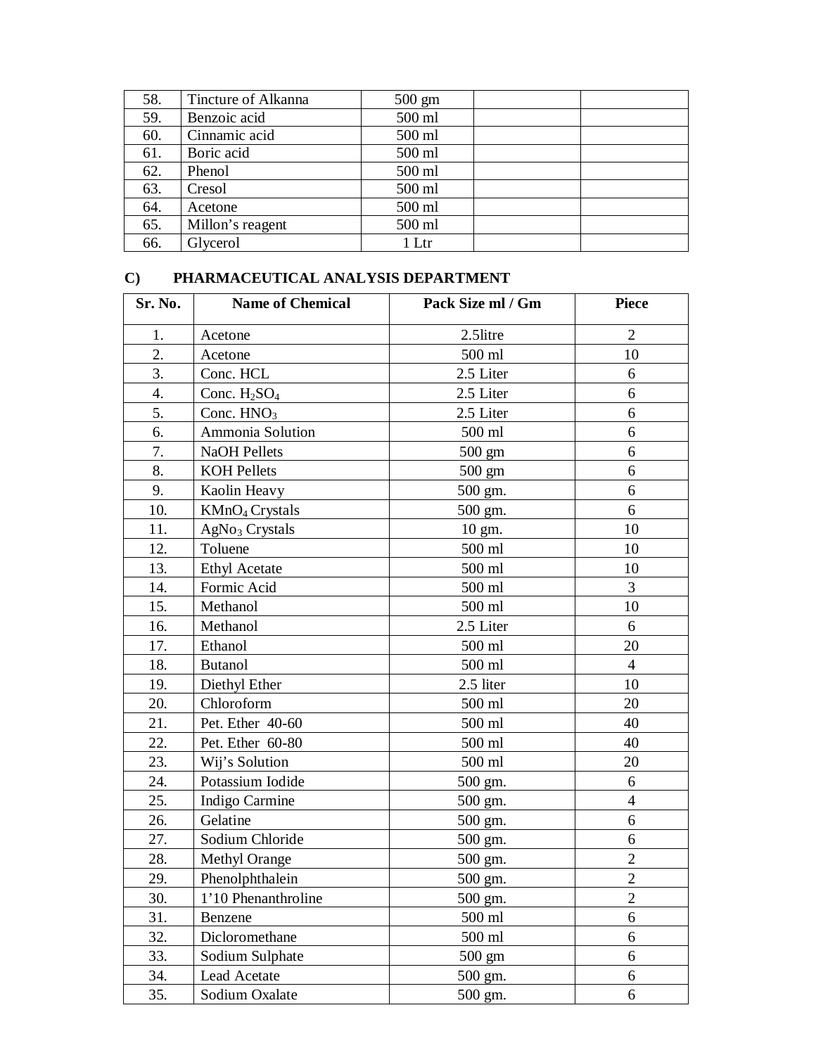| 58. | Tincture of Alkanna | 500 gm | | |
|---|---|---|---|---|
| 59. | Benzoic acid | 500 ml | | |
| 60. | Cinnamic acid | 500 ml | | |
| 61. | Boric acid | 500 ml | | |
| 62. | Phenol | 500 ml | | |
| 63. | Cresol | 500 ml | | |
| 64. | Acetone | 500 ml | | |
| 65. | Millon's reagent | 500 ml | | |
| 66. | Glycerol | 1 Ltr | | |

## C) PHARMACEUTICAL ANALYSIS DEPARTMENT

| Sr. No. | Name of Chemical | Pack Size ml / Gm | Piece |
|---|---|---|---|
| 1. | Acetone | 2.5litre | 2 |
| 2. | Acetone | 500 ml | 10 |
| 3. | Conc. HCL | 2.5 Liter | 6 |
| 4. | Conc. $H_2SO_4$ | 2.5 Liter | 6 |
| 5. | Conc. $HNO_3$ | 2.5 Liter | 6 |
| 6. | Ammonia Solution | 500 ml | 6 |
| 7. | NaOH Pellets | 500 gm | 6 |
| 8. | KOH Pellets | 500 gm | 6 |
| 9. | Kaolin Heavy | 500 gm. | 6 |
| 10. | $KMnO_4$ Crystals | 500 gm. | 6 |
| 11. | $AgNo_3$ Crystals | 10 gm. | 10 |
| 12. | Toluene | 500 ml | 10 |
| 13. | Ethyl Acetate | 500 ml | 10 |
| 14. | Formic Acid | 500 ml | 3 |
| 15. | Methanol | 500 ml | 10 |
| 16. | Methanol | 2.5 Liter | 6 |
| 17. | Ethanol | 500 ml | 20 |
| 18. | Butanol | 500 ml | 4 |
| 19. | Diethyl Ether | 2.5 liter | 10 |
| 20. | Chloroform | 500 ml | 20 |
| 21. | Pet. Ether 40-60 | 500 ml | 40 |
| 22. | Pet. Ether 60-80 | 500 ml | 40 |
| 23. | Wij's Solution | 500 ml | 20 |
| 24. | Potassium Iodide | 500 gm. | 6 |
| 25. | Indigo Carmine | 500 gm. | 4 |
| 26. | Gelatine | 500 gm. | 6 |
| 27. | Sodium Chloride | 500 gm. | 6 |
| 28. | Methyl Orange | 500 gm. | 2 |
| 29. | Phenolphthalein | 500 gm. | 2 |
| 30. | 1'10 Phenanthroline | 500 gm. | 2 |
| 31. | Benzene | 500 ml | 6 |
| 32. | Dicloromethane | 500 ml | 6 |
| 33. | Sodium Sulphate | 500 gm | 6 |
| 34. | Lead Acetate | 500 gm. | 6 |
| 35. | Sodium Oxalate | 500 gm. | 6 |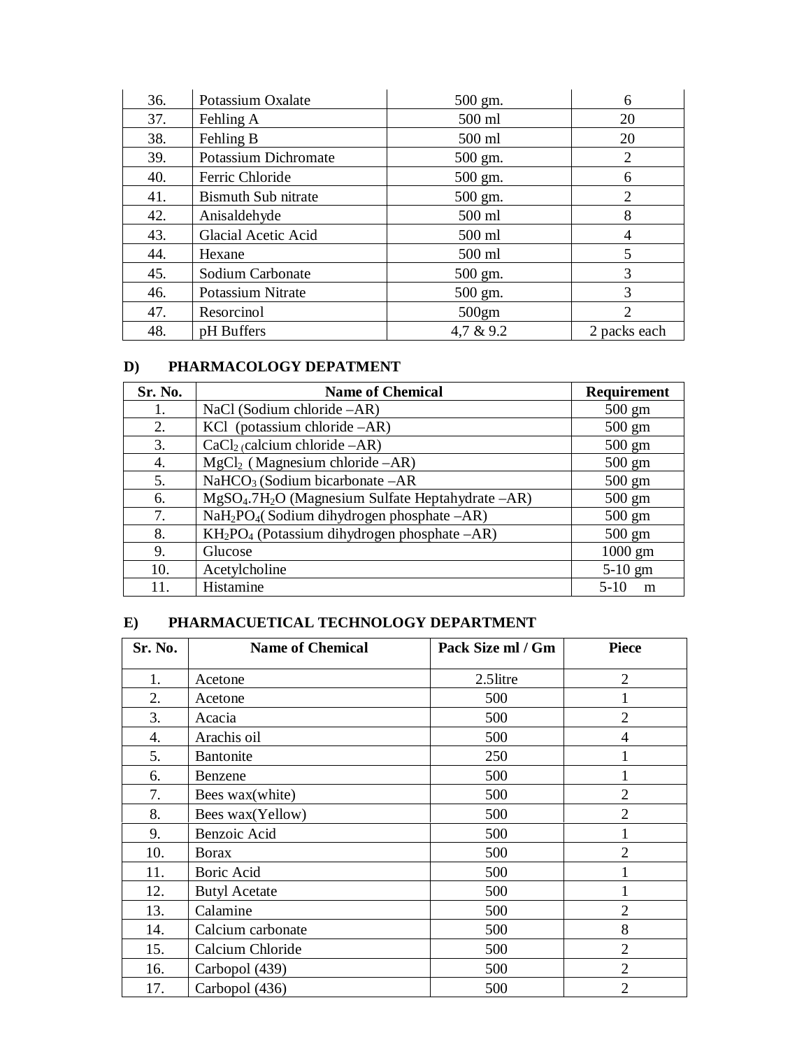| 36. | Potassium Oxalate | 500 gm. | 6 |
|---|---|---|---|
| 37. | Fehling A | 500 ml | 20 |
| 38. | Fehling B | 500 ml | 20 |
| 39. | Potassium Dichromate | 500 gm. | 2 |
| 40. | Ferric Chloride | 500 gm. | 6 |
| 41. | Bismuth Sub nitrate | 500 gm. | 2 |
| 42. | Anisaldehyde | 500 ml | 8 |
| 43. | Glacial Acetic Acid | 500 ml | 4 |
| 44. | Hexane | 500 ml | 5 |
| 45. | Sodium Carbonate | 500 gm. | 3 |
| 46. | Potassium Nitrate | 500 gm. | 3 |
| 47. | Resorcinol | 500gm | 2 |
| 48. | pH Buffers | 4,7 & 9.2 | 2 packs each |

## D) PHARMACOLOGY DEPATMENT

| Sr. No. | Name of Chemical | Requirement |
|---|---|---|
| 1. | NaCl (Sodium chloride –AR) | 500 gm |
| 2. | KCl (potassium chloride –AR) | 500 gm |
| 3. | $CaCl_2$ (calcium chloride –AR) | 500 gm |
| 4. | $MgCl_2$ ( Magnesium chloride –AR) | 500 gm |
| 5. | $NaHCO_3$ (Sodium bicarbonate –AR | 500 gm |
| 6. | $MgSO_4.7H_2O$ (Magnesium Sulfate Heptahydrate –AR) | 500 gm |
| 7. | $NaH_2PO_4$( Sodium dihydrogen phosphate –AR) | 500 gm |
| 8. | $KH_2PO_4$ (Potassium dihydrogen phosphate –AR) | 500 gm |
| 9. | Glucose | 1000 gm |
| 10. | Acetylcholine | 5-10 gm |
| 11. | Histamine | 5-10 m |

## E) PHARMACUETICAL TECHNOLOGY DEPARTMENT

| Sr. No. | Name of Chemical | Pack Size ml / Gm | Piece |
|---|---|---|---|
| 1. | Acetone | 2.5litre | 2 |
| 2. | Acetone | 500 | 1 |
| 3. | Acacia | 500 | 2 |
| 4. | Arachis oil | 500 | 4 |
| 5. | Bantonite | 250 | 1 |
| 6. | Benzene | 500 | 1 |
| 7. | Bees wax(white) | 500 | 2 |
| 8. | Bees wax(Yellow) | 500 | 2 |
| 9. | Benzoic Acid | 500 | 1 |
| 10. | Borax | 500 | 2 |
| 11. | Boric Acid | 500 | 1 |
| 12. | Butyl Acetate | 500 | 1 |
| 13. | Calamine | 500 | 2 |
| 14. | Calcium carbonate | 500 | 8 |
| 15. | Calcium Chloride | 500 | 2 |
| 16. | Carbopol (439) | 500 | 2 |
| 17. | Carbopol (436) | 500 | 2 |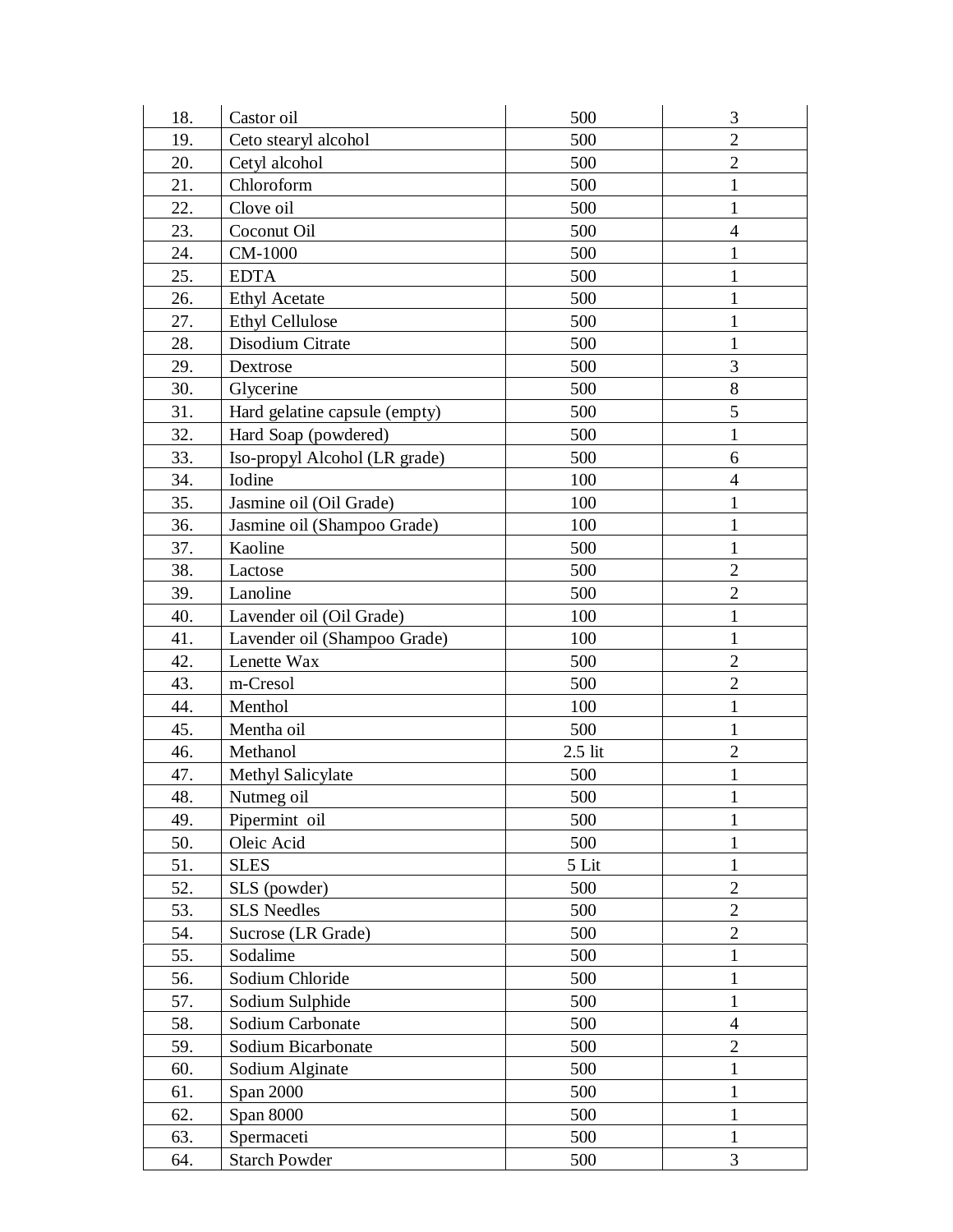| | | | |
|---|---|---|---|
| 18. | Castor oil | 500 | 3 |
| 19. | Ceto stearyl alcohol | 500 | 2 |
| 20. | Cetyl alcohol | 500 | 2 |
| 21. | Chloroform | 500 | 1 |
| 22. | Clove oil | 500 | 1 |
| 23. | Coconut Oil | 500 | 4 |
| 24. | CM-1000 | 500 | 1 |
| 25. | EDTA | 500 | 1 |
| 26. | Ethyl Acetate | 500 | 1 |
| 27. | Ethyl Cellulose | 500 | 1 |
| 28. | Disodium Citrate | 500 | 1 |
| 29. | Dextrose | 500 | 3 |
| 30. | Glycerine | 500 | 8 |
| 31. | Hard gelatine capsule (empty) | 500 | 5 |
| 32. | Hard Soap (powdered) | 500 | 1 |
| 33. | Iso-propyl Alcohol (LR grade) | 500 | 6 |
| 34. | Iodine | 100 | 4 |
| 35. | Jasmine oil (Oil Grade) | 100 | 1 |
| 36. | Jasmine oil (Shampoo Grade) | 100 | 1 |
| 37. | Kaoline | 500 | 1 |
| 38. | Lactose | 500 | 2 |
| 39. | Lanoline | 500 | 2 |
| 40. | Lavender oil (Oil Grade) | 100 | 1 |
| 41. | Lavender oil (Shampoo Grade) | 100 | 1 |
| 42. | Lenette Wax | 500 | 2 |
| 43. | m-Cresol | 500 | 2 |
| 44. | Menthol | 100 | 1 |
| 45. | Mentha oil | 500 | 1 |
| 46. | Methanol | 2.5 lit | 2 |
| 47. | Methyl Salicylate | 500 | 1 |
| 48. | Nutmeg oil | 500 | 1 |
| 49. | Pipermint oil | 500 | 1 |
| 50. | Oleic Acid | 500 | 1 |
| 51. | SLES | 5 Lit | 1 |
| 52. | SLS (powder) | 500 | 2 |
| 53. | SLS Needles | 500 | 2 |
| 54. | Sucrose (LR Grade) | 500 | 2 |
| 55. | Sodalime | 500 | 1 |
| 56. | Sodium Chloride | 500 | 1 |
| 57. | Sodium Sulphide | 500 | 1 |
| 58. | Sodium Carbonate | 500 | 4 |
| 59. | Sodium Bicarbonate | 500 | 2 |
| 60. | Sodium Alginate | 500 | 1 |
| 61. | Span 2000 | 500 | 1 |
| 62. | Span 8000 | 500 | 1 |
| 63. | Spermaceti | 500 | 1 |
| 64. | Starch Powder | 500 | 3 |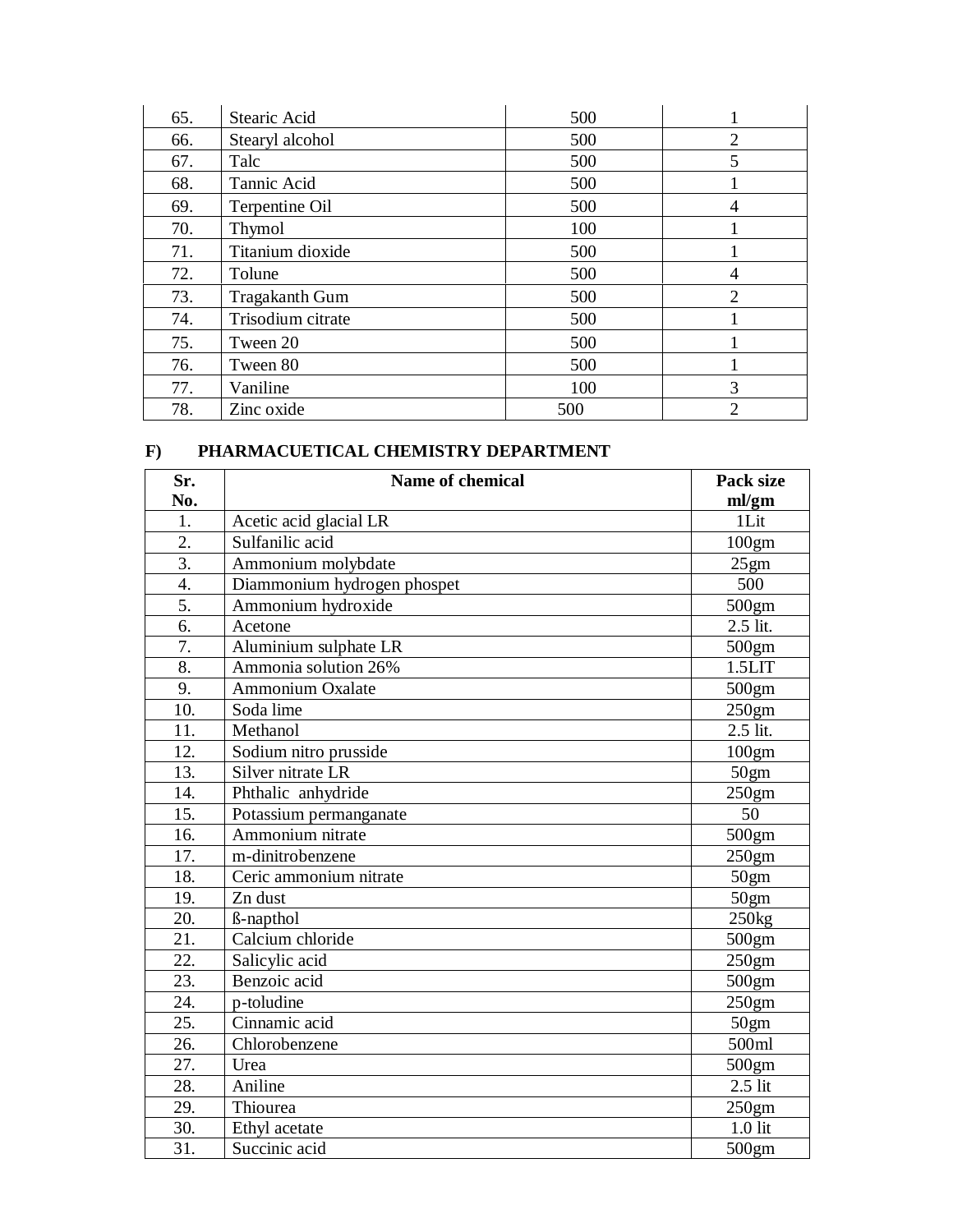| | | | |
|---|---|---|---|
| 65. | Stearic Acid | 500 | 1 |
| 66. | Stearyl alcohol | 500 | 2 |
| 67. | Talc | 500 | 5 |
| 68. | Tannic Acid | 500 | 1 |
| 69. | Terpentine Oil | 500 | 4 |
| 70. | Thymol | 100 | 1 |
| 71. | Titanium dioxide | 500 | 1 |
| 72. | Tolune | 500 | 4 |
| 73. | Tragakanth Gum | 500 | 2 |
| 74. | Trisodium citrate | 500 | 1 |
| 75. | Tween 20 | 500 | 1 |
| 76. | Tween 80 | 500 | 1 |
| 77. | Vaniline | 100 | 3 |
| 78. | Zinc oxide | 500 | 2 |

## F) PHARMACUETICAL CHEMISTRY DEPARTMENT

| Sr. No. | Name of chemical | Pack size ml/gm |
|---|---|---|
| 1. | Acetic acid glacial LR | 1Lit |
| 2. | Sulfanilic acid | 100gm |
| 3. | Ammonium molybdate | 25gm |
| 4. | Diammonium hydrogen phospet | 500 |
| 5. | Ammonium hydroxide | 500gm |
| 6. | Acetone | 2.5 lit. |
| 7. | Aluminium sulphate LR | 500gm |
| 8. | Ammonia solution 26% | 1.5LIT |
| 9. | Ammonium Oxalate | 500gm |
| 10. | Soda lime | 250gm |
| 11. | Methanol | 2.5 lit. |
| 12. | Sodium nitro prusside | 100gm |
| 13. | Silver nitrate LR | 50gm |
| 14. | Phthalic anhydride | 250gm |
| 15. | Potassium permanganate | 50 |
| 16. | Ammonium nitrate | 500gm |
| 17. | m-dinitrobenzene | 250gm |
| 18. | Ceric ammonium nitrate | 50gm |
| 19. | Zn dust | 50gm |
| 20. | ß-napthol | 250kg |
| 21. | Calcium chloride | 500gm |
| 22. | Salicylic acid | 250gm |
| 23. | Benzoic acid | 500gm |
| 24. | p-toludine | 250gm |
| 25. | Cinnamic acid | 50gm |
| 26. | Chlorobenzene | 500ml |
| 27. | Urea | 500gm |
| 28. | Aniline | 2.5 lit |
| 29. | Thiourea | 250gm |
| 30. | Ethyl acetate | 1.0 lit |
| 31. | Succinic acid | 500gm |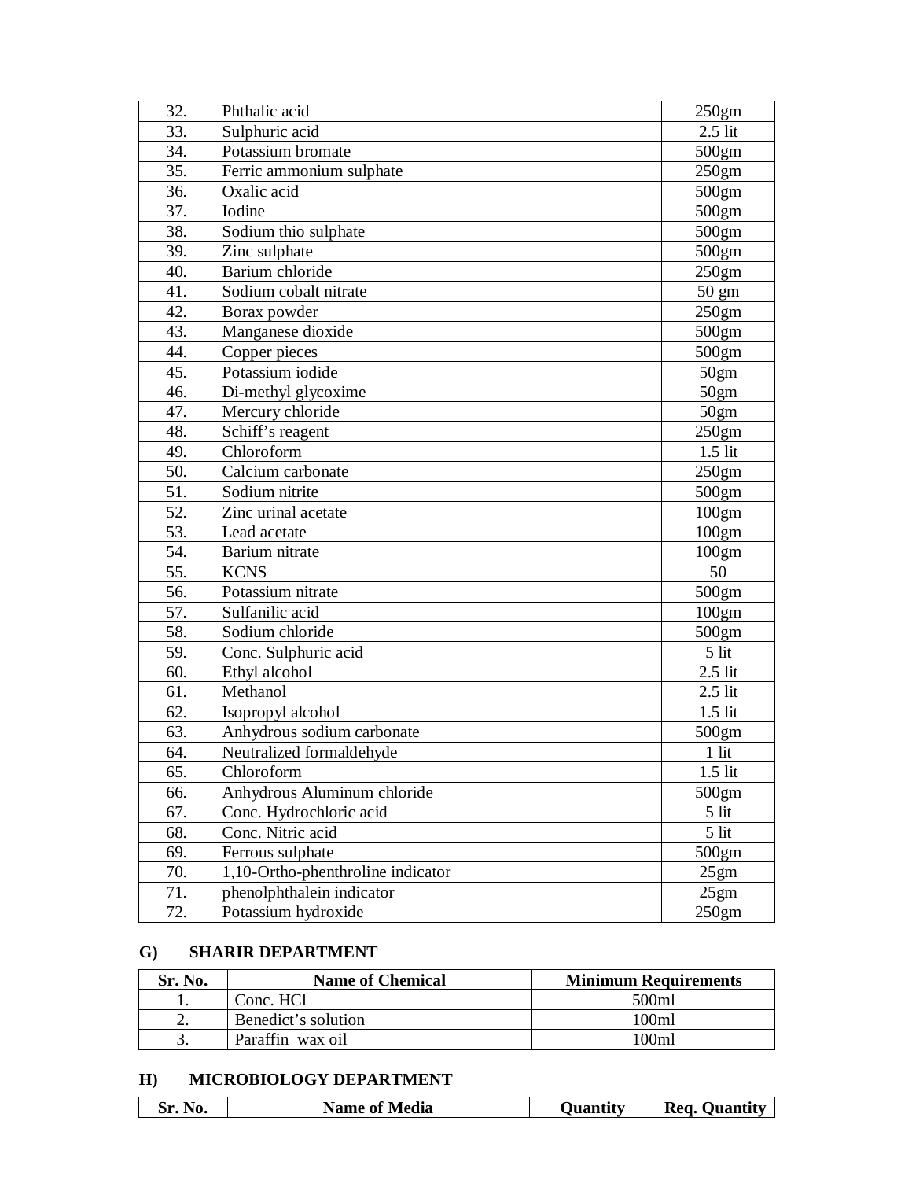| | | |
|---|---|---|
| 32. | Phthalic acid | 250gm |
| 33. | Sulphuric acid | 2.5 lit |
| 34. | Potassium bromate | 500gm |
| 35. | Ferric ammonium sulphate | 250gm |
| 36. | Oxalic acid | 500gm |
| 37. | Iodine | 500gm |
| 38. | Sodium thio sulphate | 500gm |
| 39. | Zinc sulphate | 500gm |
| 40. | Barium chloride | 250gm |
| 41. | Sodium cobalt nitrate | 50 gm |
| 42. | Borax powder | 250gm |
| 43. | Manganese dioxide | 500gm |
| 44. | Copper pieces | 500gm |
| 45. | Potassium iodide | 50gm |
| 46. | Di-methyl glycoxime | 50gm |
| 47. | Mercury chloride | 50gm |
| 48. | Schiff's reagent | 250gm |
| 49. | Chloroform | 1.5 lit |
| 50. | Calcium carbonate | 250gm |
| 51. | Sodium nitrite | 500gm |
| 52. | Zinc urinal acetate | 100gm |
| 53. | Lead acetate | 100gm |
| 54. | Barium nitrate | 100gm |
| 55. | KCNS | 50 |
| 56. | Potassium nitrate | 500gm |
| 57. | Sulfanilic acid | 100gm |
| 58. | Sodium chloride | 500gm |
| 59. | Conc. Sulphuric acid | 5 lit |
| 60. | Ethyl alcohol | 2.5 lit |
| 61. | Methanol | 2.5 lit |
| 62. | Isopropyl alcohol | 1.5 lit |
| 63. | Anhydrous sodium carbonate | 500gm |
| 64. | Neutralized formaldehyde | 1 lit |
| 65. | Chloroform | 1.5 lit |
| 66. | Anhydrous Aluminum chloride | 500gm |
| 67. | Conc. Hydrochloric acid | 5 lit |
| 68. | Conc. Nitric acid | 5 lit |
| 69. | Ferrous sulphate | 500gm |
| 70. | 1,10-Ortho-phenthroline indicator | 25gm |
| 71. | phenolphthalein indicator | 25gm |
| 72. | Potassium hydroxide | 250gm |

## G) SHARIR DEPARTMENT

| Sr. No. | Name of Chemical | Minimum Requirements |
|---|---|---|
| 1. | Conc. HCl | 500ml |
| 2. | Benedict's solution | 100ml |
| 3. | Paraffin wax oil | 100ml |

## H) MICROBIOLOGY DEPARTMENT

| Sr. No. | Name of Media | Quantity | Req. Quantity |
|---|---|---|---|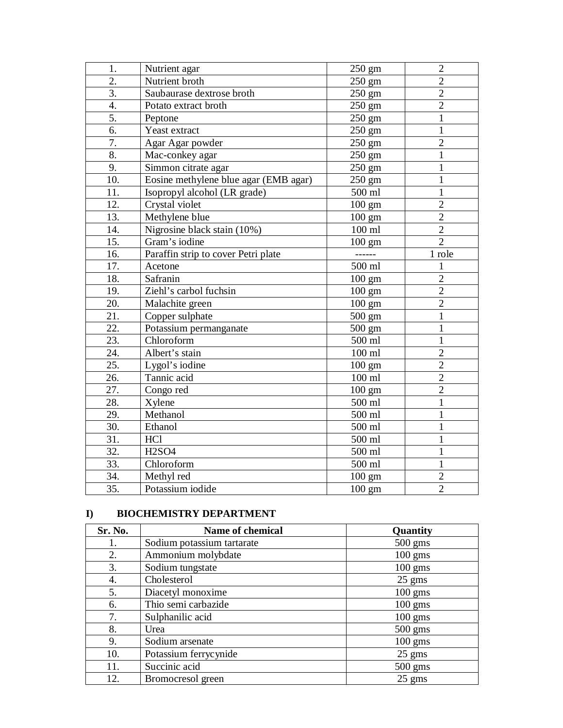| | | | |
|---|---|---|---|
| 1. | Nutrient agar | 250 gm | 2 |
| 2. | Nutrient broth | 250 gm | 2 |
| 3. | Saubaurase dextrose broth | 250 gm | 2 |
| 4. | Potato extract broth | 250 gm | 2 |
| 5. | Peptone | 250 gm | 1 |
| 6. | Yeast extract | 250 gm | 1 |
| 7. | Agar Agar powder | 250 gm | 2 |
| 8. | Mac-conkey agar | 250 gm | 1 |
| 9. | Simmon citrate agar | 250 gm | 1 |
| 10. | Eosine methylene blue agar (EMB agar) | 250 gm | 1 |
| 11. | Isopropyl alcohol (LR grade) | 500 ml | 1 |
| 12. | Crystal violet | 100 gm | 2 |
| 13. | Methylene blue | 100 gm | 2 |
| 14. | Nigrosine black stain (10%) | 100 ml | 2 |
| 15. | Gram's iodine | 100 gm | 2 |
| 16. | Paraffin strip to cover Petri plate | ------ | 1 role |
| 17. | Acetone | 500 ml | 1 |
| 18. | Safranin | 100 gm | 2 |
| 19. | Ziehl's carbol fuchsin | 100 gm | 2 |
| 20. | Malachite green | 100 gm | 2 |
| 21. | Copper sulphate | 500 gm | 1 |
| 22. | Potassium permanganate | 500 gm | 1 |
| 23. | Chloroform | 500 ml | 1 |
| 24. | Albert's stain | 100 ml | 2 |
| 25. | Lygol's iodine | 100 gm | 2 |
| 26. | Tannic acid | 100 ml | 2 |
| 27. | Congo red | 100 gm | 2 |
| 28. | Xylene | 500 ml | 1 |
| 29. | Methanol | 500 ml | 1 |
| 30. | Ethanol | 500 ml | 1 |
| 31. | HCl | 500 ml | 1 |
| 32. | H2SO4 | 500 ml | 1 |
| 33. | Chloroform | 500 ml | 1 |
| 34. | Methyl red | 100 gm | 2 |
| 35. | Potassium iodide | 100 gm | 2 |

## I) BIOCHEMISTRY DEPARTMENT

| Sr. No. | Name of chemical | Quantity |
|---|---|---|
| 1. | Sodium potassium tartarate | 500 gms |
| 2. | Ammonium molybdate | 100 gms |
| 3. | Sodium tungstate | 100 gms |
| 4. | Cholesterol | 25 gms |
| 5. | Diacetyl monoxime | 100 gms |
| 6. | Thio semi carbazide | 100 gms |
| 7. | Sulphanilic acid | 100 gms |
| 8. | Urea | 500 gms |
| 9. | Sodium arsenate | 100 gms |
| 10. | Potassium ferrycynide | 25 gms |
| 11. | Succinic acid | 500 gms |
| 12. | Bromocresol green | 25 gms |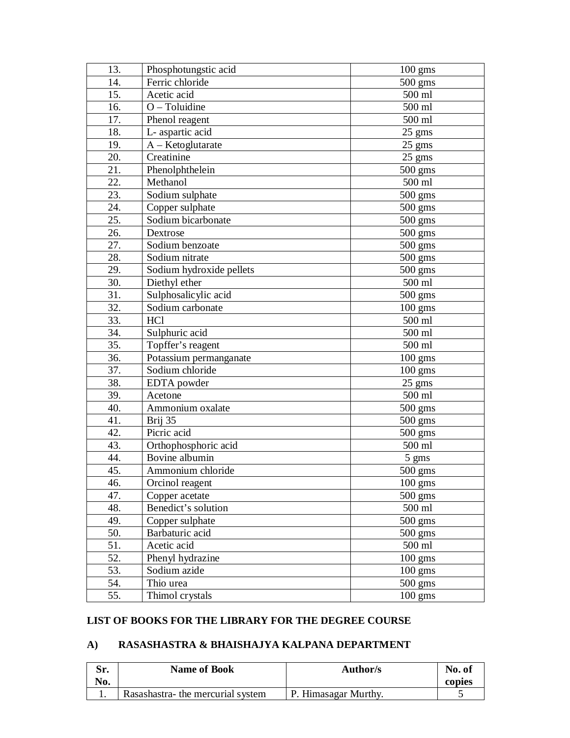| 13. | Phosphotungstic acid | 100 gms |
|---|---|---|
| 14. | Ferric chloride | 500 gms |
| 15. | Acetic acid | 500 ml |
| 16. | O – Toluidine | 500 ml |
| 17. | Phenol reagent | 500 ml |
| 18. | L- aspartic acid | 25 gms |
| 19. | A – Ketoglutarate | 25 gms |
| 20. | Creatinine | 25 gms |
| 21. | Phenolphthelein | 500 gms |
| 22. | Methanol | 500 ml |
| 23. | Sodium sulphate | 500 gms |
| 24. | Copper sulphate | 500 gms |
| 25. | Sodium bicarbonate | 500 gms |
| 26. | Dextrose | 500 gms |
| 27. | Sodium benzoate | 500 gms |
| 28. | Sodium nitrate | 500 gms |
| 29. | Sodium hydroxide pellets | 500 gms |
| 30. | Diethyl ether | 500 ml |
| 31. | Sulphosalicylic acid | 500 gms |
| 32. | Sodium carbonate | 100 gms |
| 33. | HCl | 500 ml |
| 34. | Sulphuric acid | 500 ml |
| 35. | Topffer's reagent | 500 ml |
| 36. | Potassium permanganate | 100 gms |
| 37. | Sodium chloride | 100 gms |
| 38. | EDTA powder | 25 gms |
| 39. | Acetone | 500 ml |
| 40. | Ammonium oxalate | 500 gms |
| 41. | Brij 35 | 500 gms |
| 42. | Picric acid | 500 gms |
| 43. | Orthophosphoric acid | 500 ml |
| 44. | Bovine albumin | 5 gms |
| 45. | Ammonium chloride | 500 gms |
| 46. | Orcinol reagent | 100 gms |
| 47. | Copper acetate | 500 gms |
| 48. | Benedict's solution | 500 ml |
| 49. | Copper sulphate | 500 gms |
| 50. | Barbaturic acid | 500 gms |
| 51. | Acetic acid | 500 ml |
| 52. | Phenyl hydrazine | 100 gms |
| 53. | Sodium azide | 100 gms |
| 54. | Thio urea | 500 gms |
| 55. | Thimol crystals | 100 gms |

**LIST OF BOOKS FOR THE LIBRARY FOR THE DEGREE COURSE**

**A) RASASHASTRA & BHAISHAJYA KALPANA DEPARTMENT**

| Sr. No. | Name of Book | Author/s | No. of copies |
|---|---|---|---|
| 1. | Rasashastra- the mercurial system | P. Himasagar Murthy. | 5 |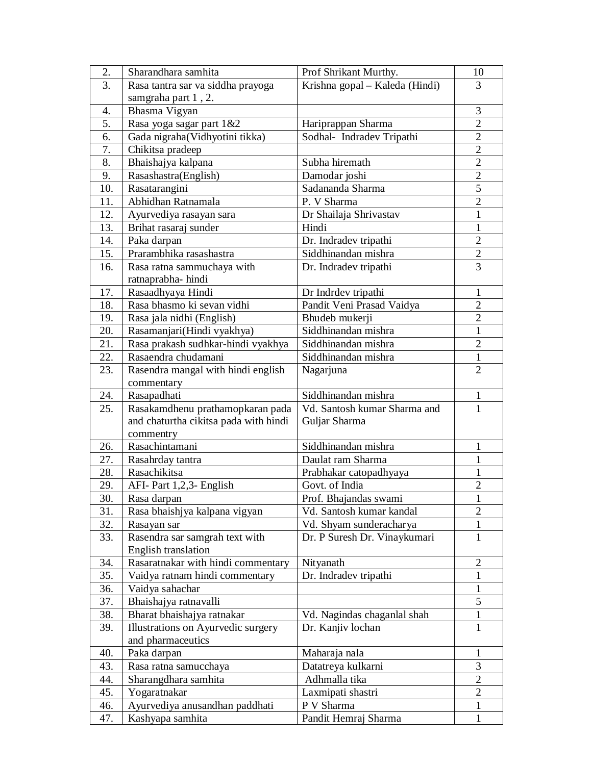| 2. | Sharandhara samhita | Prof Shrikant Murthy. | 10 |
|---|---|---|---|
| 3. | Rasa tantra sar va siddha prayoga samgraha part 1 , 2. | Krishna gopal – Kaleda (Hindi) | 3 |
| 4. | Bhasma Vigyan | | 3 |
| 5. | Rasa yoga sagar part 1&2 | Hariprappan Sharma | 2 |
| 6. | Gada nigraha(Vidhyotini tikka) | Sodhal- Indradev Tripathi | 2 |
| 7. | Chikitsa pradeep | | 2 |
| 8. | Bhaishajya kalpana | Subha hiremath | 2 |
| 9. | Rasashastra(English) | Damodar joshi | 2 |
| 10. | Rasatarangini | Sadananda Sharma | 5 |
| 11. | Abhidhan Ratnamala | P. V Sharma | 2 |
| 12. | Ayurvediya rasayan sara | Dr Shailaja Shrivastav | 1 |
| 13. | Brihat rasaraj sunder | Hindi | 1 |
| 14. | Paka darpan | Dr. Indradev tripathi | 2 |
| 15. | Prarambhika rasashastra | Siddhinandan mishra | 2 |
| 16. | Rasa ratna sammuchaya with ratnaprabha- hindi | Dr. Indradev tripathi | 3 |
| 17. | Rasaadhyaya Hindi | Dr Indrdev tripathi | 1 |
| 18. | Rasa bhasmo ki sevan vidhi | Pandit Veni Prasad Vaidya | 2 |
| 19. | Rasa jala nidhi (English) | Bhudeb mukerji | 2 |
| 20. | Rasamanjari(Hindi vyakhya) | Siddhinandan mishra | 1 |
| 21. | Rasa prakash sudhkar-hindi vyakhya | Siddhinandan mishra | 2 |
| 22. | Rasaendra chudamani | Siddhinandan mishra | 1 |
| 23. | Rasendra mangal with hindi english commentary | Nagarjuna | 2 |
| 24. | Rasapadhati | Siddhinandan mishra | 1 |
| 25. | Rasakamdhenu prathamopkaran pada and chaturtha cikitsa pada with hindi commentry | Vd. Santosh kumar Sharma and Guljar Sharma | 1 |
| 26. | Rasachintamani | Siddhinandan mishra | 1 |
| 27. | Rasahrday tantra | Daulat ram Sharma | 1 |
| 28. | Rasachikitsa | Prabhakar catopadhyaya | 1 |
| 29. | AFI- Part 1,2,3- English | Govt. of India | 2 |
| 30. | Rasa darpan | Prof. Bhajandas swami | 1 |
| 31. | Rasa bhaishjya kalpana vigyan | Vd. Santosh kumar kandal | 2 |
| 32. | Rasayan sar | Vd. Shyam sunderacharya | 1 |
| 33. | Rasendra sar samgrah text with English translation | Dr. P Suresh Dr. Vinaykumari | 1 |
| 34. | Rasaratnakar with hindi commentary | Nityanath | 2 |
| 35. | Vaidya ratnam hindi commentary | Dr. Indradev tripathi | 1 |
| 36. | Vaidya sahachar | | 1 |
| 37. | Bhaishajya ratnavalli | | 5 |
| 38. | Bharat bhaishajya ratnakar | Vd. Nagindas chaganlal shah | 1 |
| 39. | Illustrations on Ayurvedic surgery and pharmaceutics | Dr. Kanjiv lochan | 1 |
| 40. | Paka darpan | Maharaja nala | 1 |
| 43. | Rasa ratna samucchaya | Datatreya kulkarni | 3 |
| 44. | Sharangdhara samhita | Adhmalla tika | 2 |
| 45. | Yogaratnakar | Laxmipati shastri | 2 |
| 46. | Ayurvediya anusandhan paddhati | P V Sharma | 1 |
| 47. | Kashyapa samhita | Pandit Hemraj Sharma | 1 |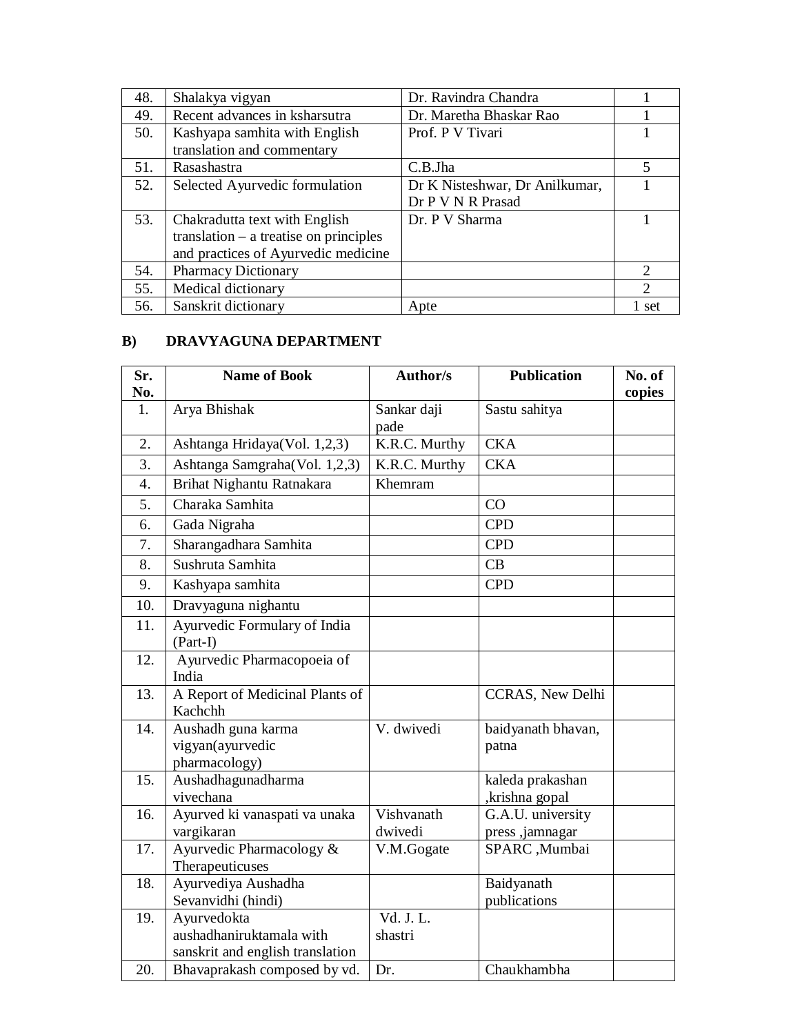| 48. | Shalakya vigyan | Dr. Ravindra Chandra | 1 |
|---|---|---|---|
| 49. | Recent advances in ksharsutra | Dr. Maretha Bhaskar Rao | 1 |
| 50. | Kashyapa samhita with English translation and commentary | Prof. P V Tivari | 1 |
| 51. | Rasashastra | C.B.Jha | 5 |
| 52. | Selected Ayurvedic formulation | Dr K Nisteshwar, Dr Anilkumar, Dr P V N R Prasad | 1 |
| 53. | Chakradutta text with English translation – a treatise on principles and practices of Ayurvedic medicine | Dr. P V Sharma | 1 |
| 54. | Pharmacy Dictionary | | 2 |
| 55. | Medical dictionary | | 2 |
| 56. | Sanskrit dictionary | Apte | 1 set |

## B) DRAVYAGUNA DEPARTMENT

| Sr. No. | Name of Book | Author/s | Publication | No. of copies |
|---|---|---|---|---|
| 1. | Arya Bhishak | Sankar daji pade | Sastu sahitya | |
| 2. | Ashtanga Hridaya(Vol. 1,2,3) | K.R.C. Murthy | CKA | |
| 3. | Ashtanga Samgraha(Vol. 1,2,3) | K.R.C. Murthy | CKA | |
| 4. | Brihat Nighantu Ratnakara | Khemram | | |
| 5. | Charaka Samhita | | CO | |
| 6. | Gada Nigraha | | CPD | |
| 7. | Sharangadhara Samhita | | CPD | |
| 8. | Sushruta Samhita | | CB | |
| 9. | Kashyapa samhita | | CPD | |
| 10. | Dravyaguna nighantu | | | |
| 11. | Ayurvedic Formulary of India (Part-I) | | | |
| 12. | Ayurvedic Pharmacopoeia of India | | | |
| 13. | A Report of Medicinal Plants of Kachchh | | CCRAS, New Delhi | |
| 14. | Aushadh guna karma vigyan(ayurvedic pharmacology) | V. dwivedi | baidyanath bhavan, patna | |
| 15. | Aushadhagunadharma vivechana | | kaleda prakashan ,krishna gopal | |
| 16. | Ayurved ki vanaspati va unaka vargikaran | Vishvanath dwivedi | G.A.U. university press ,jamnagar | |
| 17. | Ayurvedic Pharmacology & Therapeuticuses | V.M.Gogate | SPARC ,Mumbai | |
| 18. | Ayurvediya Aushadha Sevanvidhi (hindi) | | Baidyanath publications | |
| 19. | Ayurvedokta aushadhaniruktamala with sanskrit and english translation | Vd. J. L. shastri | | |
| 20. | Bhavaprakash composed by vd. | Dr. | Chaukhambha | |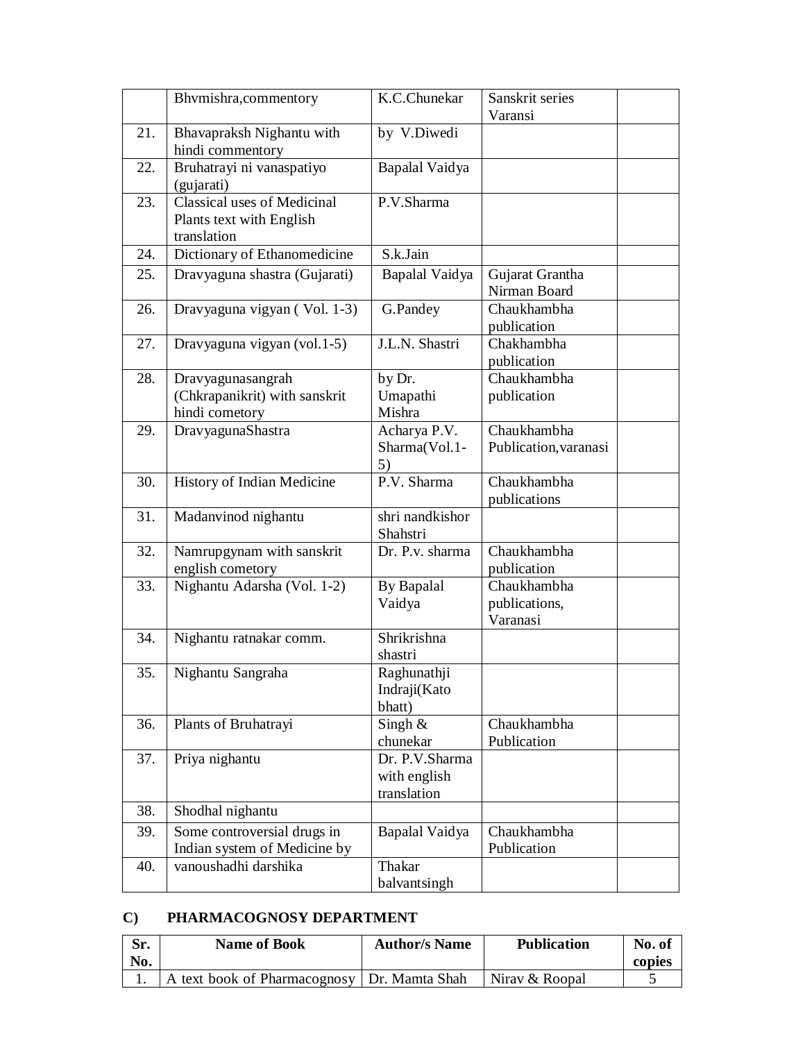|  | Bhvmishra,commentory | K.C.Chunekar | Sanskrit series Varansi |  |
|---|---|---|---|---|
| 21. | Bhavapraksh Nighantu with hindi commentory | by V.Diwedi |  |  |
| 22. | Bruhatrayi ni vanaspatiyo (gujarati) | Bapalal Vaidya |  |  |
| 23. | Classical uses of Medicinal Plants text with English translation | P.V.Sharma |  |  |
| 24. | Dictionary of Ethanomedicine | S.k.Jain |  |  |
| 25. | Dravyaguna shastra (Gujarati) | Bapalal Vaidya | Gujarat Grantha Nirman Board |  |
| 26. | Dravyaguna vigyan ( Vol. 1-3) | G.Pandey | Chaukhambha publication |  |
| 27. | Dravyaguna vigyan (vol.1-5) | J.L.N. Shastri | Chakhambha publication |  |
| 28. | Dravyagunasangrah (Chkrapanikrit) with sanskrit hindi cometory | by Dr. Umapathi Mishra | Chaukhambha publication |  |
| 29. | DravyagunaShastra | Acharya P.V. Sharma(Vol.1-5) | Chaukhambha Publication,varanasi |  |
| 30. | History of Indian Medicine | P.V. Sharma | Chaukhambha publications |  |
| 31. | Madanvinod nighantu | shri nandkishor Shahstri |  |  |
| 32. | Namrupgynam with sanskrit english cometory | Dr. P.v. sharma | Chaukhambha publication |  |
| 33. | Nighantu Adarsha (Vol. 1-2) | By Bapalal Vaidya | Chaukhambha publications, Varanasi |  |
| 34. | Nighantu ratnakar comm. | Shrikrishna shastri |  |  |
| 35. | Nighantu Sangraha | Raghunathji Indraji(Kato bhatt) |  |  |
| 36. | Plants of Bruhatrayi | Singh & chunekar | Chaukhambha Publication |  |
| 37. | Priya nighantu | Dr. P.V.Sharma with english translation |  |  |
| 38. | Shodhal nighantu |  |  |  |
| 39. | Some controversial drugs in Indian system of Medicine by | Bapalal Vaidya | Chaukhambha Publication |  |
| 40. | vanoushadhi darshika | Thakar balvantsingh |  |  |

### C) PHARMACOGNOSY DEPARTMENT

| Sr. No. | Name of Book | Author/s Name | Publication | No. of copies |
|---|---|---|---|---|
| 1. | A text book of Pharmacognosy | Dr. Mamta Shah | Nirav & Roopal | 5 |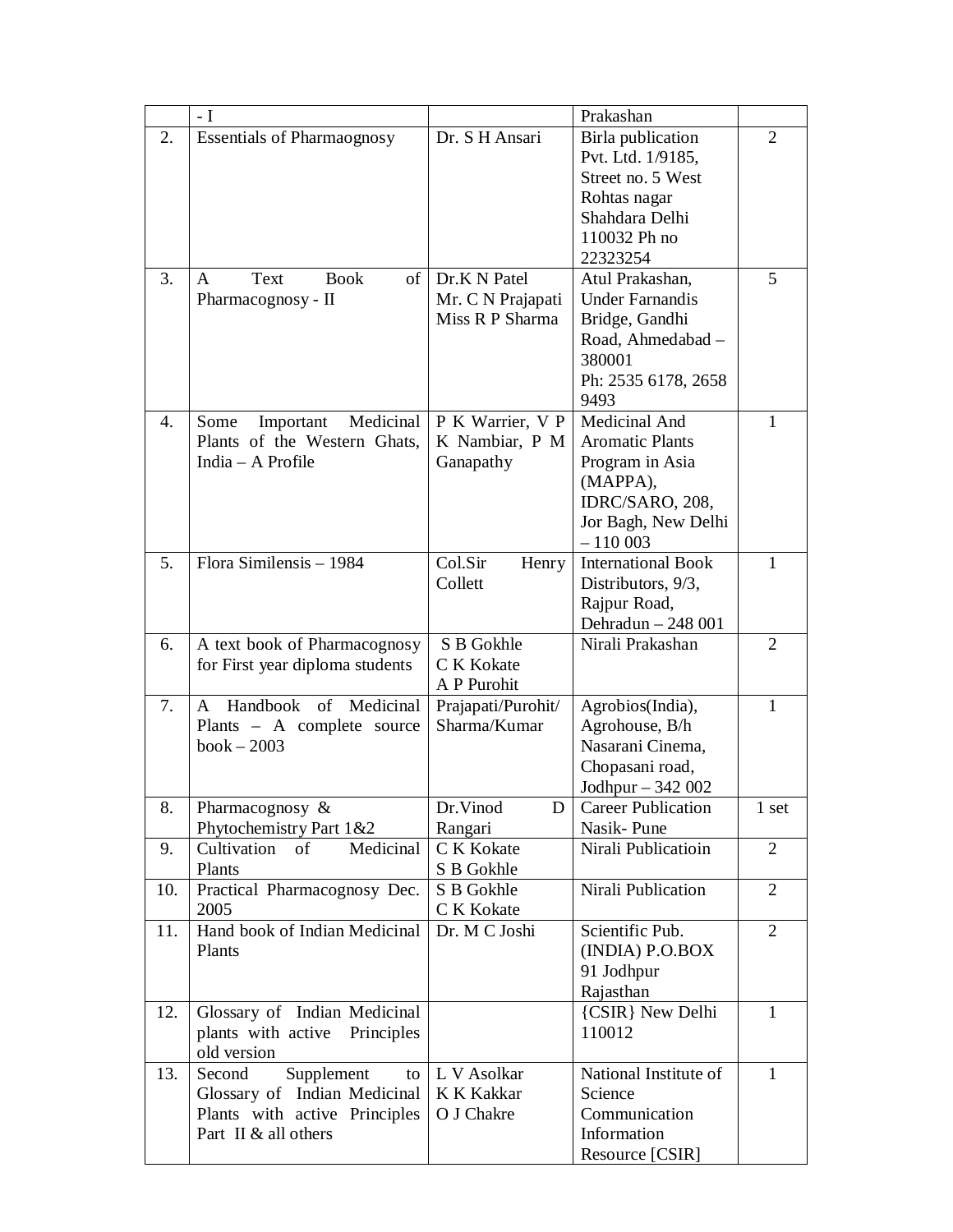| | - I | | Prakashan | |
|---|---|---|---|---|
| 2. | Essentials of Pharmaognosy | Dr. S H Ansari | Birla publication Pvt. Ltd. 1/9185, Street no. 5 West Rohtas nagar Shahdara Delhi 110032 Ph no 22323254 | 2 |
| 3. | A Text Book of Pharmacognosy - II | Dr.K N Patel Mr. C N Prajapati Miss R P Sharma | Atul Prakashan, Under Farnandis Bridge, Gandhi Road, Ahmedabad – 380001 Ph: 2535 6178, 2658 9493 | 5 |
| 4. | Some Important Medicinal Plants of the Western Ghats, India – A Profile | P K Warrier, V P K Nambiar, P M Ganapathy | Medicinal And Aromatic Plants Program in Asia (MAPPA), IDRC/SARO, 208, Jor Bagh, New Delhi – 110 003 | 1 |
| 5. | Flora Similensis – 1984 | Col.Sir Henry Collett | International Book Distributors, 9/3, Rajpur Road, Dehradun – 248 001 | 1 |
| 6. | A text book of Pharmacognosy for First year diploma students | S B Gokhle C K Kokate A P Purohit | Nirali Prakashan | 2 |
| 7. | A Handbook of Medicinal Plants – A complete source book – 2003 | Prajapati/Purohit/ Sharma/Kumar | Agrobios(India), Agrohouse, B/h Nasarani Cinema, Chopasani road, Jodhpur – 342 002 | 1 |
| 8. | Pharmacognosy & Phytochemistry Part 1&2 | Dr.Vinod D Rangari | Career Publication Nasik- Pune | 1 set |
| 9. | Cultivation of Medicinal Plants | C K Kokate S B Gokhle | Nirali Publicatioin | 2 |
| 10. | Practical Pharmacognosy Dec. 2005 | S B Gokhle C K Kokate | Nirali Publication | 2 |
| 11. | Hand book of Indian Medicinal Plants | Dr. M C Joshi | Scientific Pub. (INDIA) P.O.BOX 91 Jodhpur Rajasthan | 2 |
| 12. | Glossary of Indian Medicinal plants with active Principles old version | | {CSIR} New Delhi 110012 | 1 |
| 13. | Second Supplement to Glossary of Indian Medicinal Plants with active Principles Part II & all others | L V Asolkar K K Kakkar O J Chakre | National Institute of Science Communication Information Resource [CSIR] | 1 |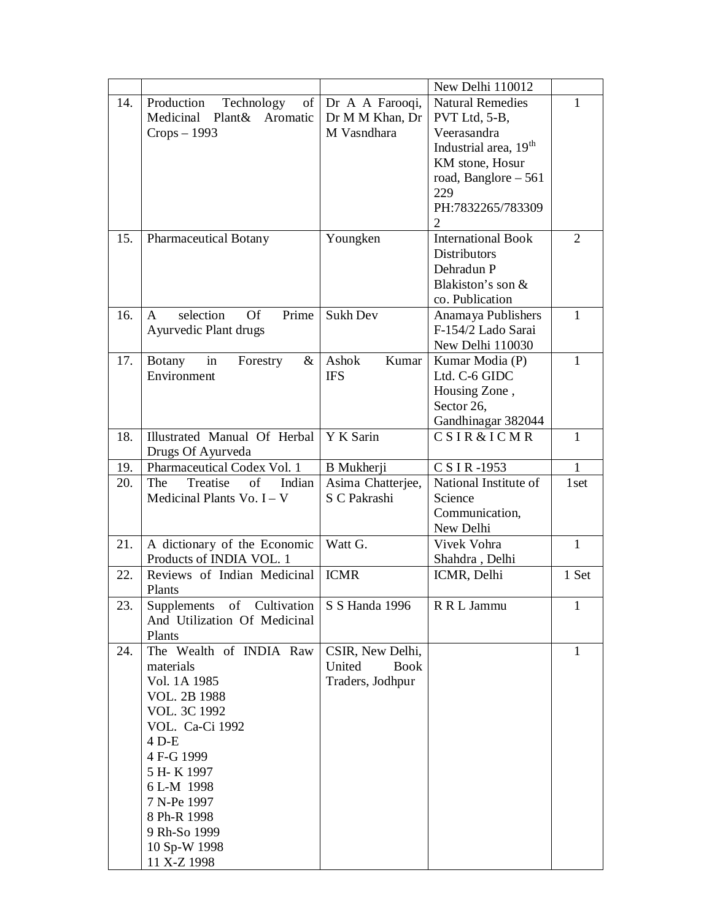| | | | | |
|---|---|---|---|---|
| | | | New Delhi 110012 | |
| 14. | Production Technology of Medicinal Plant& Aromatic Crops – 1993 | Dr A A Farooqi, Dr M M Khan, Dr M Vasndhara | Natural Remedies PVT Ltd, 5-B, Veerasandra Industrial area, 19th KM stone, Hosur road, Banglore – 561 229 PH:7832265/7833092 | 1 |
| 15. | Pharmaceutical Botany | Youngken | International Book Distributors Dehradun P Blakiston's son & co. Publication | 2 |
| 16. | A selection Of Prime Ayurvedic Plant drugs | Sukh Dev | Anamaya Publishers F-154/2 Lado Sarai New Delhi 110030 | 1 |
| 17. | Botany in Forestry & Environment | Ashok Kumar IFS | Kumar Modia (P) Ltd. C-6 GIDC Housing Zone , Sector 26, Gandhinagar 382044 | 1 |
| 18. | Illustrated Manual Of Herbal Drugs Of Ayurveda | Y K Sarin | C S I R & I C M R | 1 |
| 19. | Pharmaceutical Codex Vol. 1 | B Mukherji | C S I R -1953 | 1 |
| 20. | The Treatise of Indian Medicinal Plants Vo. I – V | Asima Chatterjee, S C Pakrashi | National Institute of Science Communication, New Delhi | 1set |
| 21. | A dictionary of the Economic Products of INDIA VOL. 1 | Watt G. | Vivek Vohra Shahdra , Delhi | 1 |
| 22. | Reviews of Indian Medicinal Plants | ICMR | ICMR, Delhi | 1 Set |
| 23. | Supplements of Cultivation And Utilization Of Medicinal Plants | S S Handa 1996 | R R L Jammu | 1 |
| 24. | The Wealth of INDIA Raw materials<br>Vol. 1A 1985<br>VOL. 2B 1988<br>VOL. 3C 1992<br>VOL. Ca-Ci 1992<br>4 D-E<br>4 F-G 1999<br>5 H- K 1997<br>6 L-M 1998<br>7 N-Pe 1997<br>8 Ph-R 1998<br>9 Rh-So 1999<br>10 Sp-W 1998<br>11 X-Z 1998 | CSIR, New Delhi, United Book Traders, Jodhpur | | 1 |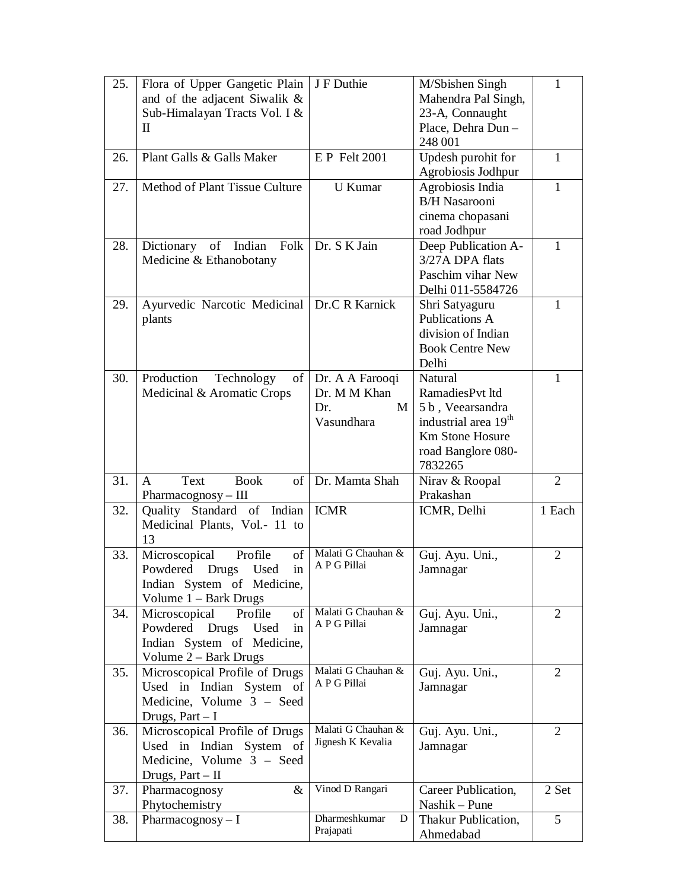| 25. | Flora of Upper Gangetic Plain and of the adjacent Siwalik & Sub-Himalayan Tracts Vol. I & II | J F Duthie | M/Sbishen Singh Mahendra Pal Singh, 23-A, Connaught Place, Dehra Dun – 248 001 | 1 |
|---|---|---|---|---|
| 26. | Plant Galls & Galls Maker | E P Felt 2001 | Updesh purohit for Agrobiosis Jodhpur | 1 |
| 27. | Method of Plant Tissue Culture | U Kumar | Agrobiosis India B/H Nasarooni cinema chopasani road Jodhpur | 1 |
| 28. | Dictionary of Indian Folk Medicine & Ethanobotany | Dr. S K Jain | Deep Publication A-3/27A DPA flats Paschim vihar New Delhi 011-5584726 | 1 |
| 29. | Ayurvedic Narcotic Medicinal plants | Dr.C R Karnick | Shri Satyaguru Publications A division of Indian Book Centre New Delhi | 1 |
| 30. | Production Technology of Medicinal & Aromatic Crops | Dr. A A Farooqi Dr. M M Khan Dr. M Vasundhara | Natural RamadiesPvt ltd 5 b , Veearsandra industrial area 19th Km Stone Hosure road Banglore 080-7832265 | 1 |
| 31. | A Text Book of Pharmacognosy – III | Dr. Mamta Shah | Nirav & Roopal Prakashan | 2 |
| 32. | Quality Standard of Indian Medicinal Plants, Vol.- 11 to 13 | ICMR | ICMR, Delhi | 1 Each |
| 33. | Microscopical Profile of Powdered Drugs Used in Indian System of Medicine, Volume 1 – Bark Drugs | Malati G Chauhan & A P G Pillai | Guj. Ayu. Uni., Jamnagar | 2 |
| 34. | Microscopical Profile of Powdered Drugs Used in Indian System of Medicine, Volume 2 – Bark Drugs | Malati G Chauhan & A P G Pillai | Guj. Ayu. Uni., Jamnagar | 2 |
| 35. | Microscopical Profile of Drugs Used in Indian System of Medicine, Volume 3 – Seed Drugs, Part – I | Malati G Chauhan & A P G Pillai | Guj. Ayu. Uni., Jamnagar | 2 |
| 36. | Microscopical Profile of Drugs Used in Indian System of Medicine, Volume 3 – Seed Drugs, Part – II | Malati G Chauhan & Jignesh K Kevalia | Guj. Ayu. Uni., Jamnagar | 2 |
| 37. | Pharmacognosy & Phytochemistry | Vinod D Rangari | Career Publication, Nashik – Pune | 2 Set |
| 38. | Pharmacognosy – I | Dharmeshkumar D Prajapati | Thakur Publication, Ahmedabad | 5 |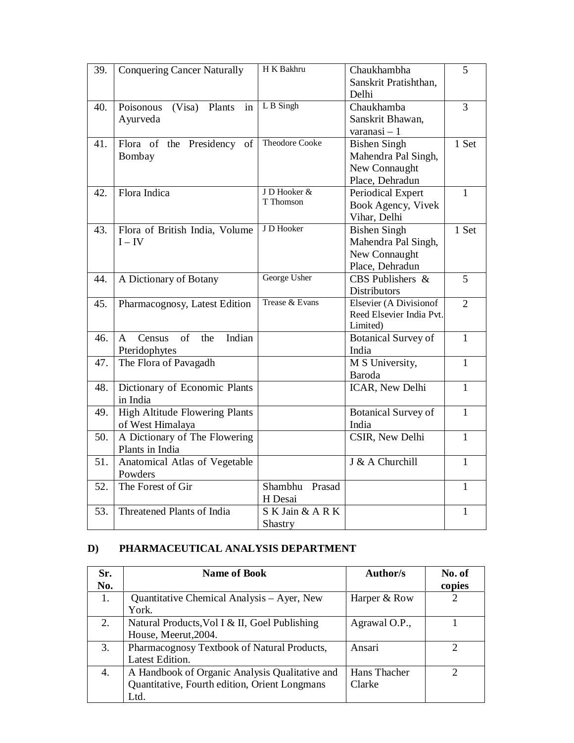| 39. | Conquering Cancer Naturally | H K Bakhru | Chaukhambha Sanskrit Pratishthan, Delhi | 5 |
|---|---|---|---|---|
| 40. | Poisonous (Visa) Plants in Ayurveda | L B Singh | Chaukhamba Sanskrit Bhawan, varanasi – 1 | 3 |
| 41. | Flora of the Presidency of Bombay | Theodore Cooke | Bishen Singh Mahendra Pal Singh, New Connaught Place, Dehradun | 1 Set |
| 42. | Flora Indica | J D Hooker & T Thomson | Periodical Expert Book Agency, Vivek Vihar, Delhi | 1 |
| 43. | Flora of British India, Volume I – IV | J D Hooker | Bishen Singh Mahendra Pal Singh, New Connaught Place, Dehradun | 1 Set |
| 44. | A Dictionary of Botany | George Usher | CBS Publishers & Distributors | 5 |
| 45. | Pharmacognosy, Latest Edition | Trease & Evans | Elsevier (A Divisionof Reed Elsevier India Pvt. Limited) | 2 |
| 46. | A Census of the Indian Pteridophytes | | Botanical Survey of India | 1 |
| 47. | The Flora of Pavagadh | | M S University, Baroda | 1 |
| 48. | Dictionary of Economic Plants in India | | ICAR, New Delhi | 1 |
| 49. | High Altitude Flowering Plants of West Himalaya | | Botanical Survey of India | 1 |
| 50. | A Dictionary of The Flowering Plants in India | | CSIR, New Delhi | 1 |
| 51. | Anatomical Atlas of Vegetable Powders | | J & A Churchill | 1 |
| 52. | The Forest of Gir | Shambhu Prasad H Desai | | 1 |
| 53. | Threatened Plants of India | S K Jain & A R K Shastry | | 1 |

## D) PHARMACEUTICAL ANALYSIS DEPARTMENT

| Sr. No. | Name of Book | Author/s | No. of copies |
|---|---|---|---|
| 1. | Quantitative Chemical Analysis – Ayer, New York. | Harper & Row | 2 |
| 2. | Natural Products,Vol I & II, Goel Publishing House, Meerut,2004. | Agrawal O.P., | 1 |
| 3. | Pharmacognosy Textbook of Natural Products, Latest Edition. | Ansari | 2 |
| 4. | A Handbook of Organic Analysis Qualitative and Quantitative, Fourth edition, Orient Longmans Ltd. | Hans Thacher Clarke | 2 |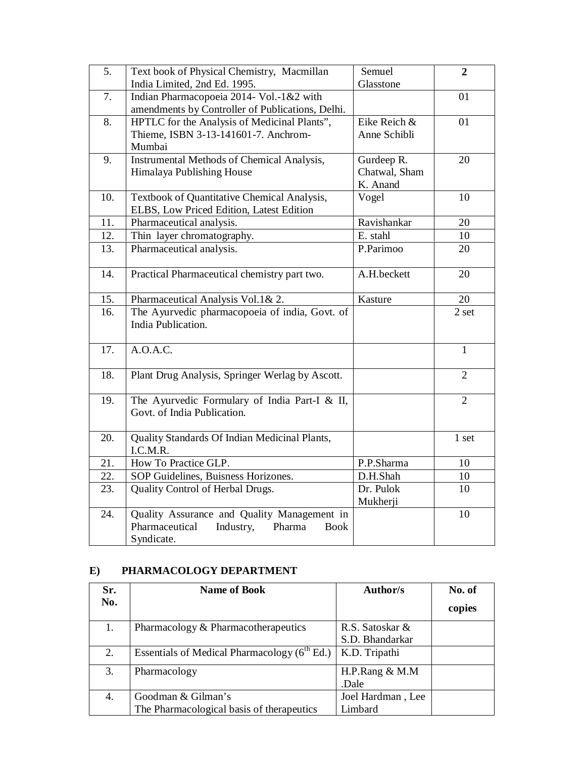| 5. | Text book of Physical Chemistry, Macmillan India Limited, 2nd Ed. 1995. | Semuel Glasstone | **2** |
|---|---|---|---|
| 7. | Indian Pharmacopoeia 2014- Vol.-1&2 with amendments by Controller of Publications, Delhi. | | 01 |
| 8. | HPTLC for the Analysis of Medicinal Plants", Thieme, ISBN 3-13-141601-7. Anchrom-Mumbai | Eike Reich & Anne Schibli | 01 |
| 9. | Instrumental Methods of Chemical Analysis, Himalaya Publishing House | Gurdeep R. Chatwal, Sham K. Anand | 20 |
| 10. | Textbook of Quantitative Chemical Analysis, ELBS, Low Priced Edition, Latest Edition | Vogel | 10 |
| 11. | Pharmaceutical analysis. | Ravishankar | 20 |
| 12. | Thin layer chromatography. | E. stahl | 10 |
| 13. | Pharmaceutical analysis. | P.Parimoo | 20 |
| 14. | Practical Pharmaceutical chemistry part two. | A.H.beckett | 20 |
| 15. | Pharmaceutical Analysis Vol.1& 2. | Kasture | 20 |
| 16. | The Ayurvedic pharmacopoeia of india, Govt. of India Publication. | | 2 set |
| 17. | A.O.A.C. | | 1 |
| 18. | Plant Drug Analysis, Springer Werlag by Ascott. | | 2 |
| 19. | The Ayurvedic Formulary of India Part-I & II, Govt. of India Publication. | | 2 |
| 20. | Quality Standards Of Indian Medicinal Plants, I.C.M.R. | | 1 set |
| 21. | How To Practice GLP. | P.P.Sharma | 10 |
| 22. | SOP Guidelines, Buisness Horizones. | D.H.Shah | 10 |
| 23. | Quality Control of Herbal Drugs. | Dr. Pulok Mukherji | 10 |
| 24. | Quality Assurance and Quality Management in Pharmaceutical Industry, Pharma Book Syndicate. | | 10 |

## E) PHARMACOLOGY DEPARTMENT

| Sr. No. | Name of Book | Author/s | No. of copies |
|---|---|---|---|
| 1. | Pharmacology & Pharmacotherapeutics | R.S. Satoskar & S.D. Bhandarkar | |
| 2. | Essentials of Medical Pharmacology (6th Ed.) | K.D. Tripathi | |
| 3. | Pharmacology | H.P.Rang & M.M .Dale | |
| 4. | Goodman & Gilman's The Pharmacological basis of therapeutics | Joel Hardman , Lee Limbard | |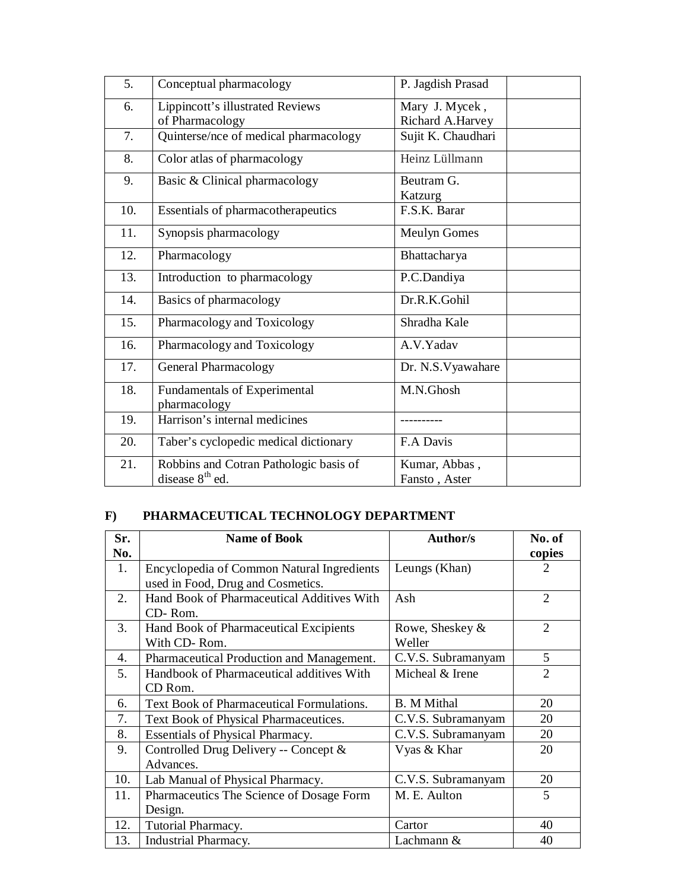| | | | |
|---|---|---|---|
| 5. | Conceptual pharmacology | P. Jagdish Prasad | |
| 6. | Lippincott's illustrated Reviews of Pharmacology | Mary J. Mycek , Richard A.Harvey | |
| 7. | Quinterse/nce of medical pharmacology | Sujit K. Chaudhari | |
| 8. | Color atlas of pharmacology | Heinz Lüllmann | |
| 9. | Basic & Clinical pharmacology | Beutram G. Katzurg | |
| 10. | Essentials of pharmacotherapeutics | F.S.K. Barar | |
| 11. | Synopsis pharmacology | Meulyn Gomes | |
| 12. | Pharmacology | Bhattacharya | |
| 13. | Introduction to pharmacology | P.C.Dandiya | |
| 14. | Basics of pharmacology | Dr.R.K.Gohil | |
| 15. | Pharmacology and Toxicology | Shradha Kale | |
| 16. | Pharmacology and Toxicology | A.V.Yadav | |
| 17. | General Pharmacology | Dr. N.S.Vyawahare | |
| 18. | Fundamentals of Experimental pharmacology | M.N.Ghosh | |
| 19. | Harrison's internal medicines | ---------- | |
| 20. | Taber's cyclopedic medical dictionary | F.A Davis | |
| 21. | Robbins and Cotran Pathologic basis of disease 8th ed. | Kumar, Abbas , Fansto , Aster | |

## F) PHARMACEUTICAL TECHNOLOGY DEPARTMENT

| Sr. No. | Name of Book | Author/s | No. of copies |
|---|---|---|---|
| 1. | Encyclopedia of Common Natural Ingredients used in Food, Drug and Cosmetics. | Leungs (Khan) | 2 |
| 2. | Hand Book of Pharmaceutical Additives With CD- Rom. | Ash | 2 |
| 3. | Hand Book of Pharmaceutical Excipients With CD- Rom. | Rowe, Sheskey & Weller | 2 |
| 4. | Pharmaceutical Production and Management. | C.V.S. Subramanyam | 5 |
| 5. | Handbook of Pharmaceutical additives With CD Rom. | Micheal & Irene | 2 |
| 6. | Text Book of Pharmaceutical Formulations. | B. M Mithal | 20 |
| 7. | Text Book of Physical Pharmaceutices. | C.V.S. Subramanyam | 20 |
| 8. | Essentials of Physical Pharmacy. | C.V.S. Subramanyam | 20 |
| 9. | Controlled Drug Delivery -- Concept & Advances. | Vyas & Khar | 20 |
| 10. | Lab Manual of Physical Pharmacy. | C.V.S. Subramanyam | 20 |
| 11. | Pharmaceutics The Science of Dosage Form Design. | M. E. Aulton | 5 |
| 12. | Tutorial Pharmacy. | Cartor | 40 |
| 13. | Industrial Pharmacy. | Lachmann & | 40 |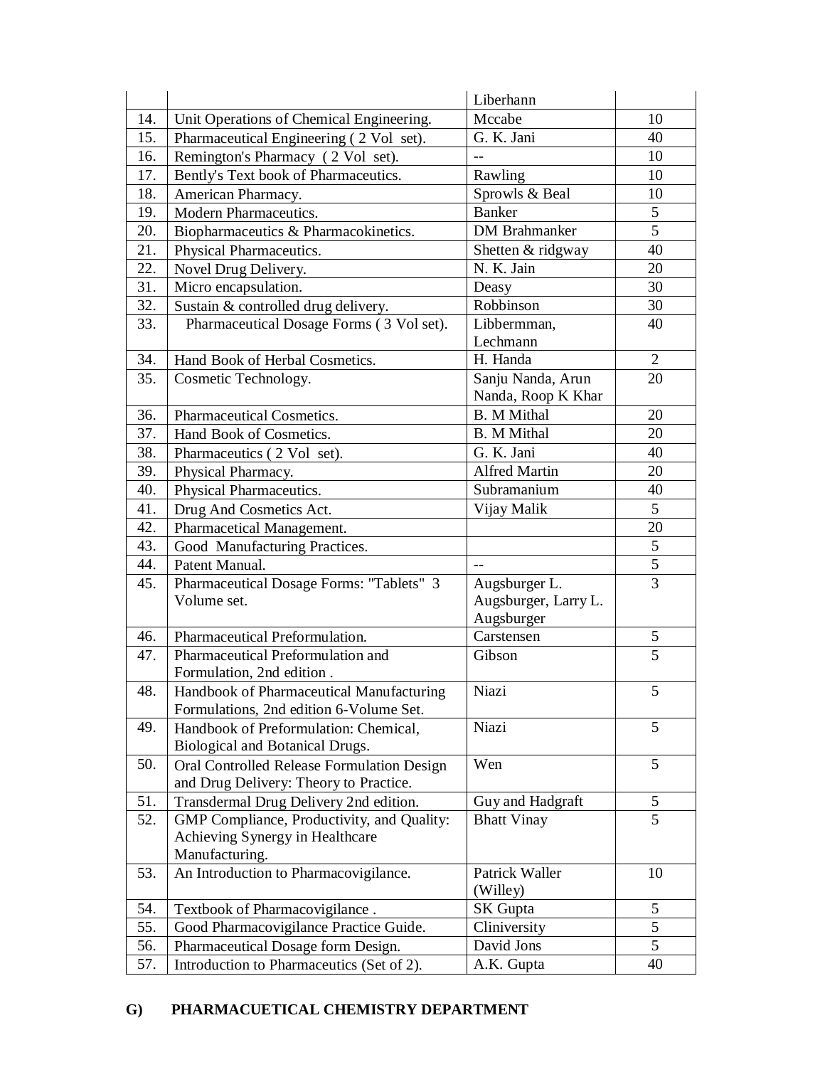| | | Liberhann | |
|---|---|---|---|
| 14. | Unit Operations of Chemical Engineering. | Mccabe | 10 |
| 15. | Pharmaceutical Engineering ( 2 Vol set). | G. K. Jani | 40 |
| 16. | Remington's Pharmacy ( 2 Vol set). | -- | 10 |
| 17. | Bently's Text book of Pharmaceutics. | Rawling | 10 |
| 18. | American Pharmacy. | Sprowls & Beal | 10 |
| 19. | Modern Pharmaceutics. | Banker | 5 |
| 20. | Biopharmaceutics & Pharmacokinetics. | DM Brahmanker | 5 |
| 21. | Physical Pharmaceutics. | Shetten & ridgway | 40 |
| 22. | Novel Drug Delivery. | N. K. Jain | 20 |
| 31. | Micro encapsulation. | Deasy | 30 |
| 32. | Sustain & controlled drug delivery. | Robbinson | 30 |
| 33. | Pharmaceutical Dosage Forms ( 3 Vol set). | Libbermman, Lechmann | 40 |
| 34. | Hand Book of Herbal Cosmetics. | H. Handa | 2 |
| 35. | Cosmetic Technology. | Sanju Nanda, Arun Nanda, Roop K Khar | 20 |
| 36. | Pharmaceutical Cosmetics. | B. M Mithal | 20 |
| 37. | Hand Book of Cosmetics. | B. M Mithal | 20 |
| 38. | Pharmaceutics ( 2 Vol set). | G. K. Jani | 40 |
| 39. | Physical Pharmacy. | Alfred Martin | 20 |
| 40. | Physical Pharmaceutics. | Subramanium | 40 |
| 41. | Drug And Cosmetics Act. | Vijay Malik | 5 |
| 42. | Pharmacetical Management. | | 20 |
| 43. | Good Manufacturing Practices. | | 5 |
| 44. | Patent Manual. | -- | 5 |
| 45. | Pharmaceutical Dosage Forms: "Tablets" 3 Volume set. | Augsburger L. Augsburger, Larry L. Augsburger | 3 |
| 46. | Pharmaceutical Preformulation. | Carstensen | 5 |
| 47. | Pharmaceutical Preformulation and Formulation, 2nd edition . | Gibson | 5 |
| 48. | Handbook of Pharmaceutical Manufacturing Formulations, 2nd edition 6-Volume Set. | Niazi | 5 |
| 49. | Handbook of Preformulation: Chemical, Biological and Botanical Drugs. | Niazi | 5 |
| 50. | Oral Controlled Release Formulation Design and Drug Delivery: Theory to Practice. | Wen | 5 |
| 51. | Transdermal Drug Delivery 2nd edition. | Guy and Hadgraft | 5 |
| 52. | GMP Compliance, Productivity, and Quality: Achieving Synergy in Healthcare Manufacturing. | Bhatt Vinay | 5 |
| 53. | An Introduction to Pharmacovigilance. | Patrick Waller (Willey) | 10 |
| 54. | Textbook of Pharmacovigilance . | SK Gupta | 5 |
| 55. | Good Pharmacovigilance Practice Guide. | Cliniversity | 5 |
| 56. | Pharmaceutical Dosage form Design. | David Jons | 5 |
| 57. | Introduction to Pharmaceutics (Set of 2). | A.K. Gupta | 40 |

**G) PHARMACUETICAL CHEMISTRY DEPARTMENT**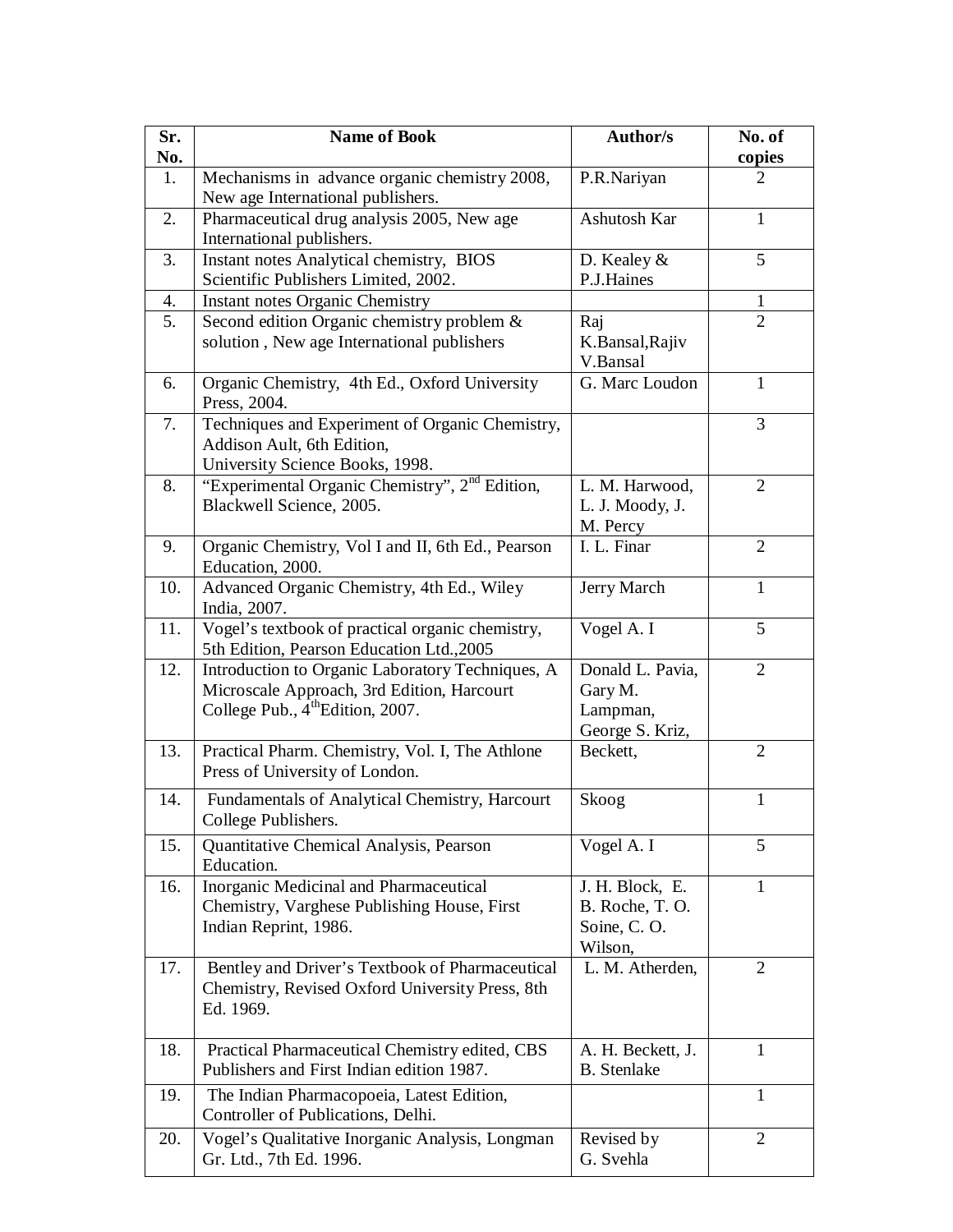| Sr. No. | Name of Book | Author/s | No. of copies |
|---|---|---|---|
| 1. | Mechanisms in advance organic chemistry 2008, New age International publishers. | P.R.Nariyan | 2 |
| 2. | Pharmaceutical drug analysis 2005, New age International publishers. | Ashutosh Kar | 1 |
| 3. | Instant notes Analytical chemistry, BIOS Scientific Publishers Limited, 2002. | D. Kealey & P.J.Haines | 5 |
| 4. | Instant notes Organic Chemistry | | 1 |
| 5. | Second edition Organic chemistry problem & solution , New age International publishers | Raj K.Bansal,Rajiv V.Bansal | 2 |
| 6. | Organic Chemistry, 4th Ed., Oxford University Press, 2004. | G. Marc Loudon | 1 |
| 7. | Techniques and Experiment of Organic Chemistry, Addison Ault, 6th Edition, University Science Books, 1998. | | 3 |
| 8. | "Experimental Organic Chemistry", 2nd Edition, Blackwell Science, 2005. | L. M. Harwood, L. J. Moody, J. M. Percy | 2 |
| 9. | Organic Chemistry, Vol I and II, 6th Ed., Pearson Education, 2000. | I. L. Finar | 2 |
| 10. | Advanced Organic Chemistry, 4th Ed., Wiley India, 2007. | Jerry March | 1 |
| 11. | Vogel's textbook of practical organic chemistry, 5th Edition, Pearson Education Ltd.,2005 | Vogel A. I | 5 |
| 12. | Introduction to Organic Laboratory Techniques, A Microscale Approach, 3rd Edition, Harcourt College Pub., 4th Edition, 2007. | Donald L. Pavia, Gary M. Lampman, George S. Kriz, | 2 |
| 13. | Practical Pharm. Chemistry, Vol. I, The Athlone Press of University of London. | Beckett, | 2 |
| 14. | Fundamentals of Analytical Chemistry, Harcourt College Publishers. | Skoog | 1 |
| 15. | Quantitative Chemical Analysis, Pearson Education. | Vogel A. I | 5 |
| 16. | Inorganic Medicinal and Pharmaceutical Chemistry, Varghese Publishing House, First Indian Reprint, 1986. | J. H. Block, E. B. Roche, T. O. Soine, C. O. Wilson, | 1 |
| 17. | Bentley and Driver's Textbook of Pharmaceutical Chemistry, Revised Oxford University Press, 8th Ed. 1969. | L. M. Atherden, | 2 |
| 18. | Practical Pharmaceutical Chemistry edited, CBS Publishers and First Indian edition 1987. | A. H. Beckett, J. B. Stenlake | 1 |
| 19. | The Indian Pharmacopoeia, Latest Edition, Controller of Publications, Delhi. | | 1 |
| 20. | Vogel's Qualitative Inorganic Analysis, Longman Gr. Ltd., 7th Ed. 1996. | Revised by G. Svehla | 2 |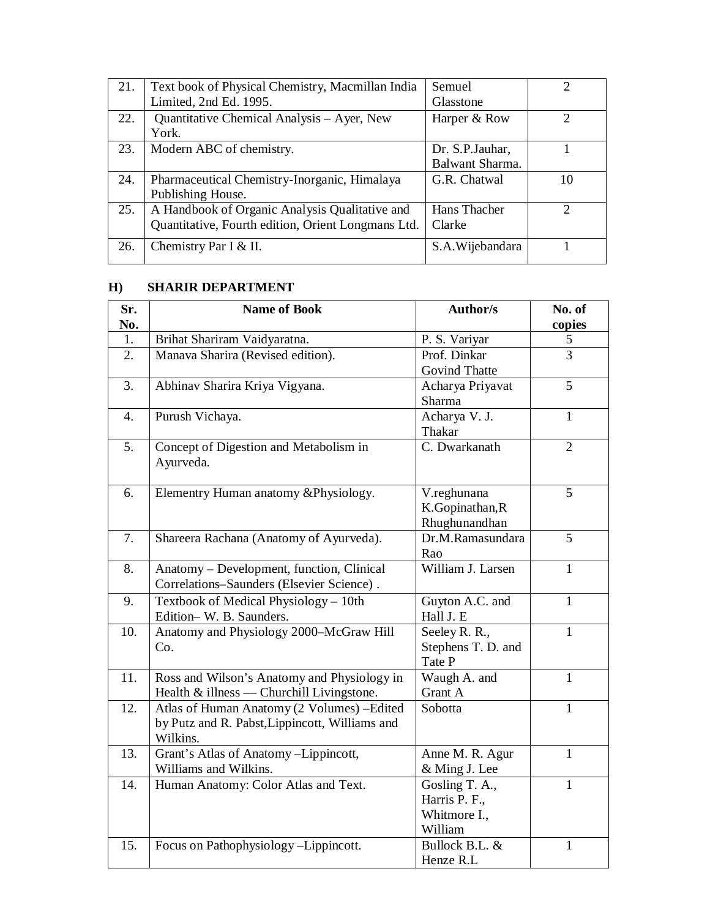| 21. | Text book of Physical Chemistry, Macmillan India Limited, 2nd Ed. 1995. | Semuel Glasstone | 2 |
|---|---|---|---|
| 22. | Quantitative Chemical Analysis – Ayer, New York. | Harper & Row | 2 |
| 23. | Modern ABC of chemistry. | Dr. S.P.Jauhar, Balwant Sharma. | 1 |
| 24. | Pharmaceutical Chemistry-Inorganic, Himalaya Publishing House. | G.R. Chatwal | 10 |
| 25. | A Handbook of Organic Analysis Qualitative and Quantitative, Fourth edition, Orient Longmans Ltd. | Hans Thacher Clarke | 2 |
| 26. | Chemistry Par I & II. | S.A.Wijebandara | 1 |

## H) SHARIR DEPARTMENT

| Sr. No. | Name of Book | Author/s | No. of copies |
|---|---|---|---|
| 1. | Brihat Shariram Vaidyaratna. | P. S. Variyar | 5 |
| 2. | Manava Sharira (Revised edition). | Prof. Dinkar Govind Thatte | 3 |
| 3. | Abhinav Sharira Kriya Vigyana. | Acharya Priyavat Sharma | 5 |
| 4. | Purush Vichaya. | Acharya V. J. Thakar | 1 |
| 5. | Concept of Digestion and Metabolism in Ayurveda. | C. Dwarkanath | 2 |
| 6. | Elementry Human anatomy &Physiology. | V.reghunana K.Gopinathan,R Rhughunandhan | 5 |
| 7. | Shareera Rachana (Anatomy of Ayurveda). | Dr.M.Ramasundara Rao | 5 |
| 8. | Anatomy – Development, function, Clinical Correlations–Saunders (Elsevier Science) . | William J. Larsen | 1 |
| 9. | Textbook of Medical Physiology – 10th Edition– W. B. Saunders. | Guyton A.C. and Hall J. E | 1 |
| 10. | Anatomy and Physiology 2000–McGraw Hill Co. | Seeley R. R., Stephens T. D. and Tate P | 1 |
| 11. | Ross and Wilson's Anatomy and Physiology in Health & illness — Churchill Livingstone. | Waugh A. and Grant A | 1 |
| 12. | Atlas of Human Anatomy (2 Volumes) –Edited by Putz and R. Pabst,Lippincott, Williams and Wilkins. | Sobotta | 1 |
| 13. | Grant's Atlas of Anatomy –Lippincott, Williams and Wilkins. | Anne M. R. Agur & Ming J. Lee | 1 |
| 14. | Human Anatomy: Color Atlas and Text. | Gosling T. A., Harris P. F., Whitmore I., William | 1 |
| 15. | Focus on Pathophysiology –Lippincott. | Bullock B.L. & Henze R.L | 1 |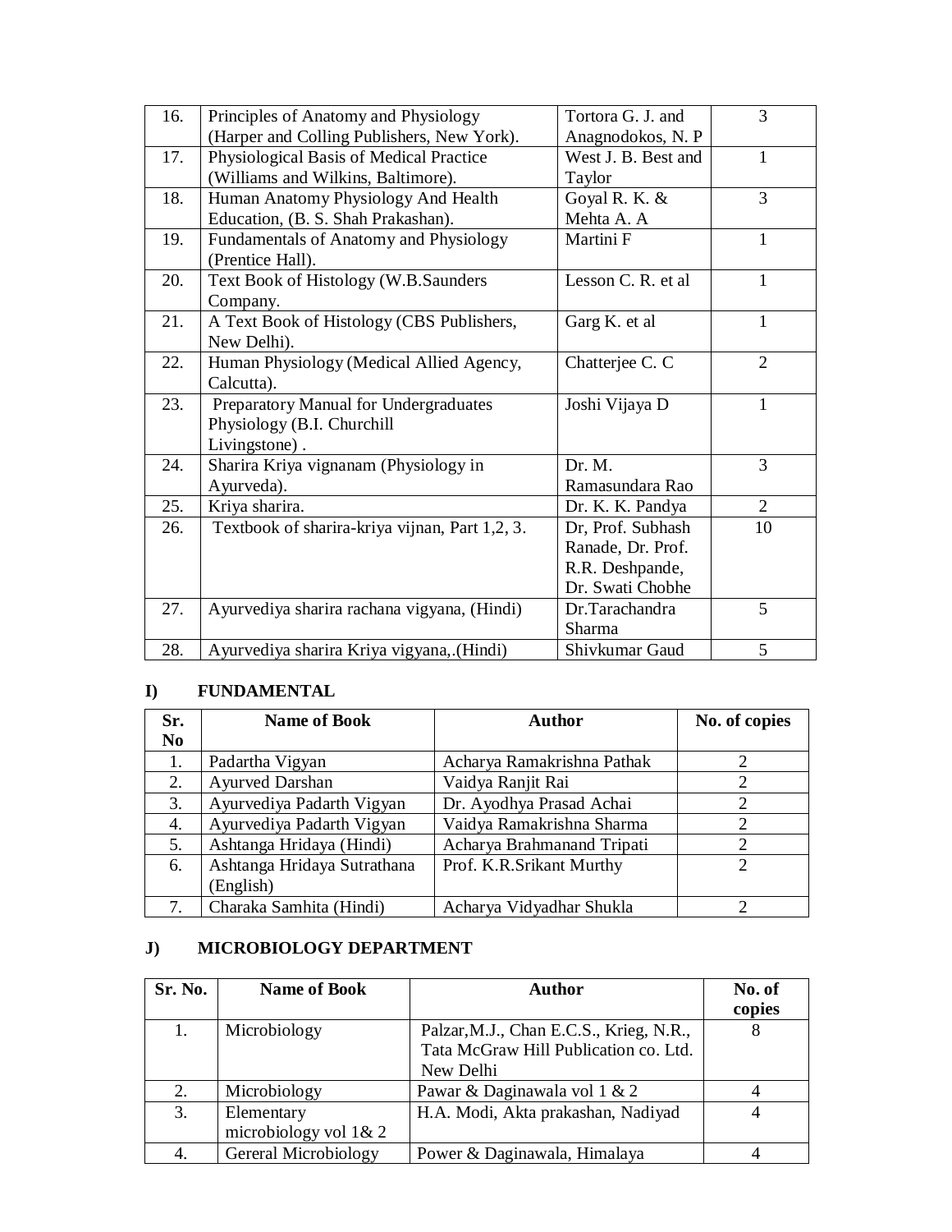| | | | |
|---|---|---|---|
| 16. | Principles of Anatomy and Physiology (Harper and Colling Publishers, New York). | Tortora G. J. and Anagnodokos, N. P | 3 |
| 17. | Physiological Basis of Medical Practice (Williams and Wilkins, Baltimore). | West J. B. Best and Taylor | 1 |
| 18. | Human Anatomy Physiology And Health Education, (B. S. Shah Prakashan). | Goyal R. K. & Mehta A. A | 3 |
| 19. | Fundamentals of Anatomy and Physiology (Prentice Hall). | Martini F | 1 |
| 20. | Text Book of Histology (W.B.Saunders Company. | Lesson C. R. et al | 1 |
| 21. | A Text Book of Histology (CBS Publishers, New Delhi). | Garg K. et al | 1 |
| 22. | Human Physiology (Medical Allied Agency, Calcutta). | Chatterjee C. C | 2 |
| 23. | Preparatory Manual for Undergraduates Physiology (B.I. Churchill Livingstone) . | Joshi Vijaya D | 1 |
| 24. | Sharira Kriya vignanam (Physiology in Ayurveda). | Dr. M. Ramasundara Rao | 3 |
| 25. | Kriya sharira. | Dr. K. K. Pandya | 2 |
| 26. | Textbook of sharira-kriya vijnan, Part 1,2, 3. | Dr, Prof. Subhash Ranade, Dr. Prof. R.R. Deshpande, Dr. Swati Chobhe | 10 |
| 27. | Ayurvediya sharira rachana vigyana, (Hindi) | Dr.Tarachandra Sharma | 5 |
| 28. | Ayurvediya sharira Kriya vigyana,.(Hindi) | Shivkumar Gaud | 5 |

## I) FUNDAMENTAL

| Sr. No | Name of Book | Author | No. of copies |
|---|---|---|---|
| 1. | Padartha Vigyan | Acharya Ramakrishna Pathak | 2 |
| 2. | Ayurved Darshan | Vaidya Ranjit Rai | 2 |
| 3. | Ayurvediya Padarth Vigyan | Dr. Ayodhya Prasad Achai | 2 |
| 4. | Ayurvediya Padarth Vigyan | Vaidya Ramakrishna Sharma | 2 |
| 5. | Ashtanga Hridaya (Hindi) | Acharya Brahmanand Tripati | 2 |
| 6. | Ashtanga Hridaya Sutrathana (English) | Prof. K.R.Srikant Murthy | 2 |
| 7. | Charaka Samhita (Hindi) | Acharya Vidyadhar Shukla | 2 |

## J) MICROBIOLOGY DEPARTMENT

| Sr. No. | Name of Book | Author | No. of copies |
|---|---|---|---|
| 1. | Microbiology | Palzar,M.J., Chan E.C.S., Krieg, N.R., Tata McGraw Hill Publication co. Ltd. New Delhi | 8 |
| 2. | Microbiology | Pawar & Daginawala vol 1 & 2 | 4 |
| 3. | Elementary microbiology vol 1& 2 | H.A. Modi, Akta prakashan, Nadiyad | 4 |
| 4. | Gereral Microbiology | Power & Daginawala, Himalaya | 4 |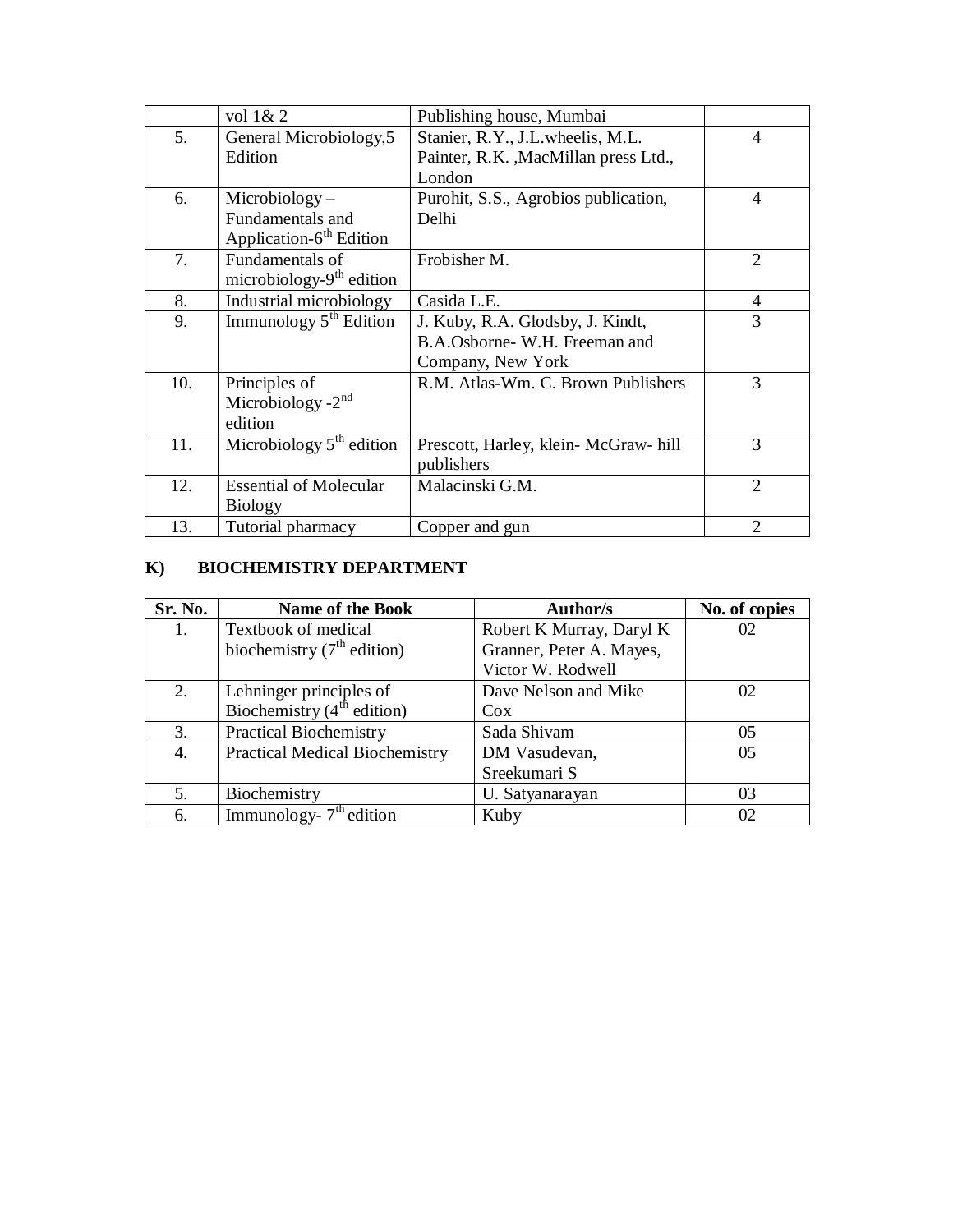| | vol 1& 2 | Publishing house, Mumbai | |
|---|---|---|---|
| 5. | General Microbiology,5 Edition | Stanier, R.Y., J.L.wheelis, M.L. Painter, R.K. ,MacMillan press Ltd., London | 4 |
| 6. | Microbiology – Fundamentals and Application-6th Edition | Purohit, S.S., Agrobios publication, Delhi | 4 |
| 7. | Fundamentals of microbiology-9th edition | Frobisher M. | 2 |
| 8. | Industrial microbiology | Casida L.E. | 4 |
| 9. | Immunology 5th Edition | J. Kuby, R.A. Glodsby, J. Kindt, B.A.Osborne- W.H. Freeman and Company, New York | 3 |
| 10. | Principles of Microbiology -2nd edition | R.M. Atlas-Wm. C. Brown Publishers | 3 |
| 11. | Microbiology 5th edition | Prescott, Harley, klein- McGraw- hill publishers | 3 |
| 12. | Essential of Molecular Biology | Malacinski G.M. | 2 |
| 13. | Tutorial pharmacy | Copper and gun | 2 |

## K) BIOCHEMISTRY DEPARTMENT

| Sr. No. | Name of the Book | Author/s | No. of copies |
|---|---|---|---|
| 1. | Textbook of medical biochemistry (7th edition) | Robert K Murray, Daryl K Granner, Peter A. Mayes, Victor W. Rodwell | 02 |
| 2. | Lehninger principles of Biochemistry (4th edition) | Dave Nelson and Mike Cox | 02 |
| 3. | Practical Biochemistry | Sada Shivam | 05 |
| 4. | Practical Medical Biochemistry | DM Vasudevan, Sreekumari S | 05 |
| 5. | Biochemistry | U. Satyanarayan | 03 |
| 6. | Immunology- 7th edition | Kuby | 02 |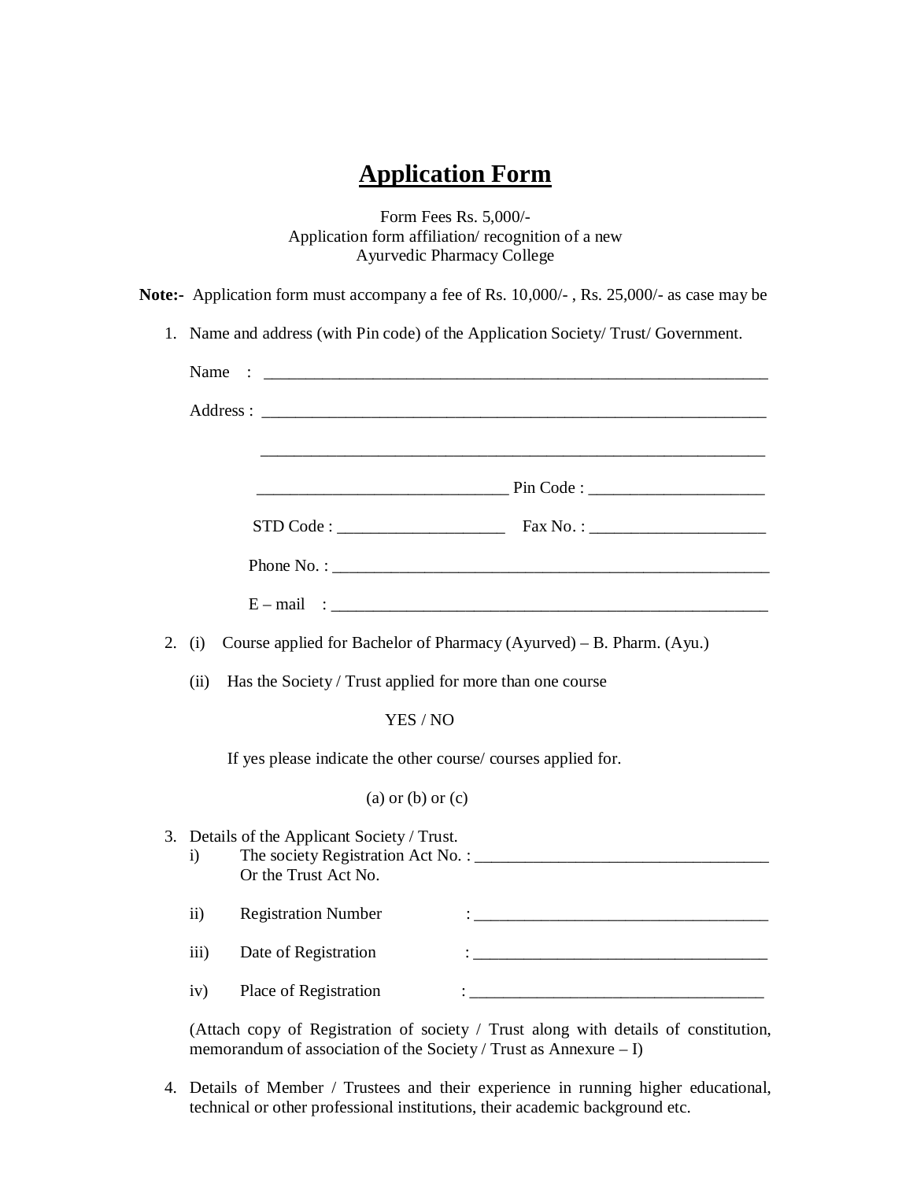# Application Form

Form Fees Rs. 5,000/-
Application form affiliation/ recognition of a new
Ayurvedic Pharmacy College

**Note:-** Application form must accompany a fee of Rs. 10,000/- , Rs. 25,000/- as case may be

1. Name and address (with Pin code) of the Application Society/ Trust/ Government.

   Name : ______________________________________________________________

   Address : ______________________________________________________________

   ______________________________________________________________

   ______________________________ Pin Code : ____________________

   STD Code : ____________________ Fax No. : ____________________

   Phone No. : ______________________________________________________

   E – mail : ______________________________________________________

2. (i) Course applied for Bachelor of Pharmacy (Ayurved) – B. Pharm. (Ayu.)

   (ii) Has the Society / Trust applied for more than one course

   YES / NO

   If yes please indicate the other course/ courses applied for.

   (a) or (b) or (c)

3. Details of the Applicant Society / Trust.

   i) The society Registration Act No. : ____________________________________
      Or the Trust Act No.

   ii) Registration Number : ____________________________________

   iii) Date of Registration : ____________________________________

   iv) Place of Registration : ____________________________________

   (Attach copy of Registration of society / Trust along with details of constitution, memorandum of association of the Society / Trust as Annexure – I)

4. Details of Member / Trustees and their experience in running higher educational, technical or other professional institutions, their academic background etc.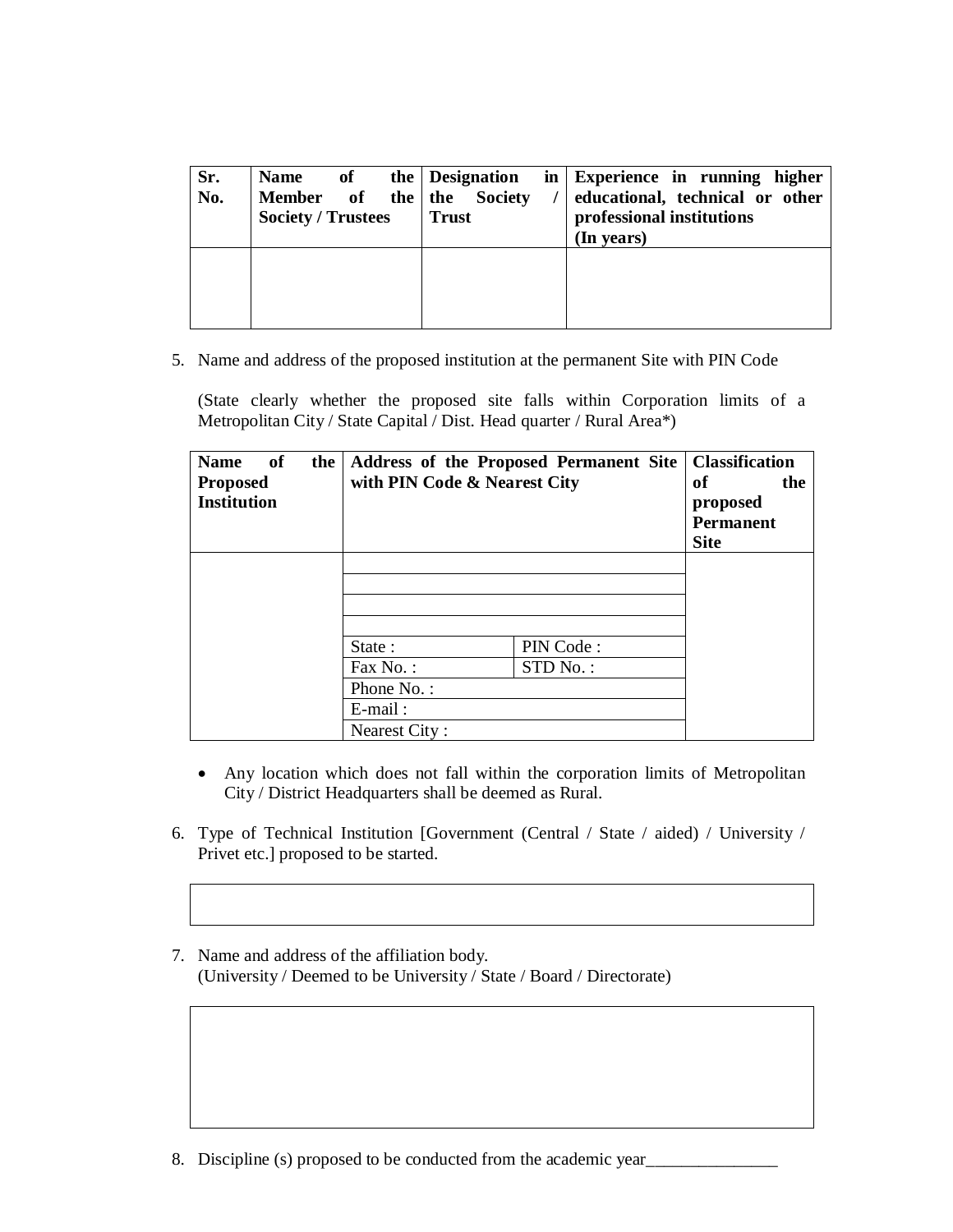| Sr. No. | Name of the Member of the Society / Trustees | Designation in the Society / Trust | Experience in running higher educational, technical or other professional institutions (In years) |
|---|---|---|---|
| | | | |

5. Name and address of the proposed institution at the permanent Site with PIN Code

   (State clearly whether the proposed site falls within Corporation limits of a Metropolitan City / State Capital / Dist. Head quarter / Rural Area*)

| Name of the Proposed Institution | Address of the Proposed Permanent Site with PIN Code & Nearest City | | Classification of the proposed Permanent Site |
|---|---|---|---|
| | | | |
| | | | |
| | | | |
| | | | |
| | State : | PIN Code : | |
| | Fax No. : | STD No. : | |
| | Phone No. : | | |
| | E-mail : | | |
| | Nearest City : | | |

- Any location which does not fall within the corporation limits of Metropolitan City / District Headquarters shall be deemed as Rural.

6. Type of Technical Institution [Government (Central / State / aided) / University / Privet etc.] proposed to be started.

| |
|---|
| |

7. Name and address of the affiliation body.
   (University / Deemed to be University / State / Board / Directorate)

| |
|---|
| |

8. Discipline (s) proposed to be conducted from the academic year_______________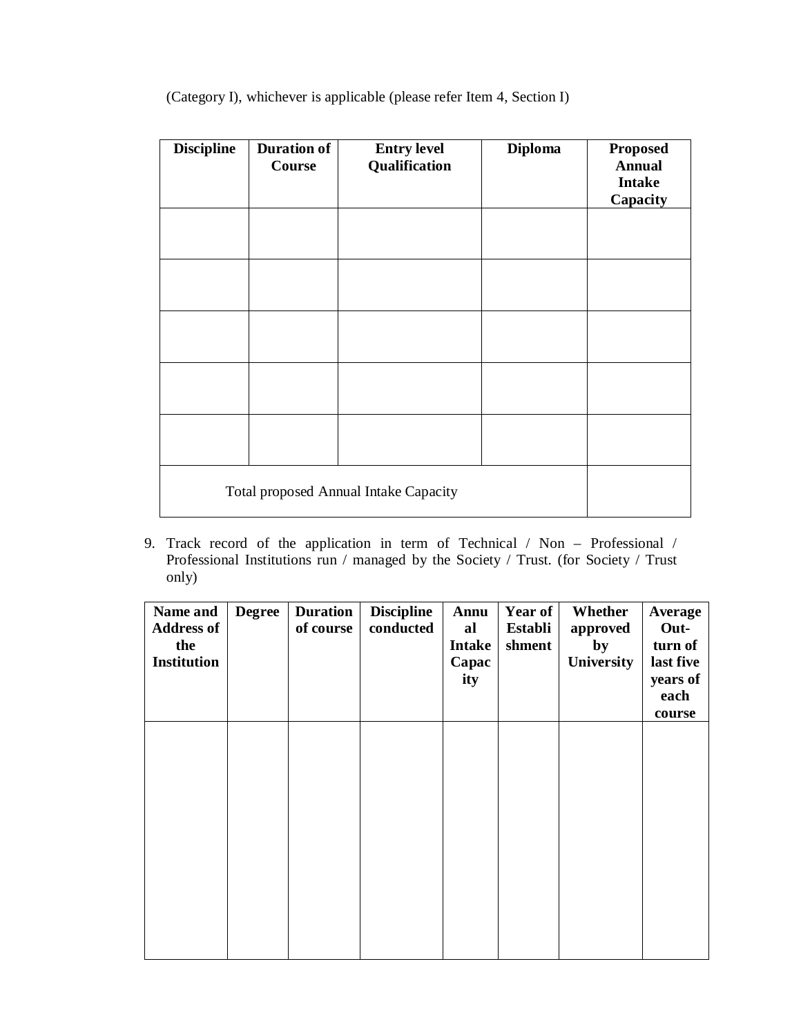(Category I), whichever is applicable (please refer Item 4, Section I)

| Discipline | Duration of Course | Entry level Qualification | Diploma | Proposed Annual Intake Capacity |
|---|---|---|---|---|
| | | | | |
| | | | | |
| | | | | |
| | | | | |
| | | | | |
| Total proposed Annual Intake Capacity | | | | |

9. Track record of the application in term of Technical / Non – Professional / Professional Institutions run / managed by the Society / Trust. (for Society / Trust only)

| Name and Address of the Institution | Degree | Duration of course | Discipline conducted | Annual Intake Capacity | Year of Establishment | Whether approved by University | Average Out-turn of last five years of each course |
|---|---|---|---|---|---|---|---|
| | | | | | | | |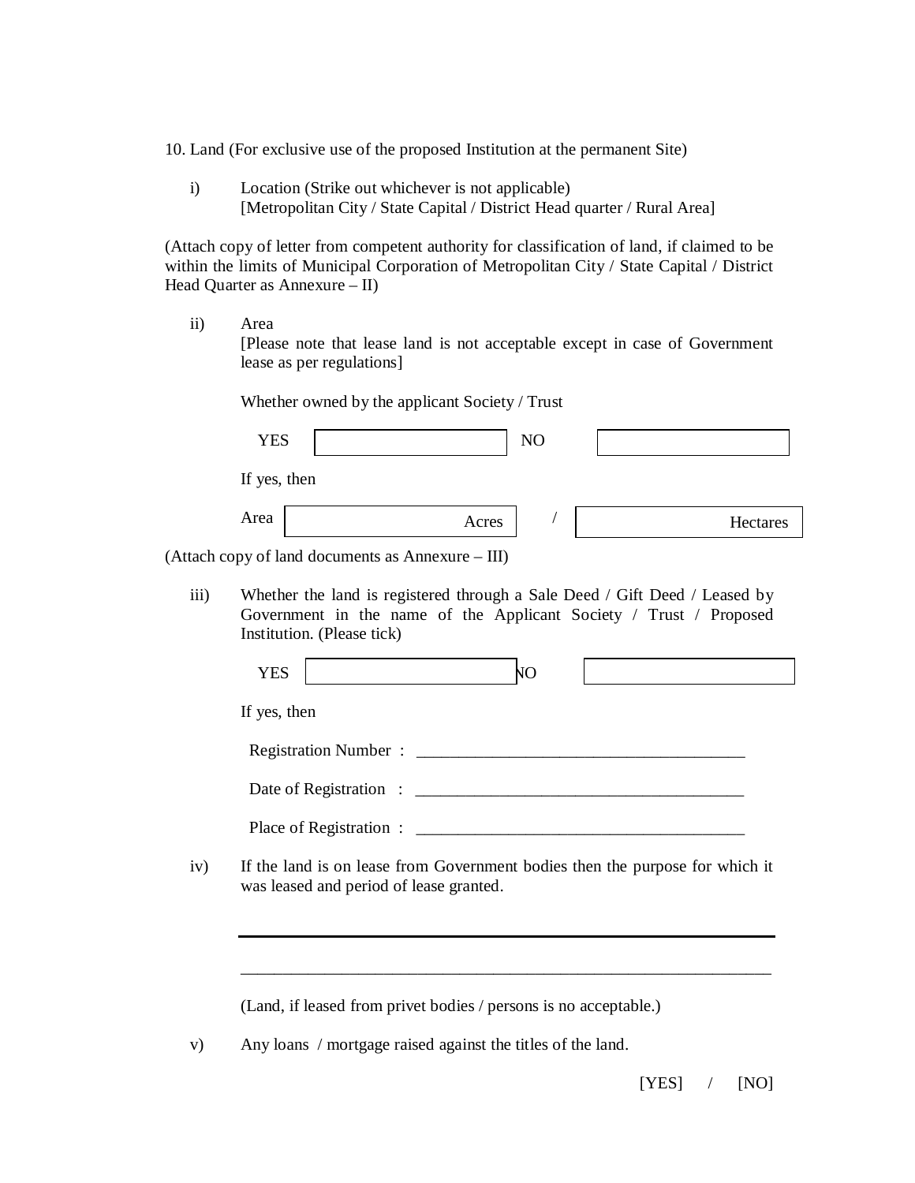10. Land (For exclusive use of the proposed Institution at the permanent Site)

i) Location (Strike out whichever is not applicable)
[Metropolitan City / State Capital / District Head quarter / Rural Area]

(Attach copy of letter from competent authority for classification of land, if claimed to be within the limits of Municipal Corporation of Metropolitan City / State Capital / District Head Quarter as Annexure – II)

ii) Area
[Please note that lease land is not acceptable except in case of Government lease as per regulations]

Whether owned by the applicant Society / Trust

| YES | | NO | |
|---|---|---|---|

If yes, then

| Area | Acres | / | Hectares |
|---|---|---|---|

(Attach copy of land documents as Annexure – III)

iii) Whether the land is registered through a Sale Deed / Gift Deed / Leased by Government in the name of the Applicant Society / Trust / Proposed Institution. (Please tick)

| YES | | NO | |
|---|---|---|---|

If yes, then

Registration Number : _______________________________________

Date of Registration : _______________________________________

Place of Registration : _______________________________________

iv) If the land is on lease from Government bodies then the purpose for which it was leased and period of lease granted.

_______________________________________________________________

_______________________________________________________________

(Land, if leased from privet bodies / persons is no acceptable.)

v) Any loans / mortgage raised against the titles of the land.

[YES] / [NO]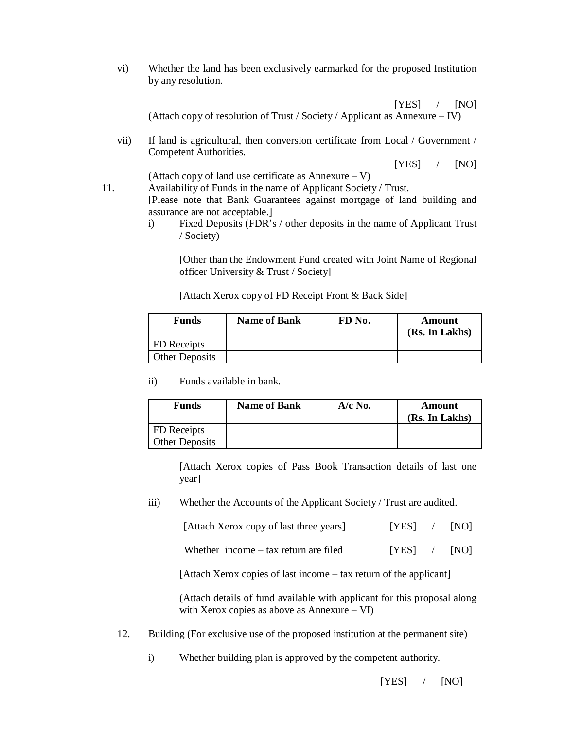vi) Whether the land has been exclusively earmarked for the proposed Institution by any resolution.

[YES] / [NO]

(Attach copy of resolution of Trust / Society / Applicant as Annexure – IV)

vii) If land is agricultural, then conversion certificate from Local / Government / Competent Authorities.

[YES] / [NO]

(Attach copy of land use certificate as Annexure – V)

11. Availability of Funds in the name of Applicant Society / Trust.

[Please note that Bank Guarantees against mortgage of land building and assurance are not acceptable.]

i) Fixed Deposits (FDR's / other deposits in the name of Applicant Trust / Society)

[Other than the Endowment Fund created with Joint Name of Regional officer University & Trust / Society]

[Attach Xerox copy of FD Receipt Front & Back Side]

| Funds | Name of Bank | FD No. | Amount (Rs. In Lakhs) |
|---|---|---|---|
| FD Receipts | | | |
| Other Deposits | | | |

ii) Funds available in bank.

| Funds | Name of Bank | A/c No. | Amount (Rs. In Lakhs) |
|---|---|---|---|
| FD Receipts | | | |
| Other Deposits | | | |

[Attach Xerox copies of Pass Book Transaction details of last one year]

iii) Whether the Accounts of the Applicant Society / Trust are audited.

[Attach Xerox copy of last three years] [YES] / [NO]

Whether income – tax return are filed [YES] / [NO]

[Attach Xerox copies of last income – tax return of the applicant]

(Attach details of fund available with applicant for this proposal along with Xerox copies as above as Annexure – VI)

12. Building (For exclusive use of the proposed institution at the permanent site)

i) Whether building plan is approved by the competent authority.

[YES] / [NO]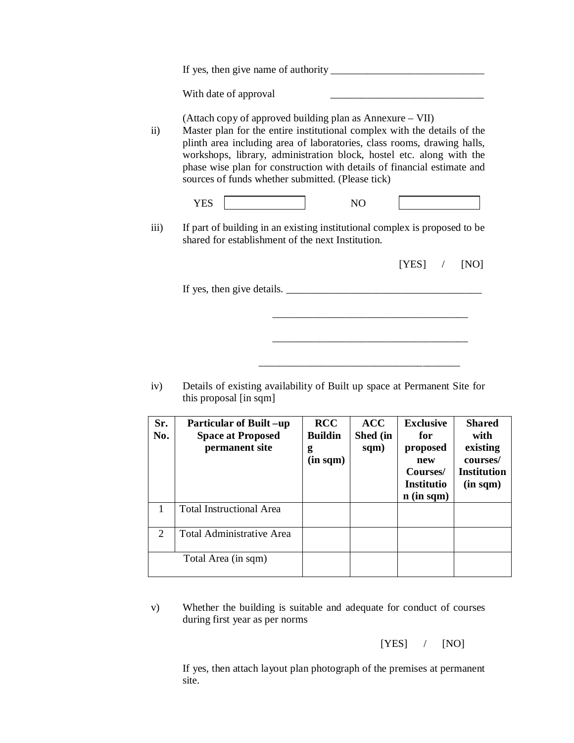If yes, then give name of authority ______________________________

With date of approval ______________________________

(Attach copy of approved building plan as Annexure – VII)

ii) Master plan for the entire institutional complex with the details of the plinth area including area of laboratories, class rooms, drawing halls, workshops, library, administration block, hostel etc. along with the phase wise plan for construction with details of financial estimate and sources of funds whether submitted. (Please tick)

YES [ ] NO [ ]

iii) If part of building in an existing institutional complex is proposed to be shared for establishment of the next Institution.

[YES] / [NO]

If yes, then give details. ______________________________________

______________________________________

______________________________________

______________________________________

iv) Details of existing availability of Built up space at Permanent Site for this proposal [in sqm]

| Sr. No. | Particular of Built –up Space at Proposed permanent site | RCC Building (in sqm) | ACC Shed (in sqm) | Exclusive for proposed new Courses/ Institution (in sqm) | Shared with existing courses/ Institution (in sqm) |
|---|---|---|---|---|---|
| 1 | Total Instructional Area | | | | |
| 2 | Total Administrative Area | | | | |
| | Total Area (in sqm) | | | | |

v) Whether the building is suitable and adequate for conduct of courses during first year as per norms

[YES] / [NO]

If yes, then attach layout plan photograph of the premises at permanent site.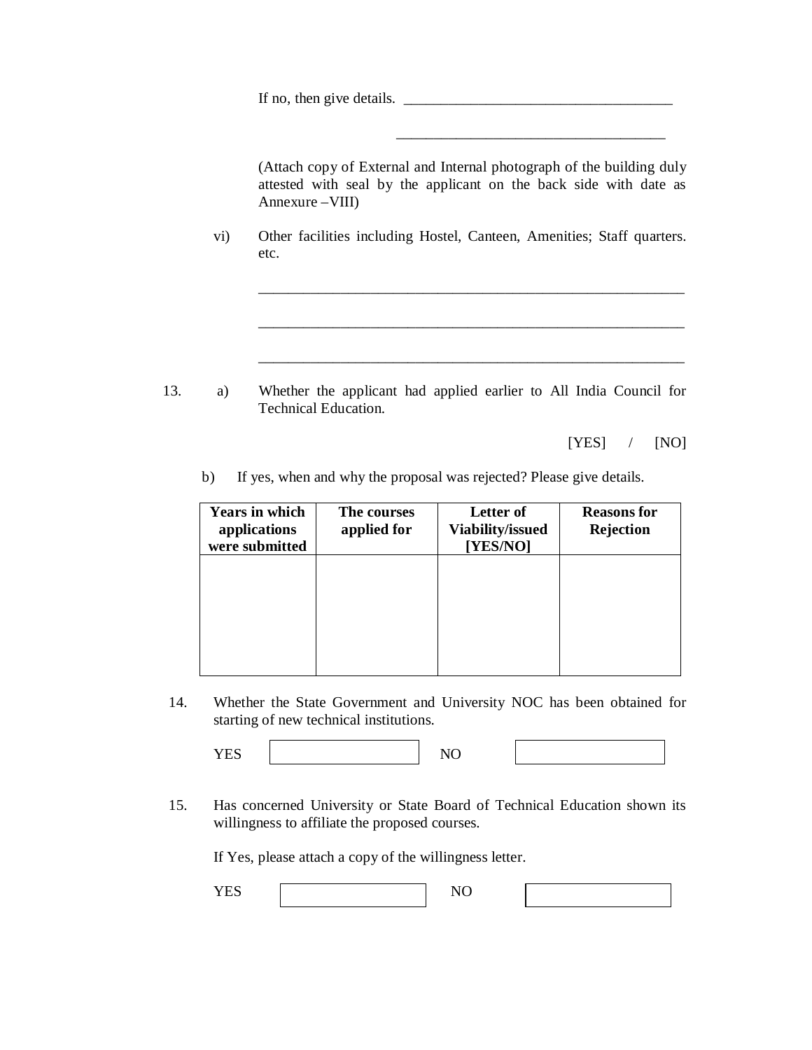If no, then give details. ___________________________________

___________________________________

(Attach copy of External and Internal photograph of the building duly attested with seal by the applicant on the back side with date as Annexure –VIII)

vi) Other facilities including Hostel, Canteen, Amenities; Staff quarters. etc.

___________________________________________________________

___________________________________________________________

___________________________________________________________

13. a) Whether the applicant had applied earlier to All India Council for Technical Education.

[YES] / [NO]

b) If yes, when and why the proposal was rejected? Please give details.

| Years in which applications were submitted | The courses applied for | Letter of Viability/issued [YES/NO] | Reasons for Rejection |
|---|---|---|---|
| | | | |

14. Whether the State Government and University NOC has been obtained for starting of new technical institutions.

YES [ ] NO [ ]

15. Has concerned University or State Board of Technical Education shown its willingness to affiliate the proposed courses.

If Yes, please attach a copy of the willingness letter.

YES [ ] NO [ ]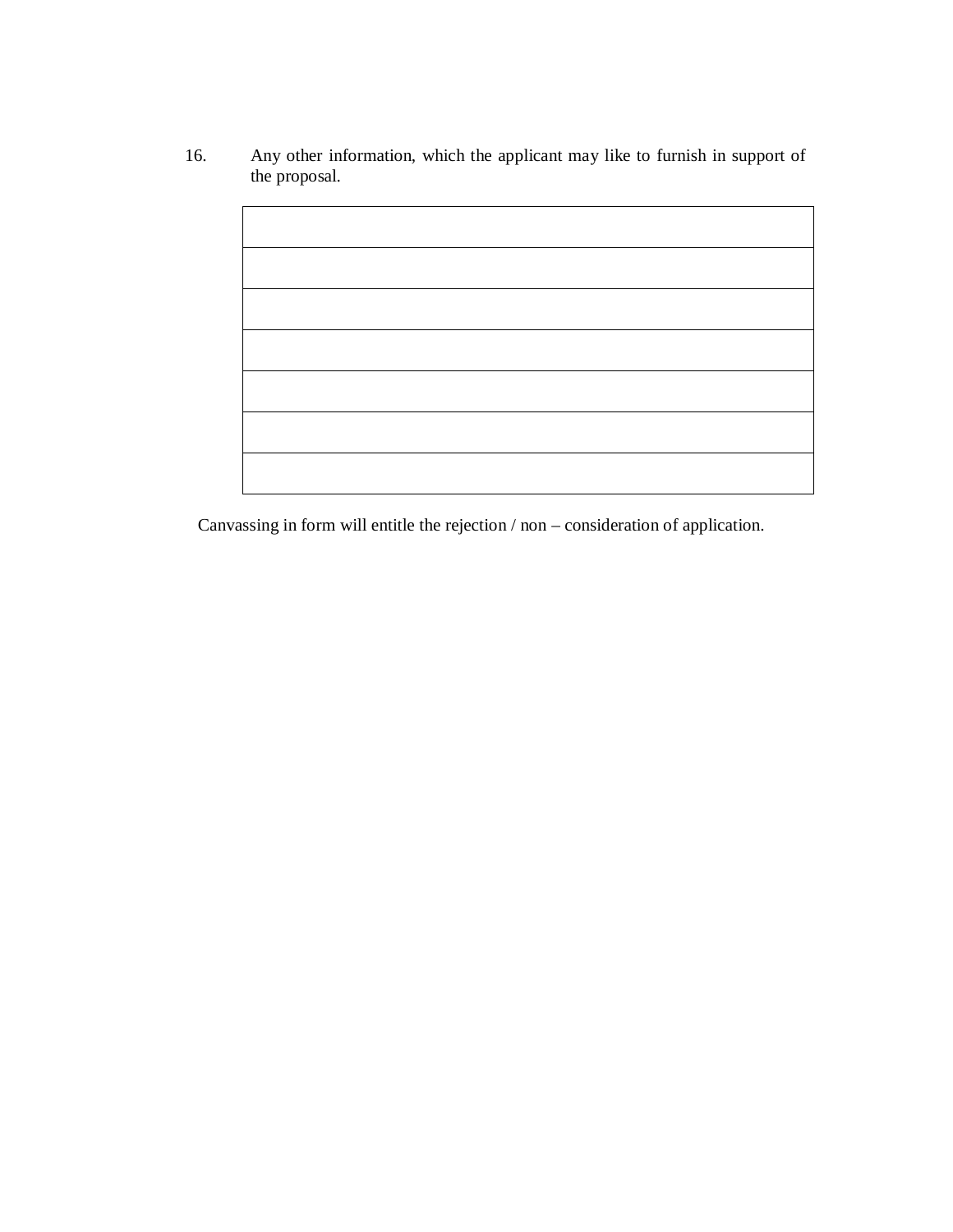16. Any other information, which the applicant may like to furnish in support of the proposal.

| |
|---|
| |
| |
| |
| |
| |
| |

Canvassing in form will entitle the rejection / non – consideration of application.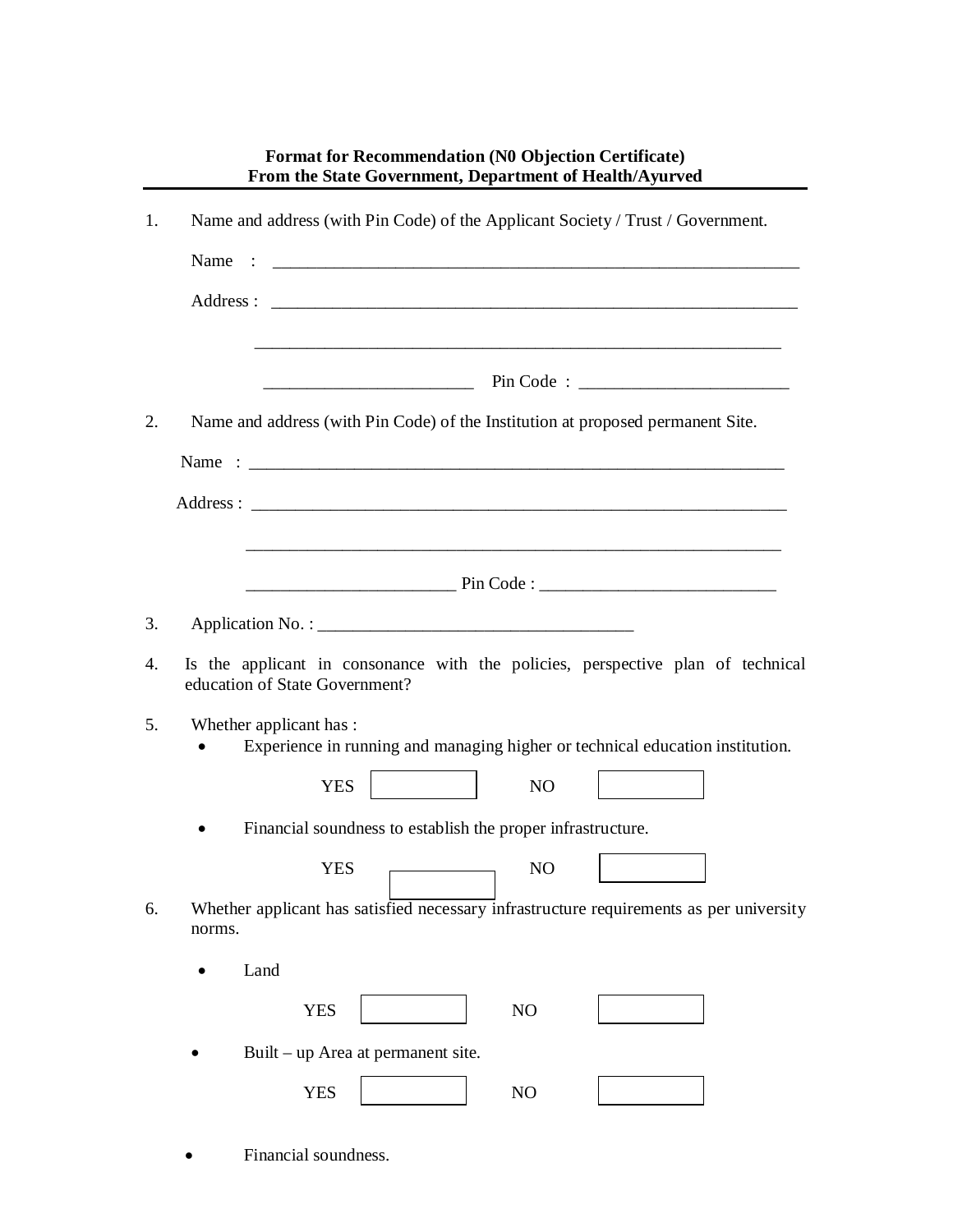**Format for Recommendation (N0 Objection Certificate)**
**From the State Government, Department of Health/Ayurved**

---

1. Name and address (with Pin Code) of the Applicant Society / Trust / Government.

   Name : ______________________________________________________________

   Address : ____________________________________________________________

   ______________________________________________________________

   ________________________ Pin Code : ________________________

2. Name and address (with Pin Code) of the Institution at proposed permanent Site.

   Name : ______________________________________________________________

   Address : ____________________________________________________________

   ______________________________________________________________

   ________________________ Pin Code : ___________________________

3. Application No. : ___________________________________

4. Is the applicant in consonance with the policies, perspective plan of technical education of State Government?

5. Whether applicant has :
   - Experience in running and managing higher or technical education institution.

     YES ☐ NO ☐

   - Financial soundness to establish the proper infrastructure.

     YES ☐ NO ☐

6. Whether applicant has satisfied necessary infrastructure requirements as per university norms.

   - Land

     YES ☐ NO ☐

   - Built – up Area at permanent site.

     YES ☐ NO ☐

   - Financial soundness.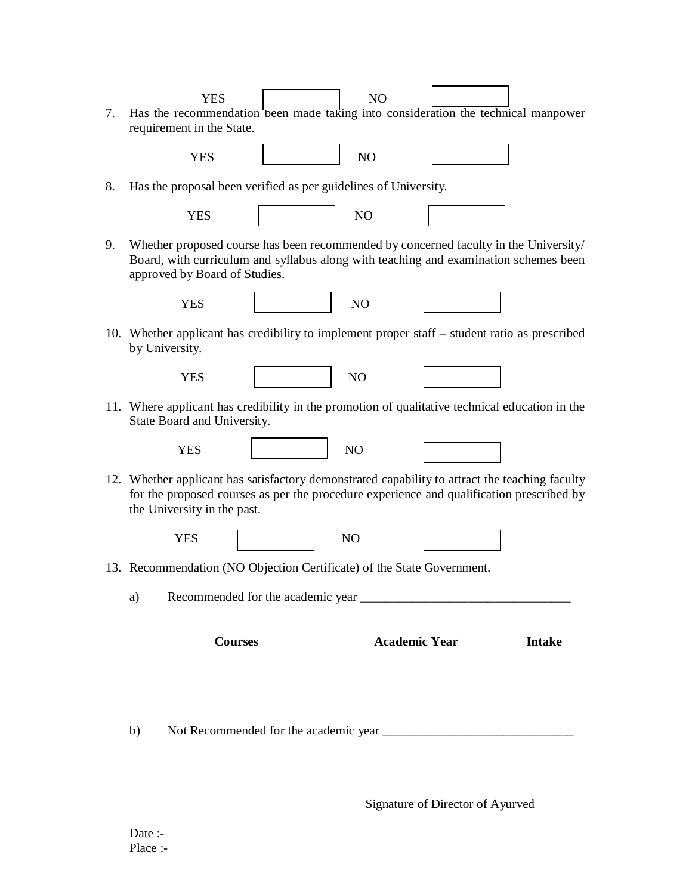YES ☐ NO ☐

7. Has the recommendation been made taking into consideration the technical manpower requirement in the State.

   YES ☐ NO ☐

8. Has the proposal been verified as per guidelines of University.

   YES ☐ NO ☐

9. Whether proposed course has been recommended by concerned faculty in the University/ Board, with curriculum and syllabus along with teaching and examination schemes been approved by Board of Studies.

   YES ☐ NO ☐

10. Whether applicant has credibility to implement proper staff – student ratio as prescribed by University.

    YES ☐ NO ☐

11. Where applicant has credibility in the promotion of qualitative technical education in the State Board and University.

    YES ☐ NO ☐

12. Whether applicant has satisfactory demonstrated capability to attract the teaching faculty for the proposed courses as per the procedure experience and qualification prescribed by the University in the past.

    YES ☐ NO ☐

13. Recommendation (NO Objection Certificate) of the State Government.

    a) Recommended for the academic year _________________________________

| Courses | Academic Year | Intake |
|---|---|---|
| | | |

    b) Not Recommended for the academic year ______________________________

Signature of Director of Ayurved

Date :-
Place :-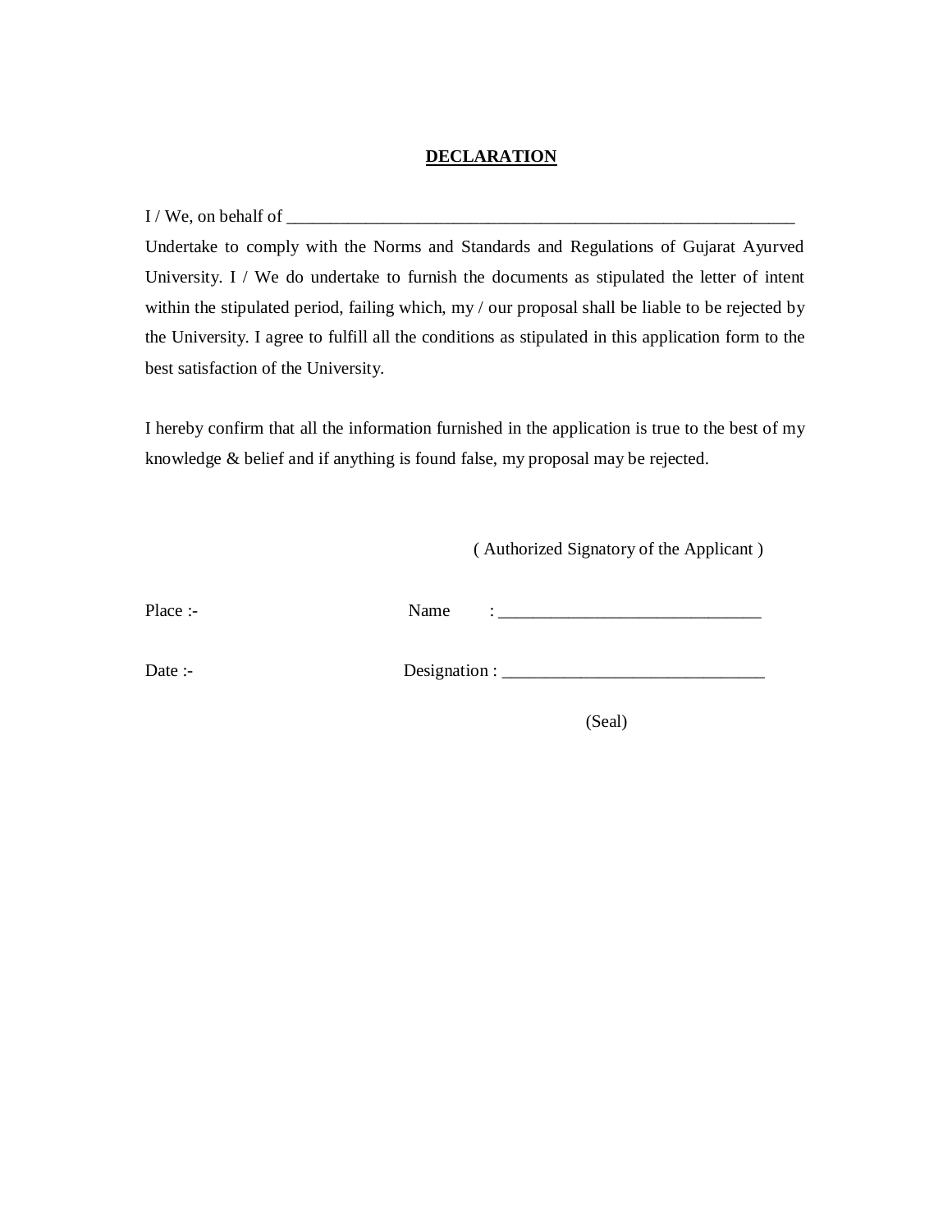# DECLARATION

I / We, on behalf of ____________________________________________________________
Undertake to comply with the Norms and Standards and Regulations of Gujarat Ayurved University. I / We do undertake to furnish the documents as stipulated the letter of intent within the stipulated period, failing which, my / our proposal shall be liable to be rejected by the University. I agree to fulfill all the conditions as stipulated in this application form to the best satisfaction of the University.

I hereby confirm that all the information furnished in the application is true to the best of my knowledge & belief and if anything is found false, my proposal may be rejected.

( Authorized Signatory of the Applicant )

Place :- Name : ______________________________

Date :- Designation : ______________________________

(Seal)